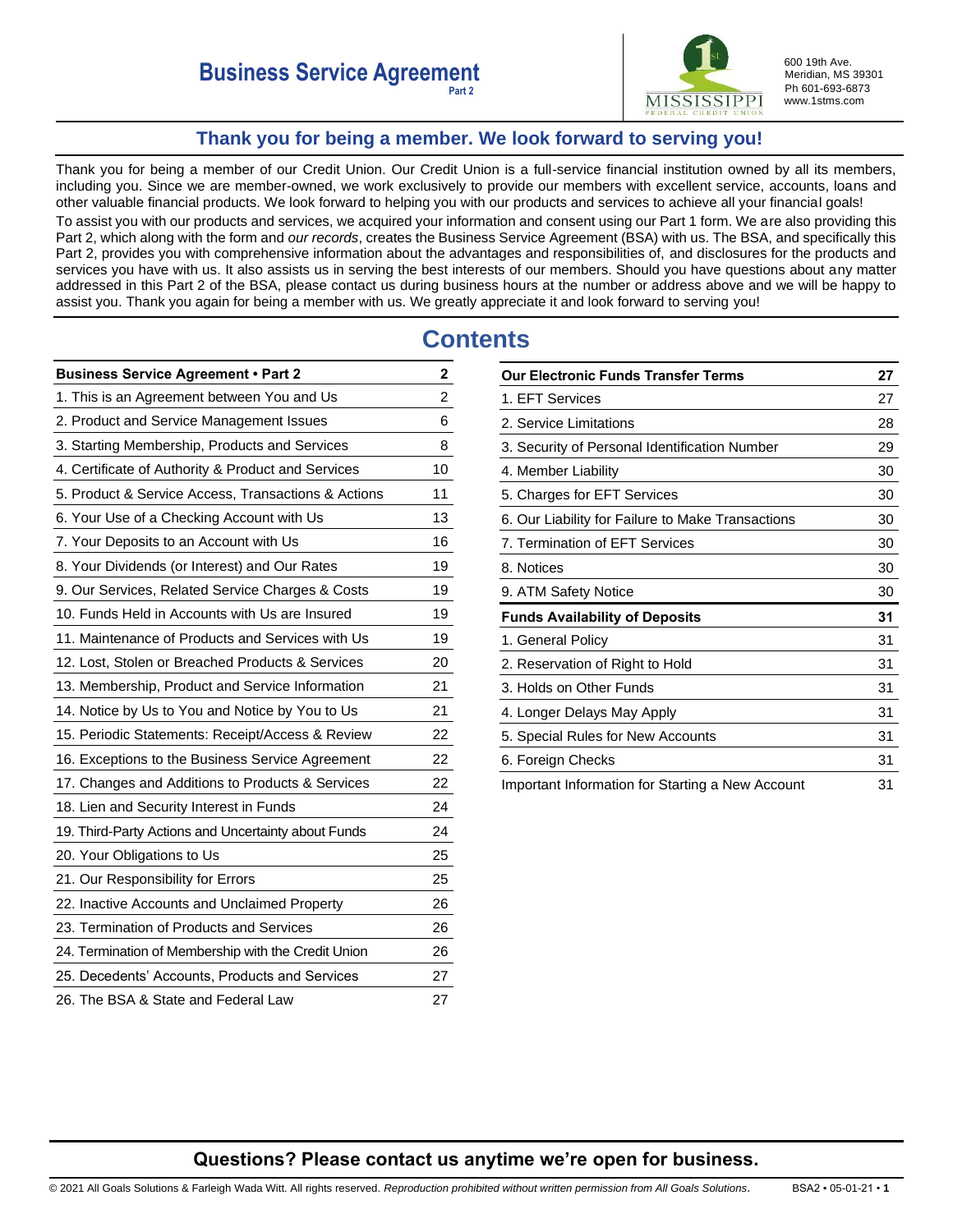# Business Service Agreement

Part 2

600 19th Ave.
Meridian, MS 39301
Ph 601-693-6873
www.1stms.com

## Thank you for being a member. We look forward to serving you!

Thank you for being a member of our Credit Union. Our Credit Union is a full-service financial institution owned by all its members, including you. Since we are member-owned, we work exclusively to provide our members with excellent service, accounts, loans and other valuable financial products. We look forward to helping you with our products and services to achieve all your financial goals!

To assist you with our products and services, we acquired your information and consent using our Part 1 form. We are also providing this Part 2, which along with the form and *our records*, creates the Business Service Agreement (BSA) with us. The BSA, and specifically this Part 2, provides you with comprehensive information about the advantages and responsibilities of, and disclosures for the products and services you have with us. It also assists us in serving the best interests of our members. Should you have questions about any matter addressed in this Part 2 of the BSA, please contact us during business hours at the number or address above and we will be happy to assist you. Thank you again for being a member with us. We greatly appreciate it and look forward to serving you!

# Contents

| **Business Service Agreement • Part 2** | **2** |
|---|---|
| 1. This is an Agreement between You and Us | 2 |
| 2. Product and Service Management Issues | 6 |
| 3. Starting Membership, Products and Services | 8 |
| 4. Certificate of Authority & Product and Services | 10 |
| 5. Product & Service Access, Transactions & Actions | 11 |
| 6. Your Use of a Checking Account with Us | 13 |
| 7. Your Deposits to an Account with Us | 16 |
| 8. Your Dividends (or Interest) and Our Rates | 19 |
| 9. Our Services, Related Service Charges & Costs | 19 |
| 10. Funds Held in Accounts with Us are Insured | 19 |
| 11. Maintenance of Products and Services with Us | 19 |
| 12. Lost, Stolen or Breached Products & Services | 20 |
| 13. Membership, Product and Service Information | 21 |
| 14. Notice by Us to You and Notice by You to Us | 21 |
| 15. Periodic Statements: Receipt/Access & Review | 22 |
| 16. Exceptions to the Business Service Agreement | 22 |
| 17. Changes and Additions to Products & Services | 22 |
| 18. Lien and Security Interest in Funds | 24 |
| 19. Third-Party Actions and Uncertainty about Funds | 24 |
| 20. Your Obligations to Us | 25 |
| 21. Our Responsibility for Errors | 25 |
| 22. Inactive Accounts and Unclaimed Property | 26 |
| 23. Termination of Products and Services | 26 |
| 24. Termination of Membership with the Credit Union | 26 |
| 25. Decedents' Accounts, Products and Services | 27 |
| 26. The BSA & State and Federal Law | 27 |

| **Our Electronic Funds Transfer Terms** | **27** |
|---|---|
| 1. EFT Services | 27 |
| 2. Service Limitations | 28 |
| 3. Security of Personal Identification Number | 29 |
| 4. Member Liability | 30 |
| 5. Charges for EFT Services | 30 |
| 6. Our Liability for Failure to Make Transactions | 30 |
| 7. Termination of EFT Services | 30 |
| 8. Notices | 30 |
| 9. ATM Safety Notice | 30 |
| **Funds Availability of Deposits** | **31** |
| 1. General Policy | 31 |
| 2. Reservation of Right to Hold | 31 |
| 3. Holds on Other Funds | 31 |
| 4. Longer Delays May Apply | 31 |
| 5. Special Rules for New Accounts | 31 |
| 6. Foreign Checks | 31 |
| Important Information for Starting a New Account | 31 |

**Questions? Please contact us anytime we're open for business.**

© 2021 All Goals Solutions & Farleigh Wada Witt. All rights reserved. *Reproduction prohibited without written permission from All Goals Solutions.* BSA2 • 05-01-21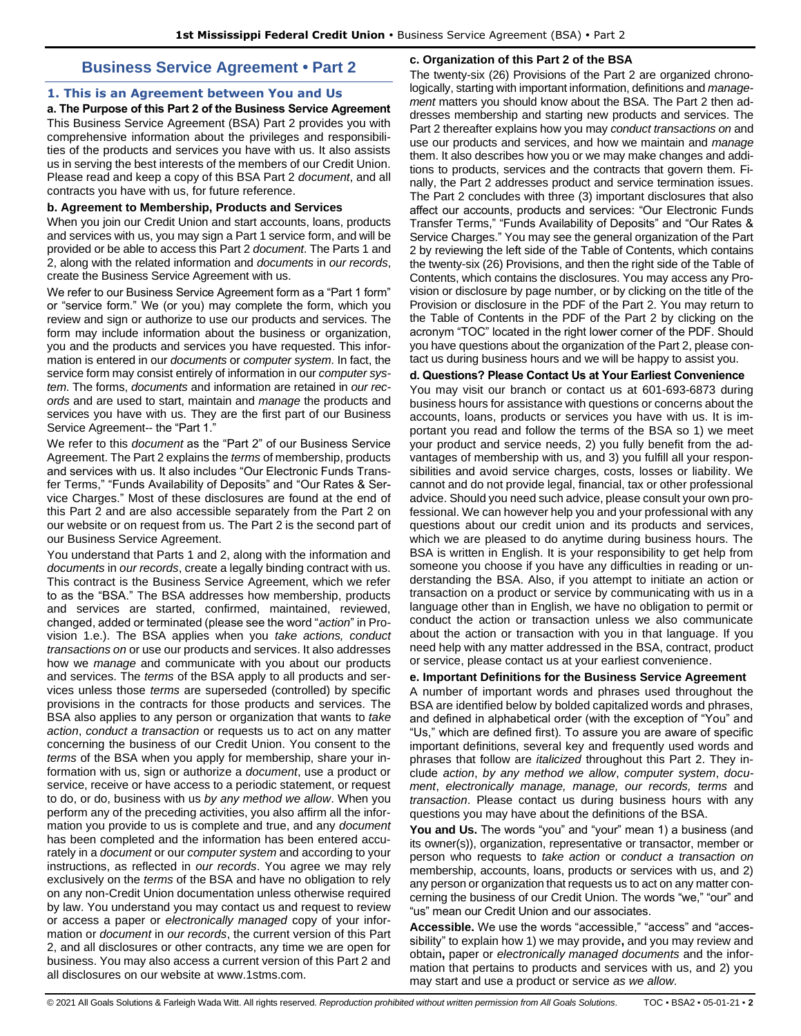# Business Service Agreement • Part 2

## 1. This is an Agreement between You and Us

**a. The Purpose of this Part 2 of the Business Service Agreement**

This Business Service Agreement (BSA) Part 2 provides you with comprehensive information about the privileges and responsibilities of the products and services you have with us. It also assists us in serving the best interests of the members of our Credit Union. Please read and keep a copy of this BSA Part 2 *document*, and all contracts you have with us, for future reference.

**b. Agreement to Membership, Products and Services**

When you join our Credit Union and start accounts, loans, products and services with us, you may sign a Part 1 service form, and will be provided or be able to access this Part 2 *document*. The Parts 1 and 2, along with the related information and *documents* in *our records*, create the Business Service Agreement with us.

We refer to our Business Service Agreement form as a "Part 1 form" or "service form." We (or you) may complete the form, which you review and sign or authorize to use our products and services. The form may include information about the business or organization, you and the products and services you have requested. This information is entered in our *documents* or *computer system*. In fact, the service form may consist entirely of information in our *computer system*. The forms, *documents* and information are retained in *our records* and are used to start, maintain and *manage* the products and services you have with us. They are the first part of our Business Service Agreement-- the "Part 1."

We refer to this *document* as the "Part 2" of our Business Service Agreement. The Part 2 explains the *terms* of membership, products and services with us. It also includes "Our Electronic Funds Transfer Terms," "Funds Availability of Deposits" and "Our Rates & Service Charges." Most of these disclosures are found at the end of this Part 2 and are also accessible separately from the Part 2 on our website or on request from us. The Part 2 is the second part of our Business Service Agreement.

You understand that Parts 1 and 2, along with the information and *documents* in *our records*, create a legally binding contract with us. This contract is the Business Service Agreement, which we refer to as the "BSA." The BSA addresses how membership, products and services are started, confirmed, maintained, reviewed, changed, added or terminated (please see the word "*action*" in Provision 1.e.). The BSA applies when you *take actions, conduct transactions on* or use our products and services. It also addresses how we *manage* and communicate with you about our products and services. The *terms* of the BSA apply to all products and services unless those *terms* are superseded (controlled) by specific provisions in the contracts for those products and services. The BSA also applies to any person or organization that wants to *take action*, *conduct a transaction* or requests us to act on any matter concerning the business of our Credit Union. You consent to the *terms* of the BSA when you apply for membership, share your information with us, sign or authorize a *document*, use a product or service, receive or have access to a periodic statement, or request to do, or do, business with us *by any method we allow*. When you perform any of the preceding activities, you also affirm all the information you provide to us is complete and true, and any *document* has been completed and the information has been entered accurately in a *document* or our *computer system* and according to your instructions, as reflected in *our records*. You agree we may rely exclusively on the *terms* of the BSA and have no obligation to rely on any non-Credit Union documentation unless otherwise required by law. You understand you may contact us and request to review or access a paper or *electronically managed* copy of your information or *document* in *our records*, the current version of this Part 2, and all disclosures or other contracts, any time we are open for business. You may also access a current version of this Part 2 and all disclosures on our website at www.1stms.com.

**c. Organization of this Part 2 of the BSA**

The twenty-six (26) Provisions of the Part 2 are organized chronologically, starting with important information, definitions and *management* matters you should know about the BSA. The Part 2 then addresses membership and starting new products and services. The Part 2 thereafter explains how you may *conduct transactions on* and use our products and services, and how we maintain and *manage* them. It also describes how you or we may make changes and additions to products, services and the contracts that govern them. Finally, the Part 2 addresses product and service termination issues. The Part 2 concludes with three (3) important disclosures that also affect our accounts, products and services: "Our Electronic Funds Transfer Terms," "Funds Availability of Deposits" and "Our Rates & Service Charges." You may see the general organization of the Part 2 by reviewing the left side of the Table of Contents, which contains the twenty-six (26) Provisions, and then the right side of the Table of Contents, which contains the disclosures. You may access any Provision or disclosure by page number, or by clicking on the title of the Provision or disclosure in the PDF of the Part 2. You may return to the Table of Contents in the PDF of the Part 2 by clicking on the acronym "TOC" located in the right lower corner of the PDF. Should you have questions about the organization of the Part 2, please contact us during business hours and we will be happy to assist you.

**d. Questions? Please Contact Us at Your Earliest Convenience**

You may visit our branch or contact us at 601-693-6873 during business hours for assistance with questions or concerns about the accounts, loans, products or services you have with us. It is important you read and follow the terms of the BSA so 1) we meet your product and service needs, 2) you fully benefit from the advantages of membership with us, and 3) you fulfill all your responsibilities and avoid service charges, costs, losses or liability. We cannot and do not provide legal, financial, tax or other professional advice. Should you need such advice, please consult your own professional. We can however help you and your professional with any questions about our credit union and its products and services, which we are pleased to do anytime during business hours. The BSA is written in English. It is your responsibility to get help from someone you choose if you have any difficulties in reading or understanding the BSA. Also, if you attempt to initiate an action or transaction on a product or service by communicating with us in a language other than in English, we have no obligation to permit or conduct the action or transaction unless we also communicate about the action or transaction with you in that language. If you need help with any matter addressed in the BSA, contract, product or service, please contact us at your earliest convenience.

**e. Important Definitions for the Business Service Agreement**

A number of important words and phrases used throughout the BSA are identified below by bolded capitalized words and phrases, and defined in alphabetical order (with the exception of "You" and "Us," which are defined first). To assure you are aware of specific important definitions, several key and frequently used words and phrases that follow are *italicized* throughout this Part 2. They include *action*, *by any method we allow*, *computer system*, *document*, *electronically manage, manage, our records, terms* and *transaction*. Please contact us during business hours with any questions you may have about the definitions of the BSA.

**You and Us.** The words "you" and "your" mean 1) a business (and its owner(s)), organization, representative or transactor, member or person who requests to *take action* or *conduct a transaction on* membership, accounts, loans, products or services with us, and 2) any person or organization that requests us to act on any matter concerning the business of our Credit Union. The words "we," "our" and "us" mean our Credit Union and our associates.

**Accessible.** We use the words "accessible," "access" and "accessibility" to explain how 1) we may provide**,** and you may review and obtain**,** paper or *electronically managed documents* and the information that pertains to products and services with us, and 2) you may start and use a product or service *as we allow.*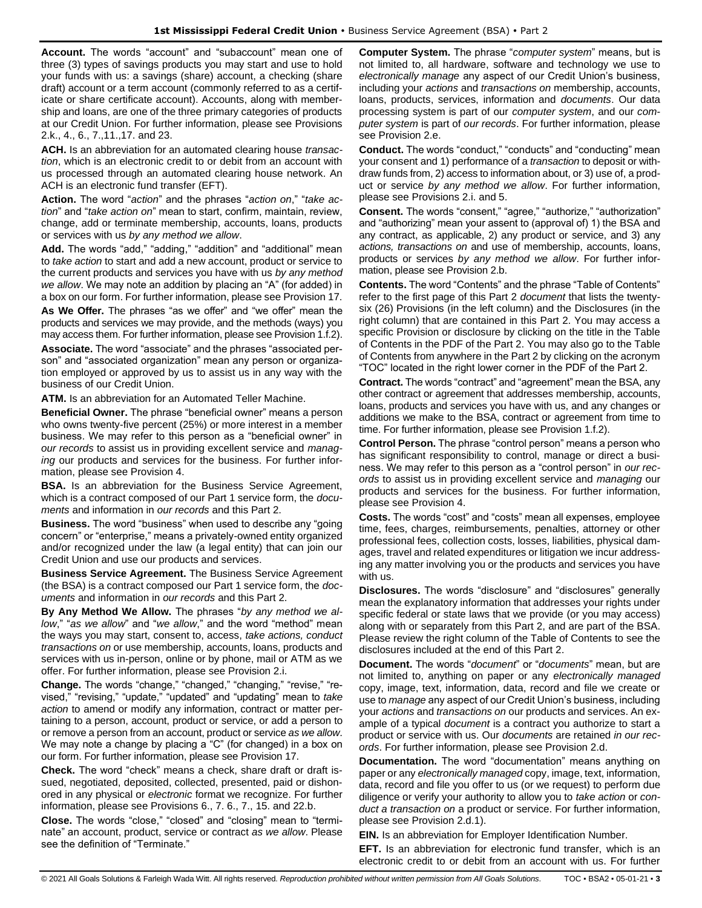**Account.** The words "account" and "subaccount" mean one of three (3) types of savings products you may start and use to hold your funds with us: a savings (share) account, a checking (share draft) account or a term account (commonly referred to as a certificate or share certificate account). Accounts, along with membership and loans, are one of the three primary categories of products at our Credit Union. For further information, please see Provisions 2.k., 4., 6., 7.,11.,17. and 23.

**ACH.** Is an abbreviation for an automated clearing house *transaction*, which is an electronic credit to or debit from an account with us processed through an automated clearing house network. An ACH is an electronic fund transfer (EFT).

**Action.** The word "*action*" and the phrases "*action on*," "*take action*" and "*take action on*" mean to start, confirm, maintain, review, change, add or terminate membership, accounts, loans, products or services with us *by any method we allow*.

**Add.** The words "add," "adding," "addition" and "additional" mean to *take action* to start and add a new account, product or service to the current products and services you have with us *by any method we allow*. We may note an addition by placing an "A" (for added) in a box on our form. For further information, please see Provision 17.

**As We Offer.** The phrases "as we offer" and "we offer" mean the products and services we may provide, and the methods (ways) you may access them. For further information, please see Provision 1.f.2).

**Associate.** The word "associate" and the phrases "associated person" and "associated organization" mean any person or organization employed or approved by us to assist us in any way with the business of our Credit Union.

**ATM.** Is an abbreviation for an Automated Teller Machine.

**Beneficial Owner.** The phrase "beneficial owner" means a person who owns twenty-five percent (25%) or more interest in a member business. We may refer to this person as a "beneficial owner" in *our records* to assist us in providing excellent service and *managing* our products and services for the business. For further information, please see Provision 4.

**BSA.** Is an abbreviation for the Business Service Agreement, which is a contract composed of our Part 1 service form, the *documents* and information in *our records* and this Part 2.

**Business.** The word "business" when used to describe any "going concern" or "enterprise," means a privately-owned entity organized and/or recognized under the law (a legal entity) that can join our Credit Union and use our products and services.

**Business Service Agreement.** The Business Service Agreement (the BSA) is a contract composed our Part 1 service form, the *documents* and information in *our records* and this Part 2.

**By Any Method We Allow.** The phrases "*by any method we allow*," "*as we allow*" and "*we allow*," and the word "method" mean the ways you may start, consent to, access, *take actions, conduct transactions on* or use membership, accounts, loans, products and services with us in-person, online or by phone, mail or ATM as we offer. For further information, please see Provision 2.i.

**Change.** The words "change," "changed," "changing," "revise," "revised," "revising," "update," "updated" and "updating" mean to *take action* to amend or modify any information, contract or matter pertaining to a person, account, product or service, or add a person to or remove a person from an account, product or service *as we allow*. We may note a change by placing a "C" (for changed) in a box on our form. For further information, please see Provision 17.

**Check.** The word "check" means a check, share draft or draft issued, negotiated, deposited, collected, presented, paid or dishonored in any physical or *electronic* format we recognize. For further information, please see Provisions 6., 7. 6., 7., 15. and 22.b.

**Close.** The words "close," "closed" and "closing" mean to "terminate" an account, product, service or contract *as we allow*. Please see the definition of "Terminate."

**Computer System.** The phrase "*computer system*" means, but is not limited to, all hardware, software and technology we use to *electronically manage* any aspect of our Credit Union's business, including your *actions* and *transactions on* membership, accounts, loans, products, services, information and *documents*. Our data processing system is part of our *computer system*, and our *computer system* is part of *our records*. For further information, please see Provision 2.e.

**Conduct.** The words "conduct," "conducts" and "conducting" mean your consent and 1) performance of a *transaction* to deposit or withdraw funds from, 2) access to information about, or 3) use of, a product or service *by any method we allow*. For further information, please see Provisions 2.i. and 5.

**Consent.** The words "consent," "agree," "authorize," "authorization" and "authorizing" mean your assent to (approval of) 1) the BSA and any contract, as applicable, 2) any product or service, and 3) any *actions, transactions on* and use of membership, accounts, loans, products or services *by any method we allow*. For further information, please see Provision 2.b.

**Contents.** The word "Contents" and the phrase "Table of Contents" refer to the first page of this Part 2 *document* that lists the twenty-six (26) Provisions (in the left column) and the Disclosures (in the right column) that are contained in this Part 2. You may access a specific Provision or disclosure by clicking on the title in the Table of Contents in the PDF of the Part 2. You may also go to the Table of Contents from anywhere in the Part 2 by clicking on the acronym "TOC" located in the right lower corner in the PDF of the Part 2.

**Contract.** The words "contract" and "agreement" mean the BSA, any other contract or agreement that addresses membership, accounts, loans, products and services you have with us, and any changes or additions we make to the BSA, contract or agreement from time to time. For further information, please see Provision 1.f.2).

**Control Person.** The phrase "control person" means a person who has significant responsibility to control, manage or direct a business. We may refer to this person as a "control person" in *our records* to assist us in providing excellent service and *managing* our products and services for the business. For further information, please see Provision 4.

**Costs.** The words "cost" and "costs" mean all expenses, employee time, fees, charges, reimbursements, penalties, attorney or other professional fees, collection costs, losses, liabilities, physical damages, travel and related expenditures or litigation we incur addressing any matter involving you or the products and services you have with us.

**Disclosures.** The words "disclosure" and "disclosures" generally mean the explanatory information that addresses your rights under specific federal or state laws that we provide (or you may access) along with or separately from this Part 2, and are part of the BSA. Please review the right column of the Table of Contents to see the disclosures included at the end of this Part 2.

**Document.** The words "*document*" or "*documents*" mean, but are not limited to, anything on paper or any *electronically managed* copy, image, text, information, data, record and file we create or use to *manage* any aspect of our Credit Union's business, including your *actions* and *transactions on* our products and services. An example of a typical *document* is a contract you authorize to start a product or service with us. Our *documents* are retained *in our records*. For further information, please see Provision 2.d.

**Documentation.** The word "documentation" means anything on paper or any *electronically managed* copy, image, text, information, data, record and file you offer to us (or we request) to perform due diligence or verify your authority to allow you to *take action* or *conduct a transaction on* a product or service. For further information, please see Provision 2.d.1).

**EIN.** Is an abbreviation for Employer Identification Number.

**EFT.** Is an abbreviation for electronic fund transfer, which is an electronic credit to or debit from an account with us. For further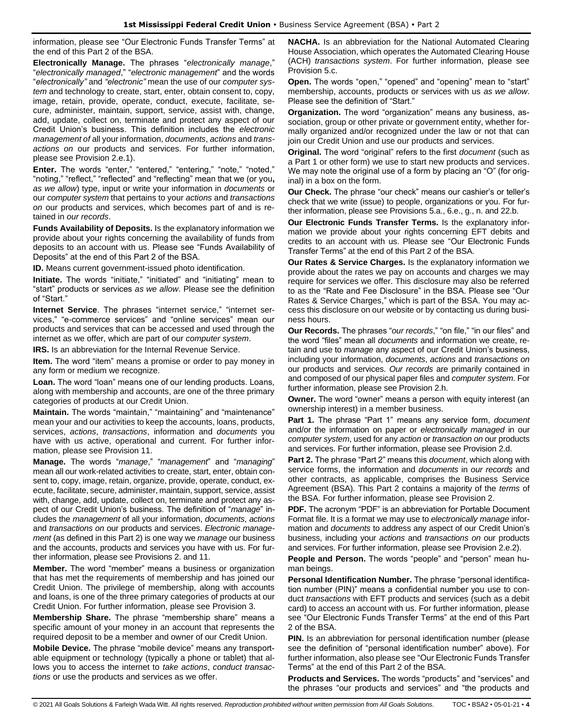information, please see "Our Electronic Funds Transfer Terms" at the end of this Part 2 of the BSA.

**Electronically Manage.** The phrases "*electronically manage*," "*electronically managed*," "*electronic management*" and the words "*electronically*" and "*electronic*" mean the use of our *computer system* and technology to create, start, enter, obtain consent to, copy, image, retain, provide, operate, conduct, execute, facilitate, secure, administer, maintain, support, service, assist with, change, add, update, collect on, terminate and protect any aspect of our Credit Union's business. This definition includes the *electronic management of* all your information, *documents*, *actions* and *transactions on* our products and services. For further information, please see Provision 2.e.1).

**Enter.** The words "enter," "entered," "entering," "note," "noted," "noting," "reflect," "reflected" and "reflecting" mean that we (or you**,** *as we allow*) type, input or write your information in *documents* or our *computer system* that pertains to your *actions* and *transactions on* our products and services, which becomes part of and is retained in *our records*.

**Funds Availability of Deposits.** Is the explanatory information we provide about your rights concerning the availability of funds from deposits to an account with us. Please see "Funds Availability of Deposits" at the end of this Part 2 of the BSA.

**ID.** Means current government-issued photo identification.

**Initiate.** The words "initiate," "initiated" and "initiating" mean to "start" products or services *as we allow*. Please see the definition of "Start."

**Internet Service**. The phrases "internet service," "internet services," "e-commerce services" and "online services" mean our products and services that can be accessed and used through the internet as we offer, which are part of our *computer system*.

**IRS.** Is an abbreviation for the Internal Revenue Service.

**Item.** The word "item" means a promise or order to pay money in any form or medium we recognize.

**Loan.** The word "loan" means one of our lending products. Loans, along with membership and accounts, are one of the three primary categories of products at our Credit Union.

**Maintain.** The words "maintain," "maintaining" and "maintenance" mean your and our activities to keep the accounts, loans, products, services, *actions*, *transactions*, information and *documents* you have with us active, operational and current. For further information, please see Provision 11.

**Manage.** The words "*manage*," "*management*" and "*managing*" mean all our work-related activities to create, start, enter, obtain consent to, copy, image, retain, organize, provide, operate, conduct, execute, facilitate, secure, administer, maintain, support, service, assist with, change, add, update, collect on, terminate and protect any aspect of our Credit Union's business. The definition of "*manage*" includes the *management* of all your information, *documents*, *actions* and *transactions on* our products and services. *Electronic management* (as defined in this Part 2) is one way we *manage* our business and the accounts, products and services you have with us. For further information, please see Provisions 2. and 11.

**Member.** The word "member" means a business or organization that has met the requirements of membership and has joined our Credit Union. The privilege of membership, along with accounts and loans, is one of the three primary categories of products at our Credit Union. For further information, please see Provision 3.

**Membership Share.** The phrase "membership share" means a specific amount of your money in an account that represents the required deposit to be a member and owner of our Credit Union.

**Mobile Device.** The phrase "mobile device" means any transportable equipment or technology (typically a phone or tablet) that allows you to access the internet to *take actions*, *conduct transactions* or use the products and services as we offer.

**NACHA.** Is an abbreviation for the National Automated Clearing House Association, which operates the Automated Clearing House (ACH) *transactions system*. For further information, please see Provision 5.c.

**Open.** The words "open," "opened" and "opening" mean to "start" membership, accounts, products or services with us *as we allow*. Please see the definition of "Start."

**Organization.** The word "organization" means any business, association, group or other private or government entity, whether formally organized and/or recognized under the law or not that can join our Credit Union and use our products and services.

**Original.** The word "original" refers to the first *document* (such as a Part 1 or other form) we use to start new products and services. We may note the original use of a form by placing an "O" (for original) in a box on the form.

**Our Check.** The phrase "our check" means our cashier's or teller's check that we write (issue) to people, organizations or you. For further information, please see Provisions 5.a., 6.e., g., n. and 22.b.

**Our Electronic Funds Transfer Terms.** Is the explanatory information we provide about your rights concerning EFT debits and credits to an account with us. Please see "Our Electronic Funds Transfer Terms" at the end of this Part 2 of the BSA.

**Our Rates & Service Charges.** Is the explanatory information we provide about the rates we pay on accounts and charges we may require for services we offer. This disclosure may also be referred to as the "Rate and Fee Disclosure" in the BSA. Please see "Our Rates & Service Charges," which is part of the BSA. You may access this disclosure on our website or by contacting us during business hours.

**Our Records.** The phrases "*our records*," "on file," "in our files" and the word "files" mean all *documents* and information we create, retain and use to *manage* any aspect of our Credit Union's business, including your information, *documents*, *actions* and *transactions on* our products and services. *Our records* are primarily contained in and composed of our physical paper files and *computer system*. For further information, please see Provision 2.h.

**Owner.** The word "owner" means a person with equity interest (an ownership interest) in a member business.

**Part 1.** The phrase "Part 1" means any service form, *document* and/or the information on paper or *electronically managed* in our *computer system*, used for any *action* or *transaction on* our products and services. For further information, please see Provision 2.d.

**Part 2.** The phrase "Part 2" means this *document*, which along with service forms, the information and *documents* in *our records* and other contracts, as applicable, comprises the Business Service Agreement (BSA). This Part 2 contains a majority of the *terms* of the BSA. For further information, please see Provision 2.

**PDF.** The acronym "PDF" is an abbreviation for Portable Document Format file. It is a format we may use to *electronically manage* information and *documents* to address any aspect of our Credit Union's business, including your *actions* and *transactions on* our products and services. For further information, please see Provision 2.e.2).

**People and Person.** The words "people" and "person" mean human beings.

**Personal Identification Number.** The phrase "personal identification number (PIN)" means a confidential number you use to conduct *transactions* with EFT products and services (such as a debit card) to access an account with us. For further information, please see "Our Electronic Funds Transfer Terms" at the end of this Part 2 of the BSA.

**PIN.** Is an abbreviation for personal identification number (please see the definition of "personal identification number" above). For further information, also please see "Our Electronic Funds Transfer Terms" at the end of this Part 2 of the BSA.

**Products and Services.** The words "products" and "services" and the phrases "our products and services" and "the products and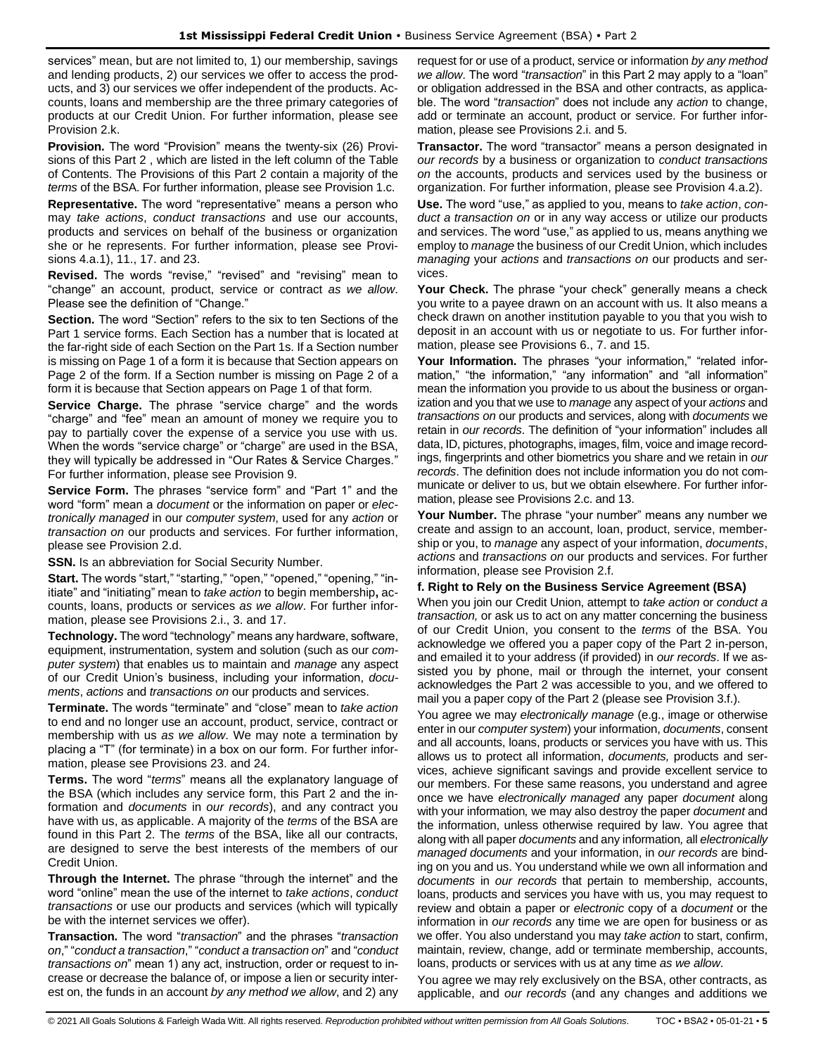services" mean, but are not limited to, 1) our membership, savings and lending products, 2) our services we offer to access the products, and 3) our services we offer independent of the products. Accounts, loans and membership are the three primary categories of products at our Credit Union. For further information, please see Provision 2.k.

**Provision.** The word "Provision" means the twenty-six (26) Provisions of this Part 2 , which are listed in the left column of the Table of Contents. The Provisions of this Part 2 contain a majority of the *terms* of the BSA. For further information, please see Provision 1.c.

**Representative.** The word "representative" means a person who may *take actions*, *conduct transactions* and use our accounts, products and services on behalf of the business or organization she or he represents. For further information, please see Provisions 4.a.1), 11., 17. and 23.

**Revised.** The words "revise," "revised" and "revising" mean to "change" an account, product, service or contract *as we allow*. Please see the definition of "Change."

**Section.** The word "Section" refers to the six to ten Sections of the Part 1 service forms. Each Section has a number that is located at the far-right side of each Section on the Part 1s. If a Section number is missing on Page 1 of a form it is because that Section appears on Page 2 of the form. If a Section number is missing on Page 2 of a form it is because that Section appears on Page 1 of that form.

**Service Charge.** The phrase "service charge" and the words "charge" and "fee" mean an amount of money we require you to pay to partially cover the expense of a service you use with us. When the words "service charge" or "charge" are used in the BSA, they will typically be addressed in "Our Rates & Service Charges." For further information, please see Provision 9.

**Service Form.** The phrases "service form" and "Part 1" and the word "form" mean a *document* or the information on paper or *electronically managed* in our *computer system*, used for any *action* or *transaction on* our products and services. For further information, please see Provision 2.d.

**SSN.** Is an abbreviation for Social Security Number.

**Start.** The words "start," "starting," "open," "opened," "opening," "initiate" and "initiating" mean to *take action* to begin membership**,** accounts, loans, products or services *as we allow*. For further information, please see Provisions 2.i., 3. and 17.

**Technology.** The word "technology" means any hardware, software, equipment, instrumentation, system and solution (such as our *computer system*) that enables us to maintain and *manage* any aspect of our Credit Union's business, including your information, *documents*, *actions* and *transactions on* our products and services.

**Terminate.** The words "terminate" and "close" mean to *take action* to end and no longer use an account, product, service, contract or membership with us *as we allow*. We may note a termination by placing a "T" (for terminate) in a box on our form. For further information, please see Provisions 23. and 24.

**Terms.** The word "*terms*" means all the explanatory language of the BSA (which includes any service form, this Part 2 and the information and *documents* in *our records*), and any contract you have with us, as applicable. A majority of the *terms* of the BSA are found in this Part 2. The *terms* of the BSA, like all our contracts, are designed to serve the best interests of the members of our Credit Union.

**Through the Internet.** The phrase "through the internet" and the word "online" mean the use of the internet to *take actions*, *conduct transactions* or use our products and services (which will typically be with the internet services we offer).

**Transaction.** The word "*transaction*" and the phrases "*transaction on*," "*conduct a transaction*," "*conduct a transaction on*" and "*conduct transactions on*" mean 1) any act, instruction, order or request to increase or decrease the balance of, or impose a lien or security interest on, the funds in an account *by any method we allow*, and 2) any request for or use of a product, service or information *by any method we allow*. The word "*transaction*" in this Part 2 may apply to a "loan" or obligation addressed in the BSA and other contracts, as applicable. The word "*transaction*" does not include any *action* to change, add or terminate an account, product or service. For further information, please see Provisions 2.i. and 5.

**Transactor.** The word "transactor" means a person designated in *our records* by a business or organization to *conduct transactions on* the accounts, products and services used by the business or organization. For further information, please see Provision 4.a.2).

**Use.** The word "use," as applied to you, means to *take action*, *conduct a transaction on* or in any way access or utilize our products and services. The word "use," as applied to us, means anything we employ to *manage* the business of our Credit Union, which includes *managing* your *actions* and *transactions on* our products and services.

**Your Check.** The phrase "your check" generally means a check you write to a payee drawn on an account with us. It also means a check drawn on another institution payable to you that you wish to deposit in an account with us or negotiate to us. For further information, please see Provisions 6., 7. and 15.

**Your Information.** The phrases "your information," "related information," "the information," "any information" and "all information" mean the information you provide to us about the business or organization and you that we use to *manage* any aspect of your *actions* and *transactions on* our products and services, along with *documents* we retain in *our records*. The definition of "your information" includes all data, ID, pictures, photographs, images, film, voice and image recordings, fingerprints and other biometrics you share and we retain in *our records*. The definition does not include information you do not communicate or deliver to us, but we obtain elsewhere. For further information, please see Provisions 2.c. and 13.

**Your Number.** The phrase "your number" means any number we create and assign to an account, loan, product, service, membership or you, to *manage* any aspect of your information, *documents*, *actions* and *transactions on* our products and services. For further information, please see Provision 2.f.

### f. Right to Rely on the Business Service Agreement (BSA)

When you join our Credit Union, attempt to *take action* or *conduct a transaction,* or ask us to act on any matter concerning the business of our Credit Union, you consent to the *terms* of the BSA. You acknowledge we offered you a paper copy of the Part 2 in-person, and emailed it to your address (if provided) in *our records*. If we assisted you by phone, mail or through the internet, your consent acknowledges the Part 2 was accessible to you, and we offered to mail you a paper copy of the Part 2 (please see Provision 3.f.).

You agree we may *electronically manage* (e.g., image or otherwise enter in our *computer system*) your information, *documents*, consent and all accounts, loans, products or services you have with us. This allows us to protect all information, *documents,* products and services, achieve significant savings and provide excellent service to our members. For these same reasons, you understand and agree once we have *electronically managed* any paper *document* along with your information*,* we may also destroy the paper *document* and the information, unless otherwise required by law. You agree that along with all paper *documents* and any information*,* all *electronically managed documents* and your information, in *our records* are binding on you and us. You understand while we own all information and *documents* in *our records* that pertain to membership, accounts, loans, products and services you have with us, you may request to review and obtain a paper or *electronic* copy of a *document* or the information in *our records* any time we are open for business or as we offer. You also understand you may *take action* to start, confirm, maintain, review, change, add or terminate membership, accounts, loans, products or services with us at any time *as we allow*.

You agree we may rely exclusively on the BSA, other contracts, as applicable, and *our records* (and any changes and additions we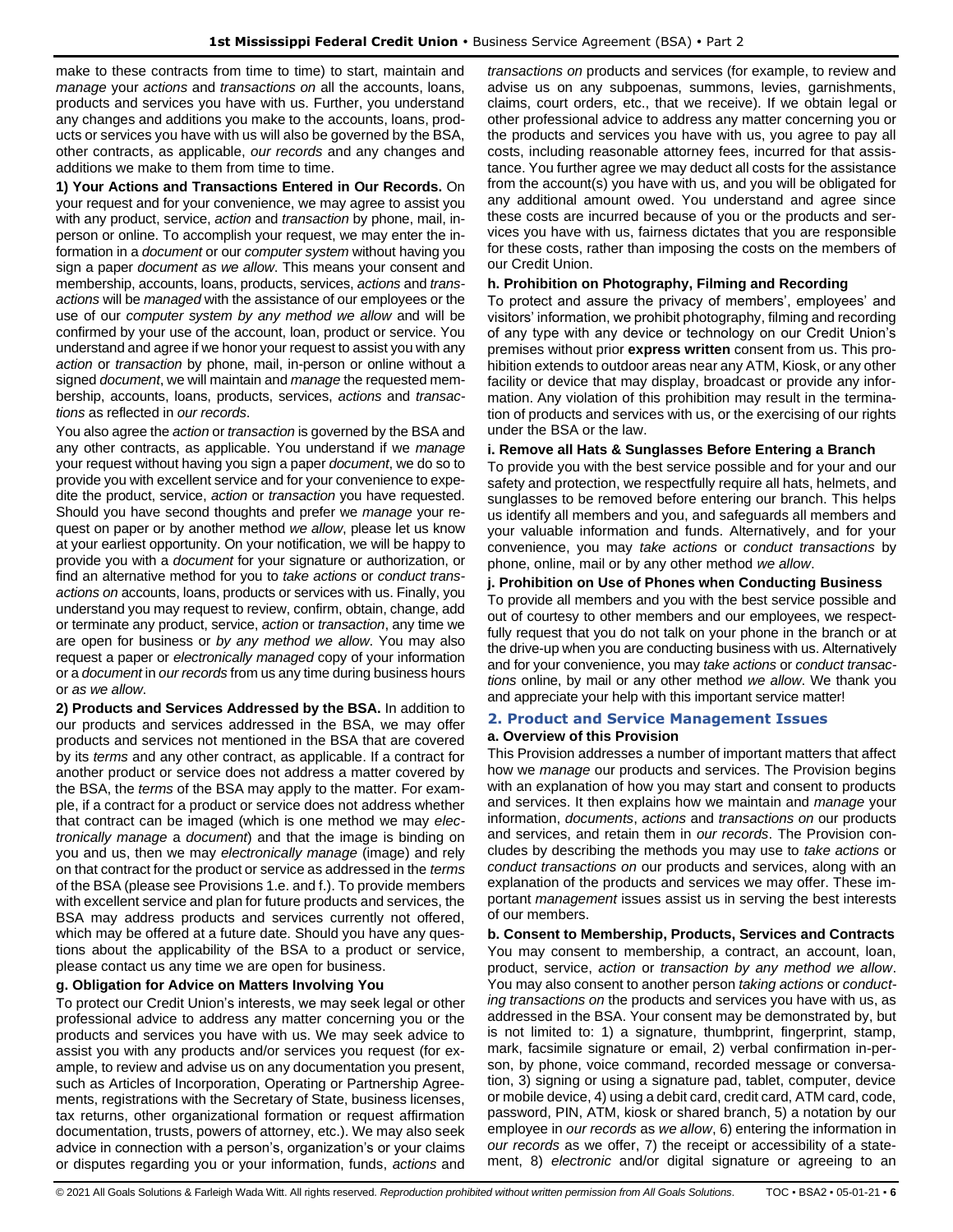make to these contracts from time to time) to start, maintain and *manage* your *actions* and *transactions on* all the accounts, loans, products and services you have with us. Further, you understand any changes and additions you make to the accounts, loans, products or services you have with us will also be governed by the BSA, other contracts, as applicable, *our records* and any changes and additions we make to them from time to time.

**1) Your Actions and Transactions Entered in Our Records.** On your request and for your convenience, we may agree to assist you with any product, service, *action* and *transaction* by phone, mail, in-person or online. To accomplish your request, we may enter the information in a *document* or our *computer system* without having you sign a paper *document as we allow*. This means your consent and membership, accounts, loans, products, services, *actions* and *transactions* will be *managed* with the assistance of our employees or the use of our *computer system by any method we allow* and will be confirmed by your use of the account, loan, product or service. You understand and agree if we honor your request to assist you with any *action* or *transaction* by phone, mail, in-person or online without a signed *document*, we will maintain and *manage* the requested membership, accounts, loans, products, services, *actions* and *transactions* as reflected in *our records*.

You also agree the *action* or *transaction* is governed by the BSA and any other contracts, as applicable. You understand if we *manage* your request without having you sign a paper *document*, we do so to provide you with excellent service and for your convenience to expedite the product, service, *action* or *transaction* you have requested. Should you have second thoughts and prefer we *manage* your request on paper or by another method *we allow*, please let us know at your earliest opportunity. On your notification, we will be happy to provide you with a *document* for your signature or authorization, or find an alternative method for you to *take actions* or *conduct transactions on* accounts, loans, products or services with us. Finally, you understand you may request to review, confirm, obtain, change, add or terminate any product, service, *action* or *transaction*, any time we are open for business or *by any method we allow*. You may also request a paper or *electronically managed* copy of your information or a *document* in *our records* from us any time during business hours or *as we allow*.

**2) Products and Services Addressed by the BSA.** In addition to our products and services addressed in the BSA, we may offer products and services not mentioned in the BSA that are covered by its *terms* and any other contract, as applicable. If a contract for another product or service does not address a matter covered by the BSA, the *terms* of the BSA may apply to the matter. For example, if a contract for a product or service does not address whether that contract can be imaged (which is one method we may *electronically manage* a *document*) and that the image is binding on you and us, then we may *electronically manage* (image) and rely on that contract for the product or service as addressed in the *terms* of the BSA (please see Provisions 1.e. and f.). To provide members with excellent service and plan for future products and services, the BSA may address products and services currently not offered, which may be offered at a future date. Should you have any questions about the applicability of the BSA to a product or service, please contact us any time we are open for business.

#### g. Obligation for Advice on Matters Involving You

To protect our Credit Union's interests, we may seek legal or other professional advice to address any matter concerning you or the products and services you have with us. We may seek advice to assist you with any products and/or services you request (for example, to review and advise us on any documentation you present, such as Articles of Incorporation, Operating or Partnership Agreements, registrations with the Secretary of State, business licenses, tax returns, other organizational formation or request affirmation documentation, trusts, powers of attorney, etc.). We may also seek advice in connection with a person's, organization's or your claims or disputes regarding you or your information, funds, *actions* and *transactions on* products and services (for example, to review and advise us on any subpoenas, summons, levies, garnishments, claims, court orders, etc., that we receive). If we obtain legal or other professional advice to address any matter concerning you or the products and services you have with us, you agree to pay all costs, including reasonable attorney fees, incurred for that assistance. You further agree we may deduct all costs for the assistance from the account(s) you have with us, and you will be obligated for any additional amount owed. You understand and agree since these costs are incurred because of you or the products and services you have with us, fairness dictates that you are responsible for these costs, rather than imposing the costs on the members of our Credit Union.

#### h. Prohibition on Photography, Filming and Recording

To protect and assure the privacy of members', employees' and visitors' information, we prohibit photography, filming and recording of any type with any device or technology on our Credit Union's premises without prior **express written** consent from us. This prohibition extends to outdoor areas near any ATM, Kiosk, or any other facility or device that may display, broadcast or provide any information. Any violation of this prohibition may result in the termination of products and services with us, or the exercising of our rights under the BSA or the law.

#### i. Remove all Hats & Sunglasses Before Entering a Branch

To provide you with the best service possible and for your and our safety and protection, we respectfully require all hats, helmets, and sunglasses to be removed before entering our branch. This helps us identify all members and you, and safeguards all members and your valuable information and funds. Alternatively, and for your convenience, you may *take actions* or *conduct transactions* by phone, online, mail or by any other method *we allow*.

#### j. Prohibition on Use of Phones when Conducting Business

To provide all members and you with the best service possible and out of courtesy to other members and our employees, we respectfully request that you do not talk on your phone in the branch or at the drive-up when you are conducting business with us. Alternatively and for your convenience, you may *take actions* or *conduct transactions* online, by mail or any other method *we allow*. We thank you and appreciate your help with this important service matter!

### 2. Product and Service Management Issues

#### a. Overview of this Provision

This Provision addresses a number of important matters that affect how we *manage* our products and services. The Provision begins with an explanation of how you may start and consent to products and services. It then explains how we maintain and *manage* your information, *documents*, *actions* and *transactions on* our products and services, and retain them in *our records*. The Provision concludes by describing the methods you may use to *take actions* or *conduct transactions on* our products and services, along with an explanation of the products and services we may offer. These important *management* issues assist us in serving the best interests of our members.

#### b. Consent to Membership, Products, Services and Contracts

You may consent to membership, a contract, an account, loan, product, service, *action* or *transaction by any method we allow*. You may also consent to another person *taking actions* or *conducting transactions on* the products and services you have with us, as addressed in the BSA. Your consent may be demonstrated by, but is not limited to: 1) a signature, thumbprint, fingerprint, stamp, mark, facsimile signature or email, 2) verbal confirmation in-person, by phone, voice command, recorded message or conversation, 3) signing or using a signature pad, tablet, computer, device or mobile device, 4) using a debit card, credit card, ATM card, code, password, PIN, ATM, kiosk or shared branch, 5) a notation by our employee in *our records* as *we allow*, 6) entering the information in *our records* as we offer, 7) the receipt or accessibility of a statement, 8) *electronic* and/or digital signature or agreeing to an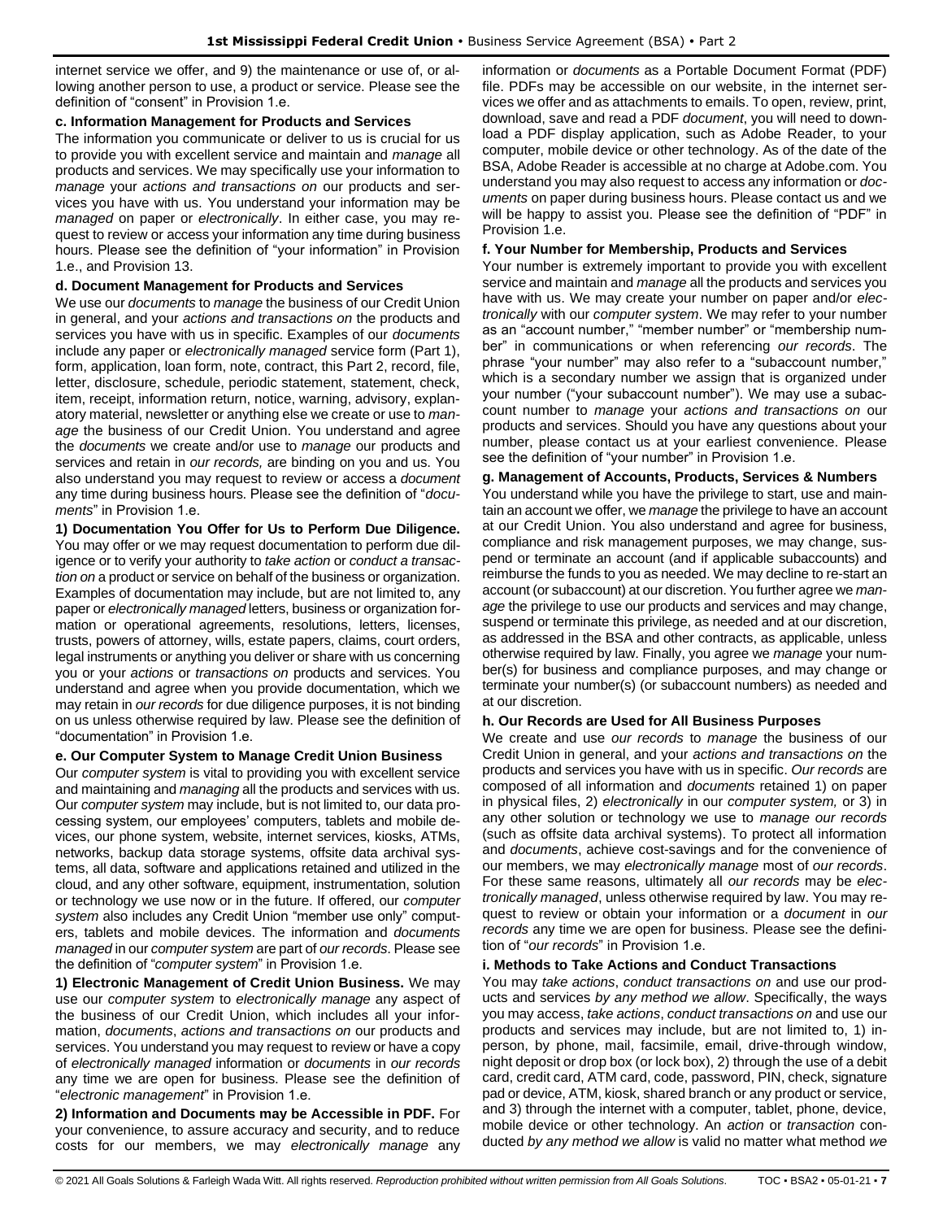internet service we offer, and 9) the maintenance or use of, or allowing another person to use, a product or service. Please see the definition of "consent" in Provision 1.e.

**c. Information Management for Products and Services**

The information you communicate or deliver to us is crucial for us to provide you with excellent service and maintain and *manage* all products and services. We may specifically use your information to *manage* your *actions and transactions on* our products and services you have with us. You understand your information may be *managed* on paper or *electronically*. In either case, you may request to review or access your information any time during business hours. Please see the definition of "your information" in Provision 1.e., and Provision 13.

**d. Document Management for Products and Services**

We use our *documents* to *manage* the business of our Credit Union in general, and your *actions and transactions on* the products and services you have with us in specific. Examples of our *documents* include any paper or *electronically managed* service form (Part 1), form, application, loan form, note, contract, this Part 2, record, file, letter, disclosure, schedule, periodic statement, statement, check, item, receipt, information return, notice, warning, advisory, explanatory material, newsletter or anything else we create or use to *manage* the business of our Credit Union. You understand and agree the *documents* we create and/or use to *manage* our products and services and retain in *our records,* are binding on you and us. You also understand you may request to review or access a *document* any time during business hours. Please see the definition of "*documents*" in Provision 1.e.

**1) Documentation You Offer for Us to Perform Due Diligence.** You may offer or we may request documentation to perform due diligence or to verify your authority to *take action* or *conduct a transaction on* a product or service on behalf of the business or organization. Examples of documentation may include, but are not limited to, any paper or *electronically managed* letters, business or organization formation or operational agreements, resolutions, letters, licenses, trusts, powers of attorney, wills, estate papers, claims, court orders, legal instruments or anything you deliver or share with us concerning you or your *actions* or *transactions on* products and services. You understand and agree when you provide documentation, which we may retain in *our records* for due diligence purposes, it is not binding on us unless otherwise required by law. Please see the definition of "documentation" in Provision 1.e.

**e. Our Computer System to Manage Credit Union Business**

Our *computer system* is vital to providing you with excellent service and maintaining and *managing* all the products and services with us. Our *computer system* may include, but is not limited to, our data processing system, our employees' computers, tablets and mobile devices, our phone system, website, internet services, kiosks, ATMs, networks, backup data storage systems, offsite data archival systems, all data, software and applications retained and utilized in the cloud, and any other software, equipment, instrumentation, solution or technology we use now or in the future. If offered, our *computer system* also includes any Credit Union "member use only" computers, tablets and mobile devices. The information and *documents managed* in our *computer system* are part of *our records*. Please see the definition of "*computer system*" in Provision 1.e.

**1) Electronic Management of Credit Union Business.** We may use our *computer system* to *electronically manage* any aspect of the business of our Credit Union, which includes all your information, *documents*, *actions and transactions on* our products and services. You understand you may request to review or have a copy of *electronically managed* information or *documents* in *our records* any time we are open for business. Please see the definition of "*electronic management*" in Provision 1.e.

**2) Information and Documents may be Accessible in PDF.** For your convenience, to assure accuracy and security, and to reduce costs for our members, we may *electronically manage* any information or *documents* as a Portable Document Format (PDF) file. PDFs may be accessible on our website, in the internet services we offer and as attachments to emails. To open, review, print, download, save and read a PDF *document*, you will need to download a PDF display application, such as Adobe Reader, to your computer, mobile device or other technology. As of the date of the BSA, Adobe Reader is accessible at no charge at Adobe.com. You understand you may also request to access any information or *documents* on paper during business hours. Please contact us and we will be happy to assist you. Please see the definition of "PDF" in Provision 1.e.

**f. Your Number for Membership, Products and Services**

Your number is extremely important to provide you with excellent service and maintain and *manage* all the products and services you have with us. We may create your number on paper and/or *electronically* with our *computer system*. We may refer to your number as an "account number," "member number" or "membership number" in communications or when referencing *our records*. The phrase "your number" may also refer to a "subaccount number," which is a secondary number we assign that is organized under your number ("your subaccount number"). We may use a subaccount number to *manage* your *actions and transactions on* our products and services. Should you have any questions about your number, please contact us at your earliest convenience. Please see the definition of "your number" in Provision 1.e.

**g. Management of Accounts, Products, Services & Numbers**

You understand while you have the privilege to start, use and maintain an account we offer, we *manage* the privilege to have an account at our Credit Union. You also understand and agree for business, compliance and risk management purposes, we may change, suspend or terminate an account (and if applicable subaccounts) and reimburse the funds to you as needed. We may decline to re-start an account (or subaccount) at our discretion. You further agree we *manage* the privilege to use our products and services and may change, suspend or terminate this privilege, as needed and at our discretion, as addressed in the BSA and other contracts, as applicable, unless otherwise required by law. Finally, you agree we *manage* your number(s) for business and compliance purposes, and may change or terminate your number(s) (or subaccount numbers) as needed and at our discretion.

**h. Our Records are Used for All Business Purposes**

We create and use *our records* to *manage* the business of our Credit Union in general, and your *actions and transactions on* the products and services you have with us in specific. *Our records* are composed of all information and *documents* retained 1) on paper in physical files, 2) *electronically* in our *computer system,* or 3) in any other solution or technology we use to *manage our records* (such as offsite data archival systems). To protect all information and *documents*, achieve cost-savings and for the convenience of our members, we may *electronically manage* most of *our records*. For these same reasons, ultimately all *our records* may be *electronically managed*, unless otherwise required by law. You may request to review or obtain your information or a *document* in *our records* any time we are open for business. Please see the definition of "*our records*" in Provision 1.e.

**i. Methods to Take Actions and Conduct Transactions**

You may *take actions*, *conduct transactions on* and use our products and services *by any method we allow*. Specifically, the ways you may access, *take actions*, *conduct transactions on* and use our products and services may include, but are not limited to, 1) in-person, by phone, mail, facsimile, email, drive-through window, night deposit or drop box (or lock box), 2) through the use of a debit card, credit card, ATM card, code, password, PIN, check, signature pad or device, ATM, kiosk, shared branch or any product or service, and 3) through the internet with a computer, tablet, phone, device, mobile device or other technology. An *action* or *transaction* conducted *by any method we allow* is valid no matter what method *we*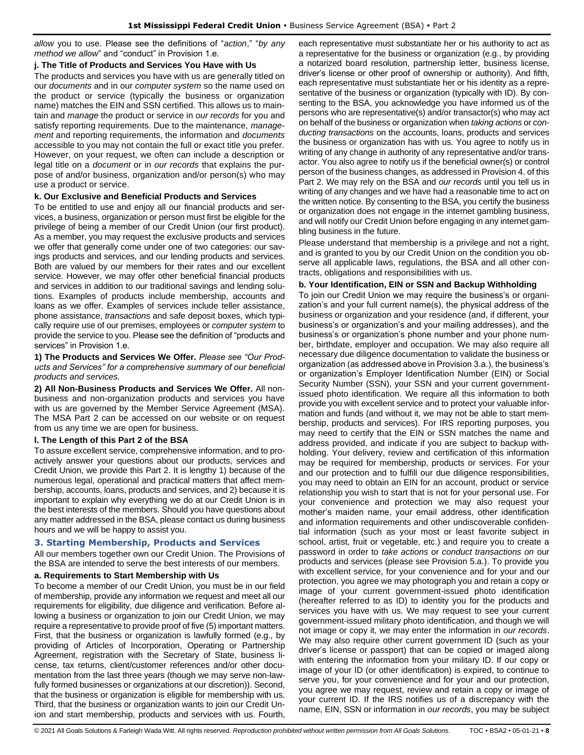*allow* you to use. Please see the definitions of "*action*," "*by any method we allow*" and "conduct" in Provision 1.e.

**j. The Title of Products and Services You Have with Us**

The products and services you have with us are generally titled on our *documents* and in our *computer system* so the name used on the product or service (typically the business or organization name) matches the EIN and SSN certified. This allows us to maintain and *manage* the product or service in *our records* for you and satisfy reporting requirements. Due to the maintenance, *management* and reporting requirements, the information and *documents* accessible to you may not contain the full or exact title you prefer. However, on your request, we often can include a description or legal title on a *document* or in *our records* that explains the purpose of and/or business, organization and/or person(s) who may use a product or service.

**k. Our Exclusive and Beneficial Products and Services**

To be entitled to use and enjoy all our financial products and services, a business, organization or person must first be eligible for the privilege of being a member of our Credit Union (our first product). As a member, you may request the exclusive products and services we offer that generally come under one of two categories: our savings products and services, and our lending products and services. Both are valued by our members for their rates and our excellent service. However, we may offer other beneficial financial products and services in addition to our traditional savings and lending solutions. Examples of products include membership, accounts and loans as we offer. Examples of services include teller assistance, phone assistance, *transactions* and safe deposit boxes, which typically require use of our premises, employees or *computer system* to provide the service to you. Please see the definition of "products and services" in Provision 1.e.

**1) The Products and Services We Offer.** *Please see "Our Products and Services" for a comprehensive summary of our beneficial products and services.*

**2) All Non-Business Products and Services We Offer.** All non-business and non-organization products and services you have with us are governed by the Member Service Agreement (MSA). The MSA Part 2 can be accessed on our website or on request from us any time we are open for business.

**l. The Length of this Part 2 of the BSA**

To assure excellent service, comprehensive information, and to proactively answer your questions about our products, services and Credit Union, we provide this Part 2. It is lengthy 1) because of the numerous legal, operational and practical matters that affect membership, accounts, loans, products and services, and 2) because it is important to explain why everything we do at our Credit Union is in the best interests of the members. Should you have questions about any matter addressed in the BSA, please contact us during business hours and we will be happy to assist you.

## 3. Starting Membership, Products and Services

All our members together own our Credit Union. The Provisions of the BSA are intended to serve the best interests of our members.

**a. Requirements to Start Membership with Us**

To become a member of our Credit Union, you must be in our field of membership, provide any information we request and meet all our requirements for eligibility, due diligence and verification. Before allowing a business or organization to join our Credit Union, we may require a representative to provide proof of five (5) important matters. First, that the business or organization is lawfully formed (e.g., by providing of Articles of Incorporation, Operating or Partnership Agreement, registration with the Secretary of State, business license, tax returns, client/customer references and/or other documentation from the last three years (though we may serve non-lawfully formed businesses or organizations at our discretion)). Second, that the business or organization is eligible for membership with us. Third, that the business or organization wants to join our Credit Union and start membership, products and services with us. Fourth, each representative must substantiate her or his authority to act as a representative for the business or organization (e.g., by providing a notarized board resolution, partnership letter, business license, driver's license or other proof of ownership or authority). And fifth, each representative must substantiate her or his identity as a representative of the business or organization (typically with ID). By consenting to the BSA, you acknowledge you have informed us of the persons who are representative(s) and/or transactor(s) who may act on behalf of the business or organization when *taking actions* or *conducting transactions* on the accounts, loans, products and services the business or organization has with us. You agree to notify us in writing of any change in authority of any representative and/or transactor. You also agree to notify us if the beneficial owner(s) or control person of the business changes, as addressed in Provision 4. of this Part 2. We may rely on the BSA and *our records* until you tell us in writing of any changes and we have had a reasonable time to act on the written notice. By consenting to the BSA, you certify the business or organization does not engage in the internet gambling business, and will notify our Credit Union before engaging in any internet gambling business in the future.

Please understand that membership is a privilege and not a right, and is granted to you by our Credit Union on the condition you observe all applicable laws, regulations, the BSA and all other contracts, obligations and responsibilities with us.

**b. Your Identification, EIN or SSN and Backup Withholding**

To join our Credit Union we may require the business's or organization's and your full current name(s), the physical address of the business or organization and your residence (and, if different, your business's or organization's and your mailing addresses), and the business's or organization's phone number and your phone number, birthdate, employer and occupation. We may also require all necessary due diligence documentation to validate the business or organization (as addressed above in Provision 3.a.), the business's or organization's Employer Identification Number (EIN) or Social Security Number (SSN), your SSN and your current government-issued photo identification. We require all this information to both provide you with excellent service and to protect your valuable information and funds (and without it, we may not be able to start membership, products and services). For IRS reporting purposes, you may need to certify that the EIN or SSN matches the name and address provided, and indicate if you are subject to backup withholding. Your delivery, review and certification of this information may be required for membership, products or services. For your and our protection and to fulfill our due diligence responsibilities, you may need to obtain an EIN for an account, product or service relationship you wish to start that is not for your personal use. For your convenience and protection we may also request your mother's maiden name, your email address, other identification and information requirements and other undiscoverable confidential information (such as your most or least favorite subject in school, artist, fruit or vegetable, etc.) and require you to create a password in order to *take actions* or *conduct transactions on* our products and services (please see Provision 5.a.). To provide you with excellent service, for your convenience and for your and our protection, you agree we may photograph you and retain a copy or image of your current government-issued photo identification (hereafter referred to as ID) to identity you for the products and services you have with us. We may request to see your current government-issued military photo identification, and though we will not image or copy it, we may enter the information in *our records*. We may also require other current government ID (such as your driver's license or passport) that can be copied or imaged along with entering the information from your military ID. If our copy or image of your ID (or other identification) is expired, to continue to serve you, for your convenience and for your and our protection, you agree we may request, review and retain a copy or image of your current ID. If the IRS notifies us of a discrepancy with the name, EIN, SSN or information in *our records*, you may be subject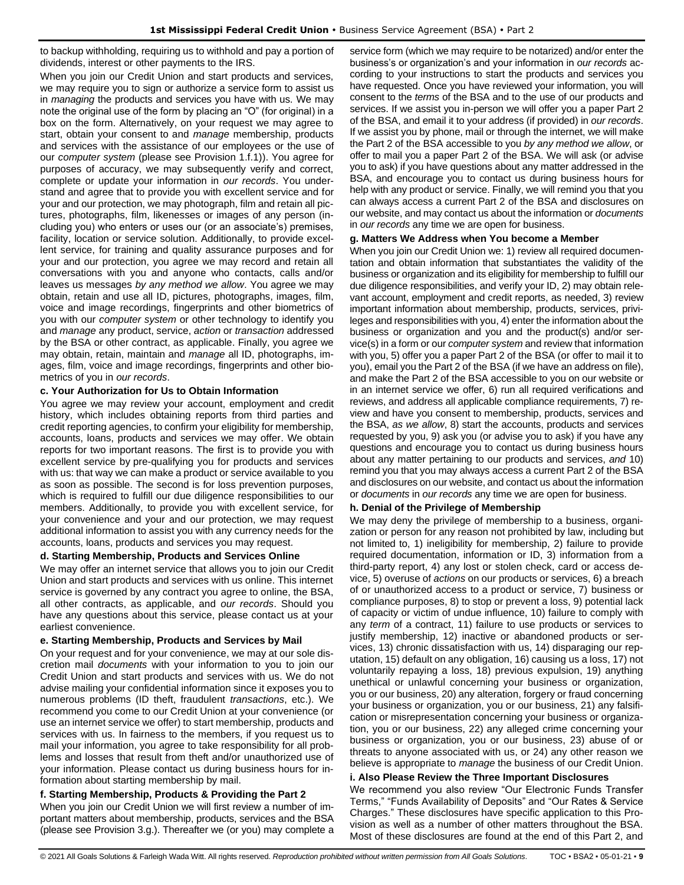to backup withholding, requiring us to withhold and pay a portion of dividends, interest or other payments to the IRS.

When you join our Credit Union and start products and services, we may require you to sign or authorize a service form to assist us in *managing* the products and services you have with us. We may note the original use of the form by placing an "O" (for original) in a box on the form. Alternatively, on your request we may agree to start, obtain your consent to and *manage* membership, products and services with the assistance of our employees or the use of our *computer system* (please see Provision 1.f.1)). You agree for purposes of accuracy, we may subsequently verify and correct, complete or update your information in *our records*. You understand and agree that to provide you with excellent service and for your and our protection, we may photograph, film and retain all pictures, photographs, film, likenesses or images of any person (including you) who enters or uses our (or an associate's) premises, facility, location or service solution. Additionally, to provide excellent service, for training and quality assurance purposes and for your and our protection, you agree we may record and retain all conversations with you and anyone who contacts, calls and/or leaves us messages *by any method we allow*. You agree we may obtain, retain and use all ID, pictures, photographs, images, film, voice and image recordings, fingerprints and other biometrics of you with our *computer system* or other technology to identify you and *manage* any product, service, *action* or *transaction* addressed by the BSA or other contract, as applicable. Finally, you agree we may obtain, retain, maintain and *manage* all ID, photographs, images, film, voice and image recordings, fingerprints and other biometrics of you in *our records*.

**c. Your Authorization for Us to Obtain Information**

You agree we may review your account, employment and credit history, which includes obtaining reports from third parties and credit reporting agencies, to confirm your eligibility for membership, accounts, loans, products and services we may offer. We obtain reports for two important reasons. The first is to provide you with excellent service by pre-qualifying you for products and services with us: that way we can make a product or service available to you as soon as possible. The second is for loss prevention purposes, which is required to fulfill our due diligence responsibilities to our members. Additionally, to provide you with excellent service, for your convenience and your and our protection, we may request additional information to assist you with any currency needs for the accounts, loans, products and services you may request.

**d. Starting Membership, Products and Services Online**

We may offer an internet service that allows you to join our Credit Union and start products and services with us online. This internet service is governed by any contract you agree to online, the BSA, all other contracts, as applicable, and *our records*. Should you have any questions about this service, please contact us at your earliest convenience.

**e. Starting Membership, Products and Services by Mail**

On your request and for your convenience, we may at our sole discretion mail *documents* with your information to you to join our Credit Union and start products and services with us. We do not advise mailing your confidential information since it exposes you to numerous problems (ID theft, fraudulent *transactions*, etc.). We recommend you come to our Credit Union at your convenience (or use an internet service we offer) to start membership, products and services with us. In fairness to the members, if you request us to mail your information, you agree to take responsibility for all problems and losses that result from theft and/or unauthorized use of your information. Please contact us during business hours for information about starting membership by mail.

**f. Starting Membership, Products & Providing the Part 2**

When you join our Credit Union we will first review a number of important matters about membership, products, services and the BSA (please see Provision 3.g.). Thereafter we (or you) may complete a service form (which we may require to be notarized) and/or enter the business's or organization's and your information in *our records* according to your instructions to start the products and services you have requested. Once you have reviewed your information, you will consent to the *terms* of the BSA and to the use of our products and services. If we assist you in-person we will offer you a paper Part 2 of the BSA, and email it to your address (if provided) in *our records*. If we assist you by phone, mail or through the internet, we will make the Part 2 of the BSA accessible to you *by any method we allow*, or offer to mail you a paper Part 2 of the BSA. We will ask (or advise you to ask) if you have questions about any matter addressed in the BSA, and encourage you to contact us during business hours for help with any product or service. Finally, we will remind you that you can always access a current Part 2 of the BSA and disclosures on our website, and may contact us about the information or *documents* in *our records* any time we are open for business.

**g. Matters We Address when You become a Member**

When you join our Credit Union we: 1) review all required documentation and obtain information that substantiates the validity of the business or organization and its eligibility for membership to fulfill our due diligence responsibilities, and verify your ID, 2) may obtain relevant account, employment and credit reports, as needed, 3) review important information about membership, products, services, privileges and responsibilities with you, 4) enter the information about the business or organization and you and the product(s) and/or service(s) in a form or our *computer system* and review that information with you, 5) offer you a paper Part 2 of the BSA (or offer to mail it to you), email you the Part 2 of the BSA (if we have an address on file), and make the Part 2 of the BSA accessible to you on our website or in an internet service we offer, 6) run all required verifications and reviews, and address all applicable compliance requirements, 7) review and have you consent to membership, products, services and the BSA, *as we allow*, 8) start the accounts, products and services requested by you, 9) ask you (or advise you to ask) if you have any questions and encourage you to contact us during business hours about any matter pertaining to our products and services, *and* 10) remind you that you may always access a current Part 2 of the BSA and disclosures on our website, and contact us about the information or *documents* in *our records* any time we are open for business.

**h. Denial of the Privilege of Membership**

We may deny the privilege of membership to a business, organization or person for any reason not prohibited by law, including but not limited to, 1) ineligibility for membership, 2) failure to provide required documentation, information or ID, 3) information from a third-party report, 4) any lost or stolen check, card or access device, 5) overuse of *actions* on our products or services, 6) a breach of or unauthorized access to a product or service, 7) business or compliance purposes, 8) to stop or prevent a loss, 9) potential lack of capacity or victim of undue influence, 10) failure to comply with any *term* of a contract, 11) failure to use products or services to justify membership, 12) inactive or abandoned products or services, 13) chronic dissatisfaction with us, 14) disparaging our reputation, 15) default on any obligation, 16) causing us a loss, 17) not voluntarily repaying a loss, 18) previous expulsion, 19) anything unethical or unlawful concerning your business or organization, you or our business, 20) any alteration, forgery or fraud concerning your business or organization, you or our business, 21) any falsification or misrepresentation concerning your business or organization, you or our business, 22) any alleged crime concerning your business or organization, you or our business, 23) abuse of or threats to anyone associated with us, or 24) any other reason we believe is appropriate to *manage* the business of our Credit Union.

**i. Also Please Review the Three Important Disclosures**

We recommend you also review "Our Electronic Funds Transfer Terms," "Funds Availability of Deposits" and "Our Rates & Service Charges." These disclosures have specific application to this Provision as well as a number of other matters throughout the BSA. Most of these disclosures are found at the end of this Part 2, and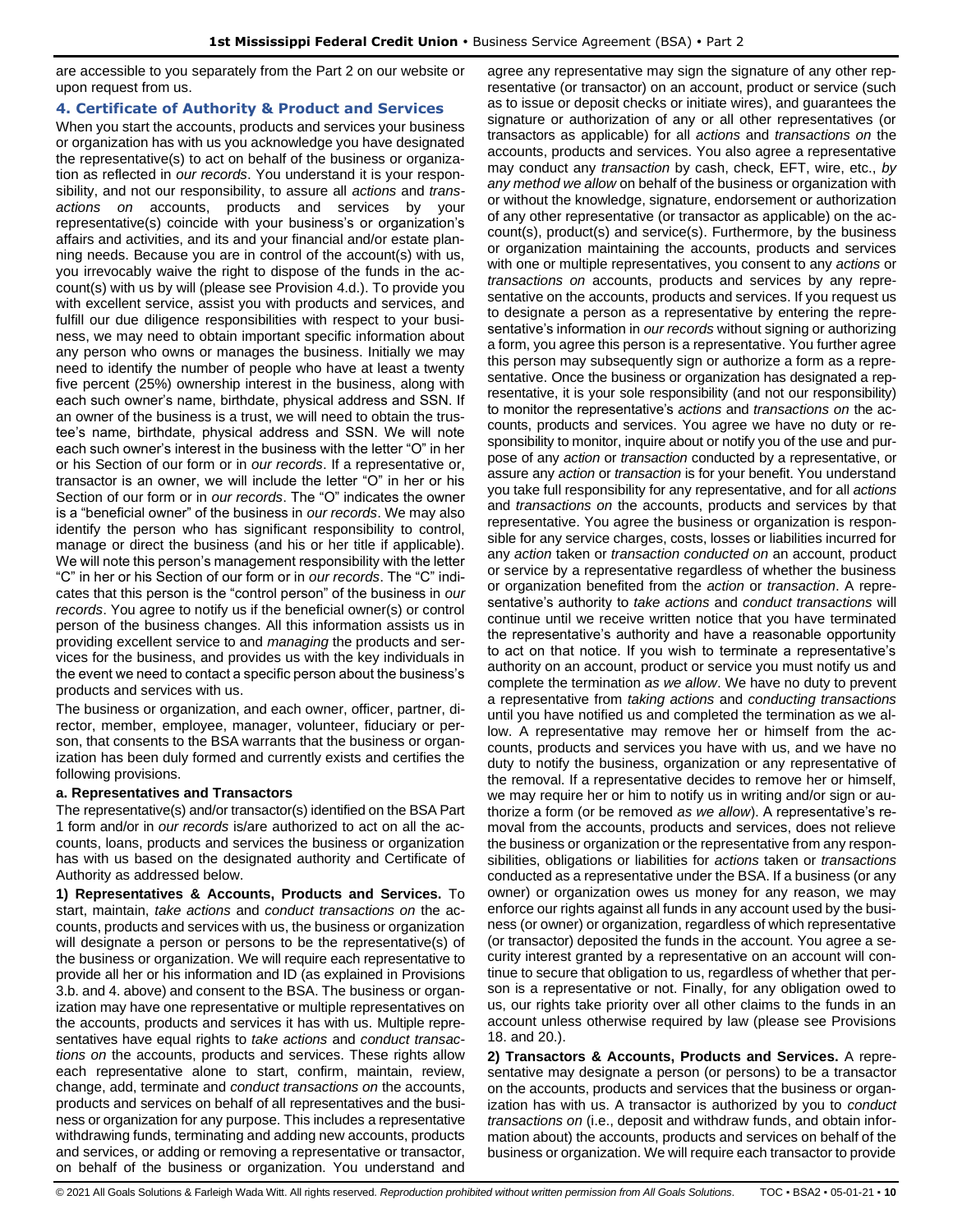are accessible to you separately from the Part 2 on our website or upon request from us.

## 4. Certificate of Authority & Product and Services

When you start the accounts, products and services your business or organization has with us you acknowledge you have designated the representative(s) to act on behalf of the business or organization as reflected in *our records*. You understand it is your responsibility, and not our responsibility, to assure all *actions* and *transactions on* accounts, products and services by your representative(s) coincide with your business's or organization's affairs and activities, and its and your financial and/or estate planning needs. Because you are in control of the account(s) with us, you irrevocably waive the right to dispose of the funds in the account(s) with us by will (please see Provision 4.d.). To provide you with excellent service, assist you with products and services, and fulfill our due diligence responsibilities with respect to your business, we may need to obtain important specific information about any person who owns or manages the business. Initially we may need to identify the number of people who have at least a twenty five percent (25%) ownership interest in the business, along with each such owner's name, birthdate, physical address and SSN. If an owner of the business is a trust, we will need to obtain the trustee's name, birthdate, physical address and SSN. We will note each such owner's interest in the business with the letter "O" in her or his Section of our form or in *our records*. If a representative or, transactor is an owner, we will include the letter "O" in her or his Section of our form or in *our records*. The "O" indicates the owner is a "beneficial owner" of the business in *our records*. We may also identify the person who has significant responsibility to control, manage or direct the business (and his or her title if applicable). We will note this person's management responsibility with the letter "C" in her or his Section of our form or in *our records*. The "C" indicates that this person is the "control person" of the business in *our records*. You agree to notify us if the beneficial owner(s) or control person of the business changes. All this information assists us in providing excellent service to and *managing* the products and services for the business, and provides us with the key individuals in the event we need to contact a specific person about the business's products and services with us.

The business or organization, and each owner, officer, partner, director, member, employee, manager, volunteer, fiduciary or person, that consents to the BSA warrants that the business or organization has been duly formed and currently exists and certifies the following provisions.

### a. Representatives and Transactors

The representative(s) and/or transactor(s) identified on the BSA Part 1 form and/or in *our records* is/are authorized to act on all the accounts, loans, products and services the business or organization has with us based on the designated authority and Certificate of Authority as addressed below.

**1) Representatives & Accounts, Products and Services.** To start, maintain, *take actions* and *conduct transactions on* the accounts, products and services with us, the business or organization will designate a person or persons to be the representative(s) of the business or organization. We will require each representative to provide all her or his information and ID (as explained in Provisions 3.b. and 4. above) and consent to the BSA. The business or organization may have one representative or multiple representatives on the accounts, products and services it has with us. Multiple representatives have equal rights to *take actions* and *conduct transactions on* the accounts, products and services. These rights allow each representative alone to start, confirm, maintain, review, change, add, terminate and *conduct transactions on* the accounts, products and services on behalf of all representatives and the business or organization for any purpose. This includes a representative withdrawing funds, terminating and adding new accounts, products and services, or adding or removing a representative or transactor, on behalf of the business or organization. You understand and agree any representative may sign the signature of any other representative (or transactor) on an account, product or service (such as to issue or deposit checks or initiate wires), and guarantees the signature or authorization of any or all other representatives (or transactors as applicable) for all *actions* and *transactions on* the accounts, products and services. You also agree a representative may conduct any *transaction* by cash, check, EFT, wire, etc., *by any method we allow* on behalf of the business or organization with or without the knowledge, signature, endorsement or authorization of any other representative (or transactor as applicable) on the account(s), product(s) and service(s). Furthermore, by the business or organization maintaining the accounts, products and services with one or multiple representatives, you consent to any *actions* or *transactions on* accounts, products and services by any representative on the accounts, products and services. If you request us to designate a person as a representative by entering the representative's information in *our records* without signing or authorizing a form, you agree this person is a representative. You further agree this person may subsequently sign or authorize a form as a representative. Once the business or organization has designated a representative, it is your sole responsibility (and not our responsibility) to monitor the representative's *actions* and *transactions on* the accounts, products and services. You agree we have no duty or responsibility to monitor, inquire about or notify you of the use and purpose of any *action* or *transaction* conducted by a representative, or assure any *action* or *transaction* is for your benefit. You understand you take full responsibility for any representative, and for all *actions* and *transactions on* the accounts, products and services by that representative. You agree the business or organization is responsible for any service charges, costs, losses or liabilities incurred for any *action* taken or *transaction conducted on* an account, product or service by a representative regardless of whether the business or organization benefited from the *action* or *transaction*. A representative's authority to *take actions* and *conduct transactions* will continue until we receive written notice that you have terminated the representative's authority and have a reasonable opportunity to act on that notice. If you wish to terminate a representative's authority on an account, product or service you must notify us and complete the termination *as we allow*. We have no duty to prevent a representative from *taking actions* and *conducting transactions* until you have notified us and completed the termination as we allow. A representative may remove her or himself from the accounts, products and services you have with us, and we have no duty to notify the business, organization or any representative of the removal. If a representative decides to remove her or himself, we may require her or him to notify us in writing and/or sign or authorize a form (or be removed *as we allow*). A representative's removal from the accounts, products and services, does not relieve the business or organization or the representative from any responsibilities, obligations or liabilities for *actions* taken or *transactions* conducted as a representative under the BSA. If a business (or any owner) or organization owes us money for any reason, we may enforce our rights against all funds in any account used by the business (or owner) or organization, regardless of which representative (or transactor) deposited the funds in the account. You agree a security interest granted by a representative on an account will continue to secure that obligation to us, regardless of whether that person is a representative or not. Finally, for any obligation owed to us, our rights take priority over all other claims to the funds in an account unless otherwise required by law (please see Provisions 18. and 20.).

**2) Transactors & Accounts, Products and Services.** A representative may designate a person (or persons) to be a transactor on the accounts, products and services that the business or organization has with us. A transactor is authorized by you to *conduct transactions on* (i.e., deposit and withdraw funds, and obtain information about) the accounts, products and services on behalf of the business or organization. We will require each transactor to provide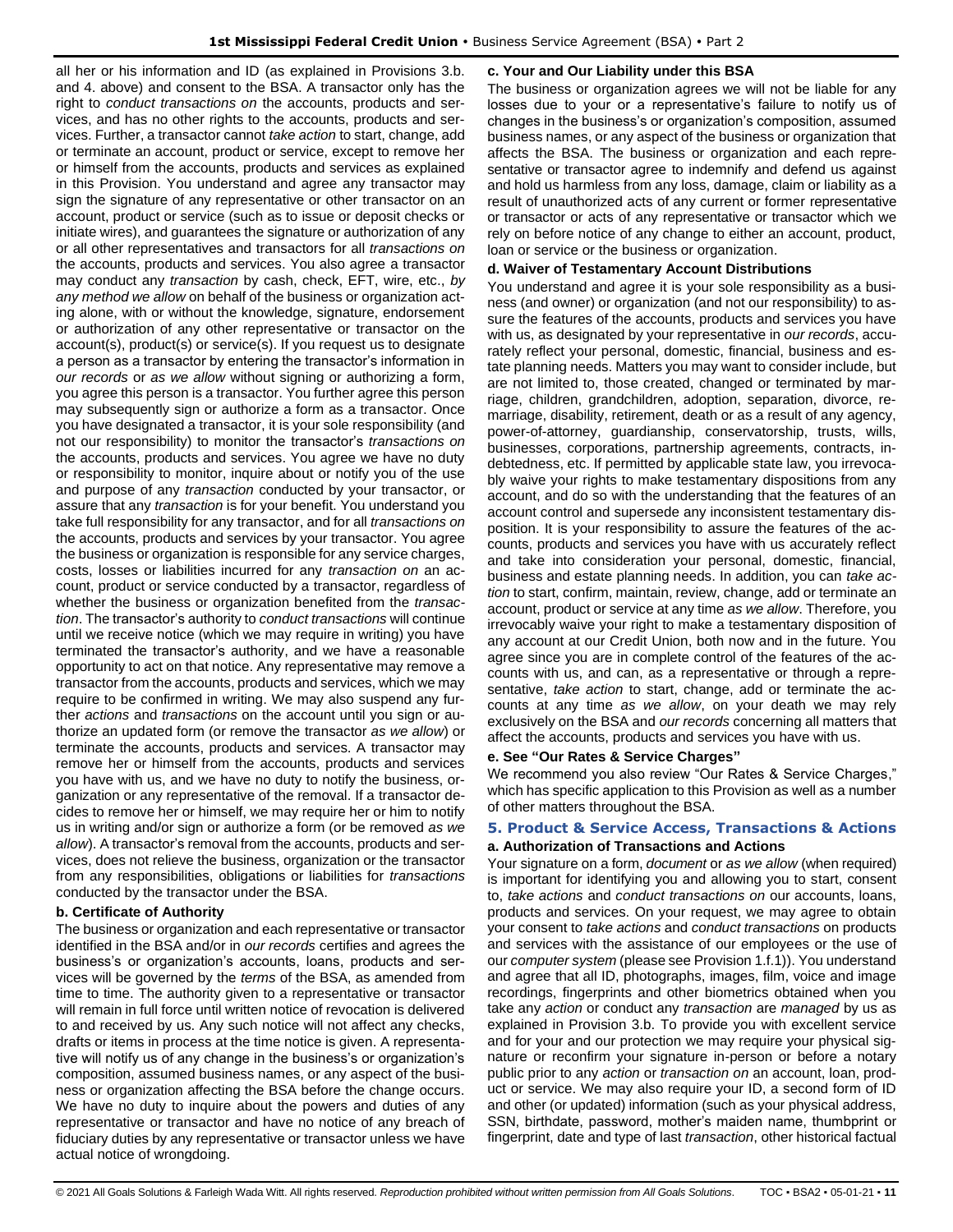all her or his information and ID (as explained in Provisions 3.b. and 4. above) and consent to the BSA. A transactor only has the right to *conduct transactions on* the accounts, products and services, and has no other rights to the accounts, products and services. Further, a transactor cannot *take action* to start, change, add or terminate an account, product or service, except to remove her or himself from the accounts, products and services as explained in this Provision. You understand and agree any transactor may sign the signature of any representative or other transactor on an account, product or service (such as to issue or deposit checks or initiate wires), and guarantees the signature or authorization of any or all other representatives and transactors for all *transactions on* the accounts, products and services. You also agree a transactor may conduct any *transaction* by cash, check, EFT, wire, etc., *by any method we allow* on behalf of the business or organization acting alone, with or without the knowledge, signature, endorsement or authorization of any other representative or transactor on the account(s), product(s) or service(s). If you request us to designate a person as a transactor by entering the transactor's information in *our records* or *as we allow* without signing or authorizing a form, you agree this person is a transactor. You further agree this person may subsequently sign or authorize a form as a transactor. Once you have designated a transactor, it is your sole responsibility (and not our responsibility) to monitor the transactor's *transactions on* the accounts, products and services. You agree we have no duty or responsibility to monitor, inquire about or notify you of the use and purpose of any *transaction* conducted by your transactor, or assure that any *transaction* is for your benefit. You understand you take full responsibility for any transactor, and for all *transactions on* the accounts, products and services by your transactor. You agree the business or organization is responsible for any service charges, costs, losses or liabilities incurred for any *transaction on* an account, product or service conducted by a transactor, regardless of whether the business or organization benefited from the *transaction*. The transactor's authority to *conduct transactions* will continue until we receive notice (which we may require in writing) you have terminated the transactor's authority, and we have a reasonable opportunity to act on that notice. Any representative may remove a transactor from the accounts, products and services, which we may require to be confirmed in writing. We may also suspend any further *actions* and *transactions* on the account until you sign or authorize an updated form (or remove the transactor *as we allow*) or terminate the accounts, products and services. A transactor may remove her or himself from the accounts, products and services you have with us, and we have no duty to notify the business, organization or any representative of the removal. If a transactor decides to remove her or herself, we may require her or him to notify us in writing and/or sign or authorize a form (or be removed *as we allow*). A transactor's removal from the accounts, products and services, does not relieve the business, organization or the transactor from any responsibilities, obligations or liabilities for *transactions* conducted by the transactor under the BSA.

### b. Certificate of Authority

The business or organization and each representative or transactor identified in the BSA and/or in *our records* certifies and agrees the business's or organization's accounts, loans, products and services will be governed by the *terms* of the BSA, as amended from time to time. The authority given to a representative or transactor will remain in full force until written notice of revocation is delivered to and received by us. Any such notice will not affect any checks, drafts or items in process at the time notice is given. A representative will notify us of any change in the business's or organization's composition, assumed business names, or any aspect of the business or organization affecting the BSA before the change occurs. We have no duty to inquire about the powers and duties of any representative or transactor and have no notice of any breach of fiduciary duties by any representative or transactor unless we have actual notice of wrongdoing.

### c. Your and Our Liability under this BSA

The business or organization agrees we will not be liable for any losses due to your or a representative's failure to notify us of changes in the business's or organization's composition, assumed business names, or any aspect of the business or organization that affects the BSA. The business or organization and each representative or transactor agree to indemnify and defend us against and hold us harmless from any loss, damage, claim or liability as a result of unauthorized acts of any current or former representative or transactor or acts of any representative or transactor which we rely on before notice of any change to either an account, product, loan or service or the business or organization.

### d. Waiver of Testamentary Account Distributions

You understand and agree it is your sole responsibility as a business (and owner) or organization (and not our responsibility) to assure the features of the accounts, products and services you have with us, as designated by your representative in *our records*, accurately reflect your personal, domestic, financial, business and estate planning needs. Matters you may want to consider include, but are not limited to, those created, changed or terminated by marriage, children, grandchildren, adoption, separation, divorce, remarriage, disability, retirement, death or as a result of any agency, power-of-attorney, guardianship, conservatorship, trusts, wills, businesses, corporations, partnership agreements, contracts, indebtedness, etc. If permitted by applicable state law, you irrevocably waive your rights to make testamentary dispositions from any account, and do so with the understanding that the features of an account control and supersede any inconsistent testamentary disposition. It is your responsibility to assure the features of the accounts, products and services you have with us accurately reflect and take into consideration your personal, domestic, financial, business and estate planning needs. In addition, you can *take action* to start, confirm, maintain, review, change, add or terminate an account, product or service at any time *as we allow*. Therefore, you irrevocably waive your right to make a testamentary disposition of any account at our Credit Union, both now and in the future. You agree since you are in complete control of the features of the accounts with us, and can, as a representative or through a representative, *take action* to start, change, add or terminate the accounts at any time *as we allow*, on your death we may rely exclusively on the BSA and *our records* concerning all matters that affect the accounts, products and services you have with us.

### e. See "Our Rates & Service Charges"

We recommend you also review "Our Rates & Service Charges," which has specific application to this Provision as well as a number of other matters throughout the BSA.

## 5. Product & Service Access, Transactions & Actions

### a. Authorization of Transactions and Actions

Your signature on a form, *document* or *as we allow* (when required) is important for identifying you and allowing you to start, consent to, *take actions* and *conduct transactions on* our accounts, loans, products and services. On your request, we may agree to obtain your consent to *take actions* and *conduct transactions* on products and services with the assistance of our employees or the use of our *computer system* (please see Provision 1.f.1)). You understand and agree that all ID, photographs, images, film, voice and image recordings, fingerprints and other biometrics obtained when you take any *action* or conduct any *transaction* are *managed* by us as explained in Provision 3.b. To provide you with excellent service and for your and our protection we may require your physical signature or reconfirm your signature in-person or before a notary public prior to any *action* or *transaction on* an account, loan, product or service. We may also require your ID, a second form of ID and other (or updated) information (such as your physical address, SSN, birthdate, password, mother's maiden name, thumbprint or fingerprint, date and type of last *transaction*, other historical factual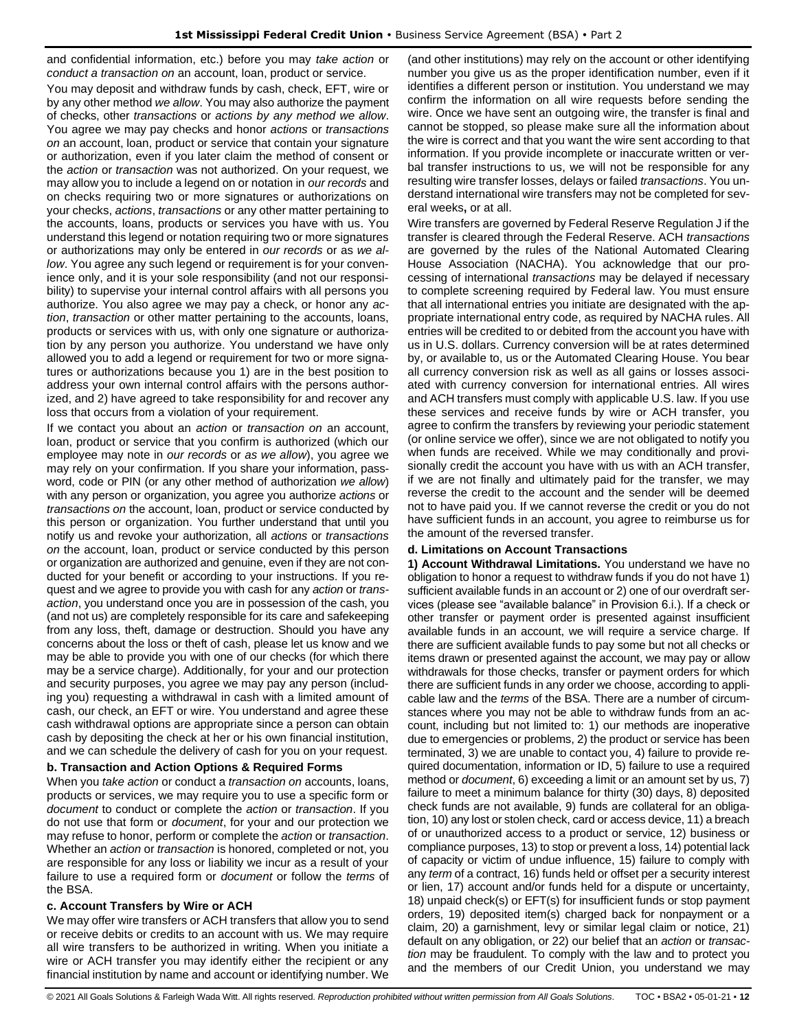and confidential information, etc.) before you may *take action* or *conduct a transaction on* an account, loan, product or service.

You may deposit and withdraw funds by cash, check, EFT, wire or by any other method *we allow*. You may also authorize the payment of checks, other *transactions* or *actions by any method we allow*. You agree we may pay checks and honor *actions* or *transactions on* an account, loan, product or service that contain your signature or authorization, even if you later claim the method of consent or the *action* or *transaction* was not authorized. On your request, we may allow you to include a legend on or notation in *our records* and on checks requiring two or more signatures or authorizations on your checks, *actions*, *transactions* or any other matter pertaining to the accounts, loans, products or services you have with us. You understand this legend or notation requiring two or more signatures or authorizations may only be entered in *our records* or as *we allow*. You agree any such legend or requirement is for your convenience only, and it is your sole responsibility (and not our responsibility) to supervise your internal control affairs with all persons you authorize. You also agree we may pay a check, or honor any *action*, *transaction* or other matter pertaining to the accounts, loans, products or services with us, with only one signature or authorization by any person you authorize. You understand we have only allowed you to add a legend or requirement for two or more signatures or authorizations because you 1) are in the best position to address your own internal control affairs with the persons authorized, and 2) have agreed to take responsibility for and recover any loss that occurs from a violation of your requirement.

If we contact you about an *action* or *transaction on* an account, loan, product or service that you confirm is authorized (which our employee may note in *our records* or *as we allow*), you agree we may rely on your confirmation. If you share your information, password, code or PIN (or any other method of authorization *we allow*) with any person or organization, you agree you authorize *actions* or *transactions on* the account, loan, product or service conducted by this person or organization. You further understand that until you notify us and revoke your authorization, all *actions* or *transactions on* the account, loan, product or service conducted by this person or organization are authorized and genuine, even if they are not conducted for your benefit or according to your instructions. If you request and we agree to provide you with cash for any *action* or *transaction*, you understand once you are in possession of the cash, you (and not us) are completely responsible for its care and safekeeping from any loss, theft, damage or destruction. Should you have any concerns about the loss or theft of cash, please let us know and we may be able to provide you with one of our checks (for which there may be a service charge). Additionally, for your and our protection and security purposes, you agree we may pay any person (including you) requesting a withdrawal in cash with a limited amount of cash, our check, an EFT or wire. You understand and agree these cash withdrawal options are appropriate since a person can obtain cash by depositing the check at her or his own financial institution, and we can schedule the delivery of cash for you on your request.

**b. Transaction and Action Options & Required Forms**

When you *take action* or conduct a *transaction on* accounts, loans, products or services, we may require you to use a specific form or *document* to conduct or complete the *action* or *transaction*. If you do not use that form or *document*, for your and our protection we may refuse to honor, perform or complete the *action* or *transaction*. Whether an *action* or *transaction* is honored, completed or not, you are responsible for any loss or liability we incur as a result of your failure to use a required form or *document* or follow the *terms* of the BSA.

**c. Account Transfers by Wire or ACH**

We may offer wire transfers or ACH transfers that allow you to send or receive debits or credits to an account with us. We may require all wire transfers to be authorized in writing. When you initiate a wire or ACH transfer you may identify either the recipient or any financial institution by name and account or identifying number. We (and other institutions) may rely on the account or other identifying number you give us as the proper identification number, even if it identifies a different person or institution. You understand we may confirm the information on all wire requests before sending the wire. Once we have sent an outgoing wire, the transfer is final and cannot be stopped, so please make sure all the information about the wire is correct and that you want the wire sent according to that information. If you provide incomplete or inaccurate written or verbal transfer instructions to us, we will not be responsible for any resulting wire transfer losses, delays or failed *transactions*. You understand international wire transfers may not be completed for several weeks**,** or at all.

Wire transfers are governed by Federal Reserve Regulation J if the transfer is cleared through the Federal Reserve. ACH *transactions* are governed by the rules of the National Automated Clearing House Association (NACHA). You acknowledge that our processing of international *transactions* may be delayed if necessary to complete screening required by Federal law. You must ensure that all international entries you initiate are designated with the appropriate international entry code, as required by NACHA rules. All entries will be credited to or debited from the account you have with us in U.S. dollars. Currency conversion will be at rates determined by, or available to, us or the Automated Clearing House. You bear all currency conversion risk as well as all gains or losses associated with currency conversion for international entries. All wires and ACH transfers must comply with applicable U.S. law. If you use these services and receive funds by wire or ACH transfer, you agree to confirm the transfers by reviewing your periodic statement (or online service we offer), since we are not obligated to notify you when funds are received. While we may conditionally and provisionally credit the account you have with us with an ACH transfer, if we are not finally and ultimately paid for the transfer, we may reverse the credit to the account and the sender will be deemed not to have paid you. If we cannot reverse the credit or you do not have sufficient funds in an account, you agree to reimburse us for the amount of the reversed transfer.

**d. Limitations on Account Transactions**

**1) Account Withdrawal Limitations.** You understand we have no obligation to honor a request to withdraw funds if you do not have 1) sufficient available funds in an account or 2) one of our overdraft services (please see "available balance" in Provision 6.i.). If a check or other transfer or payment order is presented against insufficient available funds in an account, we will require a service charge. If there are sufficient available funds to pay some but not all checks or items drawn or presented against the account, we may pay or allow withdrawals for those checks, transfer or payment orders for which there are sufficient funds in any order we choose, according to applicable law and the *terms* of the BSA. There are a number of circumstances where you may not be able to withdraw funds from an account, including but not limited to: 1) our methods are inoperative due to emergencies or problems, 2) the product or service has been terminated, 3) we are unable to contact you, 4) failure to provide required documentation, information or ID, 5) failure to use a required method or *document*, 6) exceeding a limit or an amount set by us, 7) failure to meet a minimum balance for thirty (30) days, 8) deposited check funds are not available, 9) funds are collateral for an obligation, 10) any lost or stolen check, card or access device, 11) a breach of or unauthorized access to a product or service, 12) business or compliance purposes, 13) to stop or prevent a loss, 14) potential lack of capacity or victim of undue influence, 15) failure to comply with any *term* of a contract, 16) funds held or offset per a security interest or lien, 17) account and/or funds held for a dispute or uncertainty, 18) unpaid check(s) or EFT(s) for insufficient funds or stop payment orders, 19) deposited item(s) charged back for nonpayment or a claim, 20) a garnishment, levy or similar legal claim or notice, 21) default on any obligation, or 22) our belief that an *action* or *transaction* may be fraudulent. To comply with the law and to protect you and the members of our Credit Union, you understand we may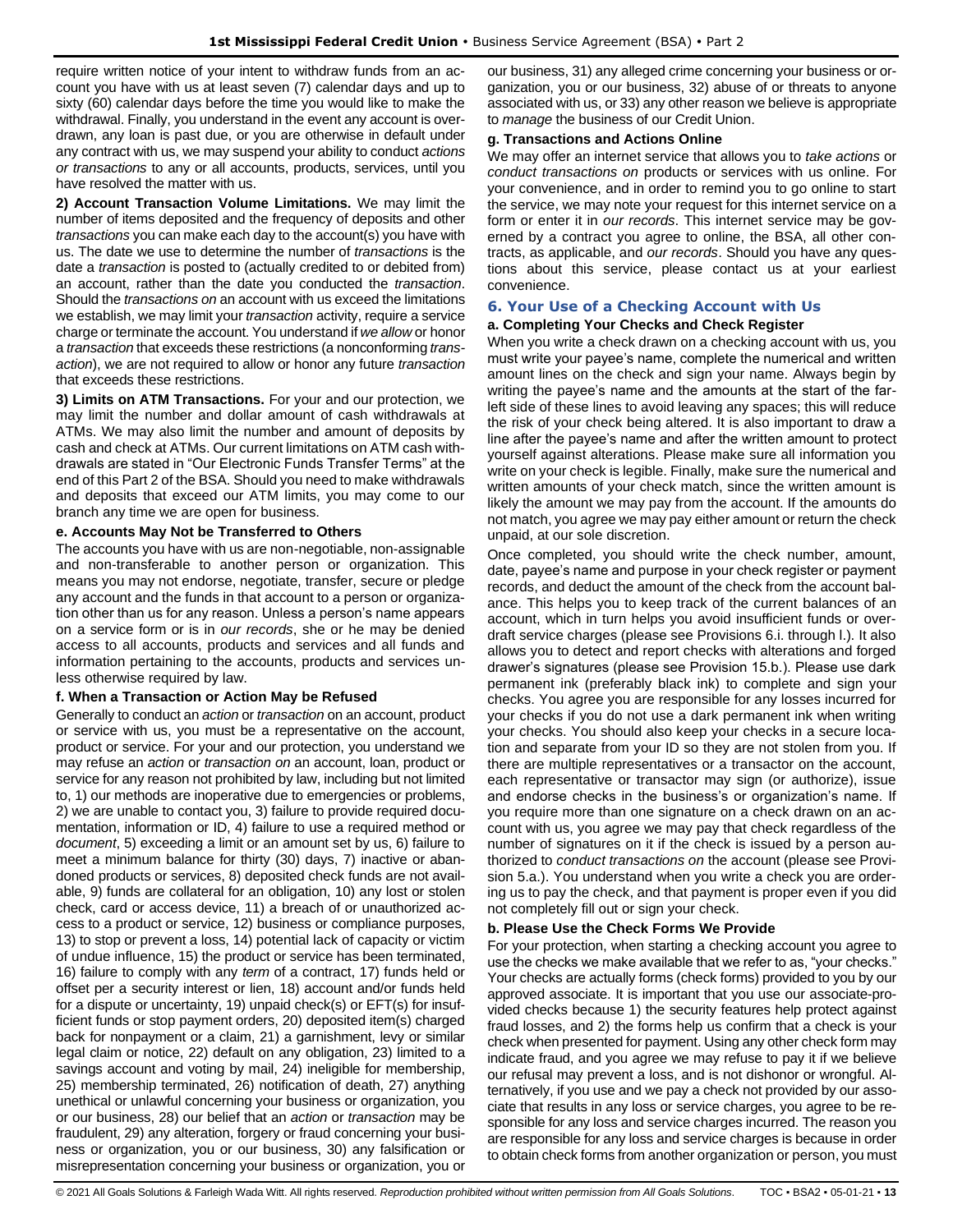require written notice of your intent to withdraw funds from an account you have with us at least seven (7) calendar days and up to sixty (60) calendar days before the time you would like to make the withdrawal. Finally, you understand in the event any account is overdrawn, any loan is past due, or you are otherwise in default under any contract with us, we may suspend your ability to conduct *actions or transactions* to any or all accounts, products, services, until you have resolved the matter with us.

**2) Account Transaction Volume Limitations.** We may limit the number of items deposited and the frequency of deposits and other *transactions* you can make each day to the account(s) you have with us. The date we use to determine the number of *transactions* is the date a *transaction* is posted to (actually credited to or debited from) an account, rather than the date you conducted the *transaction*. Should the *transactions on* an account with us exceed the limitations we establish, we may limit your *transaction* activity, require a service charge or terminate the account. You understand if *we allow* or honor a *transaction* that exceeds these restrictions (a nonconforming *transaction*), we are not required to allow or honor any future *transaction* that exceeds these restrictions.

**3) Limits on ATM Transactions.** For your and our protection, we may limit the number and dollar amount of cash withdrawals at ATMs. We may also limit the number and amount of deposits by cash and check at ATMs. Our current limitations on ATM cash withdrawals are stated in "Our Electronic Funds Transfer Terms" at the end of this Part 2 of the BSA. Should you need to make withdrawals and deposits that exceed our ATM limits, you may come to our branch any time we are open for business.

#### e. Accounts May Not be Transferred to Others

The accounts you have with us are non-negotiable, non-assignable and non-transferable to another person or organization. This means you may not endorse, negotiate, transfer, secure or pledge any account and the funds in that account to a person or organization other than us for any reason. Unless a person's name appears on a service form or is in *our records*, she or he may be denied access to all accounts, products and services and all funds and information pertaining to the accounts, products and services unless otherwise required by law.

#### f. When a Transaction or Action May be Refused

Generally to conduct an *action* or *transaction* on an account, product or service with us, you must be a representative on the account, product or service. For your and our protection, you understand we may refuse an *action* or *transaction on* an account, loan, product or service for any reason not prohibited by law, including but not limited to, 1) our methods are inoperative due to emergencies or problems, 2) we are unable to contact you, 3) failure to provide required documentation, information or ID, 4) failure to use a required method or *document*, 5) exceeding a limit or an amount set by us, 6) failure to meet a minimum balance for thirty (30) days, 7) inactive or abandoned products or services, 8) deposited check funds are not available, 9) funds are collateral for an obligation, 10) any lost or stolen check, card or access device, 11) a breach of or unauthorized access to a product or service, 12) business or compliance purposes, 13) to stop or prevent a loss, 14) potential lack of capacity or victim of undue influence, 15) the product or service has been terminated, 16) failure to comply with any *term* of a contract, 17) funds held or offset per a security interest or lien, 18) account and/or funds held for a dispute or uncertainty, 19) unpaid check(s) or EFT(s) for insufficient funds or stop payment orders, 20) deposited item(s) charged back for nonpayment or a claim, 21) a garnishment, levy or similar legal claim or notice, 22) default on any obligation, 23) limited to a savings account and voting by mail, 24) ineligible for membership, 25) membership terminated, 26) notification of death, 27) anything unethical or unlawful concerning your business or organization, you or our business, 28) our belief that an *action* or *transaction* may be fraudulent, 29) any alteration, forgery or fraud concerning your business or organization, you or our business, 30) any falsification or misrepresentation concerning your business or organization, you or our business, 31) any alleged crime concerning your business or organization, you or our business, 32) abuse of or threats to anyone associated with us, or 33) any other reason we believe is appropriate to *manage* the business of our Credit Union.

#### g. Transactions and Actions Online

We may offer an internet service that allows you to *take actions* or *conduct transactions on* products or services with us online. For your convenience, and in order to remind you to go online to start the service, we may note your request for this internet service on a form or enter it in *our records*. This internet service may be governed by a contract you agree to online, the BSA, all other contracts, as applicable, and *our records*. Should you have any questions about this service, please contact us at your earliest convenience.

### 6. Your Use of a Checking Account with Us

#### a. Completing Your Checks and Check Register

When you write a check drawn on a checking account with us, you must write your payee's name, complete the numerical and written amount lines on the check and sign your name. Always begin by writing the payee's name and the amounts at the start of the far-left side of these lines to avoid leaving any spaces; this will reduce the risk of your check being altered. It is also important to draw a line after the payee's name and after the written amount to protect yourself against alterations. Please make sure all information you write on your check is legible. Finally, make sure the numerical and written amounts of your check match, since the written amount is likely the amount we may pay from the account. If the amounts do not match, you agree we may pay either amount or return the check unpaid, at our sole discretion.

Once completed, you should write the check number, amount, date, payee's name and purpose in your check register or payment records, and deduct the amount of the check from the account balance. This helps you to keep track of the current balances of an account, which in turn helps you avoid insufficient funds or overdraft service charges (please see Provisions 6.i. through l.). It also allows you to detect and report checks with alterations and forged drawer's signatures (please see Provision 15.b.). Please use dark permanent ink (preferably black ink) to complete and sign your checks. You agree you are responsible for any losses incurred for your checks if you do not use a dark permanent ink when writing your checks. You should also keep your checks in a secure location and separate from your ID so they are not stolen from you. If there are multiple representatives or a transactor on the account, each representative or transactor may sign (or authorize), issue and endorse checks in the business's or organization's name. If you require more than one signature on a check drawn on an account with us, you agree we may pay that check regardless of the number of signatures on it if the check is issued by a person authorized to *conduct transactions on* the account (please see Provision 5.a.). You understand when you write a check you are ordering us to pay the check, and that payment is proper even if you did not completely fill out or sign your check.

#### b. Please Use the Check Forms We Provide

For your protection, when starting a checking account you agree to use the checks we make available that we refer to as, "your checks." Your checks are actually forms (check forms) provided to you by our approved associate. It is important that you use our associate-provided checks because 1) the security features help protect against fraud losses, and 2) the forms help us confirm that a check is your check when presented for payment. Using any other check form may indicate fraud, and you agree we may refuse to pay it if we believe our refusal may prevent a loss, and is not dishonor or wrongful. Alternatively, if you use and we pay a check not provided by our associate that results in any loss or service charges, you agree to be responsible for any loss and service charges incurred. The reason you are responsible for any loss and service charges is because in order to obtain check forms from another organization or person, you must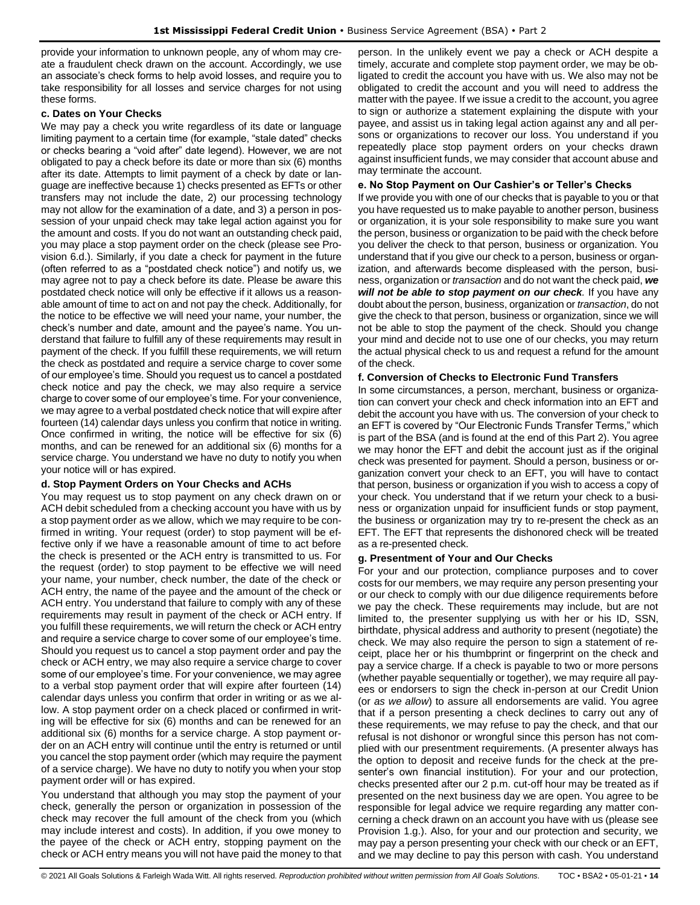provide your information to unknown people, any of whom may create a fraudulent check drawn on the account. Accordingly, we use an associate's check forms to help avoid losses, and require you to take responsibility for all losses and service charges for not using these forms.

### c. Dates on Your Checks

We may pay a check you write regardless of its date or language limiting payment to a certain time (for example, "stale dated" checks or checks bearing a "void after" date legend). However, we are not obligated to pay a check before its date or more than six (6) months after its date. Attempts to limit payment of a check by date or language are ineffective because 1) checks presented as EFTs or other transfers may not include the date, 2) our processing technology may not allow for the examination of a date, and 3) a person in possession of your unpaid check may take legal action against you for the amount and costs. If you do not want an outstanding check paid, you may place a stop payment order on the check (please see Provision 6.d.). Similarly, if you date a check for payment in the future (often referred to as a "postdated check notice") and notify us, we may agree not to pay a check before its date. Please be aware this postdated check notice will only be effective if it allows us a reasonable amount of time to act on and not pay the check. Additionally, for the notice to be effective we will need your name, your number, the check's number and date, amount and the payee's name. You understand that failure to fulfill any of these requirements may result in payment of the check. If you fulfill these requirements, we will return the check as postdated and require a service charge to cover some of our employee's time. Should you request us to cancel a postdated check notice and pay the check, we may also require a service charge to cover some of our employee's time. For your convenience, we may agree to a verbal postdated check notice that will expire after fourteen (14) calendar days unless you confirm that notice in writing. Once confirmed in writing, the notice will be effective for six (6) months, and can be renewed for an additional six (6) months for a service charge. You understand we have no duty to notify you when your notice will or has expired.

### d. Stop Payment Orders on Your Checks and ACHs

You may request us to stop payment on any check drawn on or ACH debit scheduled from a checking account you have with us by a stop payment order as we allow, which we may require to be confirmed in writing. Your request (order) to stop payment will be effective only if we have a reasonable amount of time to act before the check is presented or the ACH entry is transmitted to us. For the request (order) to stop payment to be effective we will need your name, your number, check number, the date of the check or ACH entry, the name of the payee and the amount of the check or ACH entry. You understand that failure to comply with any of these requirements may result in payment of the check or ACH entry. If you fulfill these requirements, we will return the check or ACH entry and require a service charge to cover some of our employee's time. Should you request us to cancel a stop payment order and pay the check or ACH entry, we may also require a service charge to cover some of our employee's time. For your convenience, we may agree to a verbal stop payment order that will expire after fourteen (14) calendar days unless you confirm that order in writing or as we allow. A stop payment order on a check placed or confirmed in writing will be effective for six (6) months and can be renewed for an additional six (6) months for a service charge. A stop payment order on an ACH entry will continue until the entry is returned or until you cancel the stop payment order (which may require the payment of a service charge). We have no duty to notify you when your stop payment order will or has expired.

You understand that although you may stop the payment of your check, generally the person or organization in possession of the check may recover the full amount of the check from you (which may include interest and costs). In addition, if you owe money to the payee of the check or ACH entry, stopping payment on the check or ACH entry means you will not have paid the money to that person. In the unlikely event we pay a check or ACH despite a timely, accurate and complete stop payment order, we may be obligated to credit the account you have with us. We also may not be obligated to credit the account and you will need to address the matter with the payee. If we issue a credit to the account, you agree to sign or authorize a statement explaining the dispute with your payee, and assist us in taking legal action against any and all persons or organizations to recover our loss. You understand if you repeatedly place stop payment orders on your checks drawn against insufficient funds, we may consider that account abuse and may terminate the account.

### e. No Stop Payment on Our Cashier's or Teller's Checks

If we provide you with one of our checks that is payable to you or that you have requested us to make payable to another person, business or organization, it is your sole responsibility to make sure you want the person, business or organization to be paid with the check before you deliver the check to that person, business or organization. You understand that if you give our check to a person, business or organization, and afterwards become displeased with the person, business, organization or *transaction* and do not want the check paid, ***we will not be able to stop payment on our check***. If you have any doubt about the person, business, organization or *transaction*, do not give the check to that person, business or organization, since we will not be able to stop the payment of the check. Should you change your mind and decide not to use one of our checks, you may return the actual physical check to us and request a refund for the amount of the check.

### f. Conversion of Checks to Electronic Fund Transfers

In some circumstances, a person, merchant, business or organization can convert your check and check information into an EFT and debit the account you have with us. The conversion of your check to an EFT is covered by "Our Electronic Funds Transfer Terms," which is part of the BSA (and is found at the end of this Part 2). You agree we may honor the EFT and debit the account just as if the original check was presented for payment. Should a person, business or organization convert your check to an EFT, you will have to contact that person, business or organization if you wish to access a copy of your check. You understand that if we return your check to a business or organization unpaid for insufficient funds or stop payment, the business or organization may try to re-present the check as an EFT. The EFT that represents the dishonored check will be treated as a re-presented check.

### g. Presentment of Your and Our Checks

For your and our protection, compliance purposes and to cover costs for our members, we may require any person presenting your or our check to comply with our due diligence requirements before we pay the check. These requirements may include, but are not limited to, the presenter supplying us with her or his ID, SSN, birthdate, physical address and authority to present (negotiate) the check. We may also require the person to sign a statement of receipt, place her or his thumbprint or fingerprint on the check and pay a service charge. If a check is payable to two or more persons (whether payable sequentially or together), we may require all payees or endorsers to sign the check in-person at our Credit Union (or *as we allow*) to assure all endorsements are valid. You agree that if a person presenting a check declines to carry out any of these requirements, we may refuse to pay the check, and that our refusal is not dishonor or wrongful since this person has not complied with our presentment requirements. (A presenter always has the option to deposit and receive funds for the check at the presenter's own financial institution). For your and our protection, checks presented after our 2 p.m. cut-off hour may be treated as if presented on the next business day we are open. You agree to be responsible for legal advice we require regarding any matter concerning a check drawn on an account you have with us (please see Provision 1.g.). Also, for your and our protection and security, we may pay a person presenting your check with our check or an EFT, and we may decline to pay this person with cash. You understand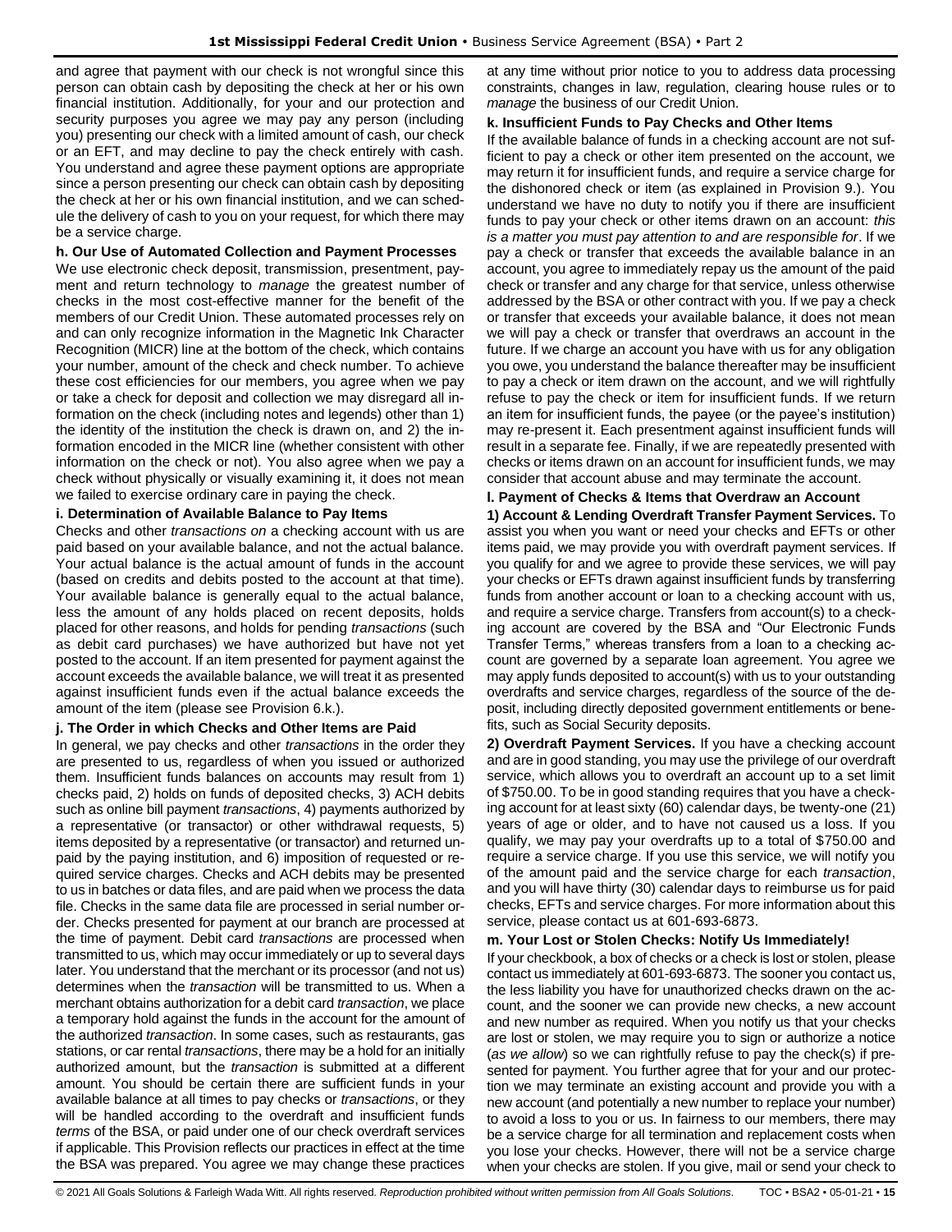and agree that payment with our check is not wrongful since this person can obtain cash by depositing the check at her or his own financial institution. Additionally, for your and our protection and security purposes you agree we may pay any person (including you) presenting our check with a limited amount of cash, our check or an EFT, and may decline to pay the check entirely with cash. You understand and agree these payment options are appropriate since a person presenting our check can obtain cash by depositing the check at her or his own financial institution, and we can schedule the delivery of cash to you on your request, for which there may be a service charge.

**h. Our Use of Automated Collection and Payment Processes**

We use electronic check deposit, transmission, presentment, payment and return technology to *manage* the greatest number of checks in the most cost-effective manner for the benefit of the members of our Credit Union. These automated processes rely on and can only recognize information in the Magnetic Ink Character Recognition (MICR) line at the bottom of the check, which contains your number, amount of the check and check number. To achieve these cost efficiencies for our members, you agree when we pay or take a check for deposit and collection we may disregard all information on the check (including notes and legends) other than 1) the identity of the institution the check is drawn on, and 2) the information encoded in the MICR line (whether consistent with other information on the check or not). You also agree when we pay a check without physically or visually examining it, it does not mean we failed to exercise ordinary care in paying the check.

**i. Determination of Available Balance to Pay Items**

Checks and other *transactions on* a checking account with us are paid based on your available balance, and not the actual balance. Your actual balance is the actual amount of funds in the account (based on credits and debits posted to the account at that time). Your available balance is generally equal to the actual balance, less the amount of any holds placed on recent deposits, holds placed for other reasons, and holds for pending *transactions* (such as debit card purchases) we have authorized but have not yet posted to the account. If an item presented for payment against the account exceeds the available balance, we will treat it as presented against insufficient funds even if the actual balance exceeds the amount of the item (please see Provision 6.k.).

**j. The Order in which Checks and Other Items are Paid**

In general, we pay checks and other *transactions* in the order they are presented to us, regardless of when you issued or authorized them. Insufficient funds balances on accounts may result from 1) checks paid, 2) holds on funds of deposited checks, 3) ACH debits such as online bill payment *transactions*, 4) payments authorized by a representative (or transactor) or other withdrawal requests, 5) items deposited by a representative (or transactor) and returned unpaid by the paying institution, and 6) imposition of requested or required service charges. Checks and ACH debits may be presented to us in batches or data files, and are paid when we process the data file. Checks in the same data file are processed in serial number order. Checks presented for payment at our branch are processed at the time of payment. Debit card *transactions* are processed when transmitted to us, which may occur immediately or up to several days later. You understand that the merchant or its processor (and not us) determines when the *transaction* will be transmitted to us. When a merchant obtains authorization for a debit card *transaction*, we place a temporary hold against the funds in the account for the amount of the authorized *transaction*. In some cases, such as restaurants, gas stations, or car rental *transactions*, there may be a hold for an initially authorized amount, but the *transaction* is submitted at a different amount. You should be certain there are sufficient funds in your available balance at all times to pay checks or *transactions*, or they will be handled according to the overdraft and insufficient funds *terms* of the BSA, or paid under one of our check overdraft services if applicable. This Provision reflects our practices in effect at the time the BSA was prepared. You agree we may change these practices at any time without prior notice to you to address data processing constraints, changes in law, regulation, clearing house rules or to *manage* the business of our Credit Union.

**k. Insufficient Funds to Pay Checks and Other Items**

If the available balance of funds in a checking account are not sufficient to pay a check or other item presented on the account, we may return it for insufficient funds, and require a service charge for the dishonored check or item (as explained in Provision 9.). You understand we have no duty to notify you if there are insufficient funds to pay your check or other items drawn on an account: *this is a matter you must pay attention to and are responsible for*. If we pay a check or transfer that exceeds the available balance in an account, you agree to immediately repay us the amount of the paid check or transfer and any charge for that service, unless otherwise addressed by the BSA or other contract with you. If we pay a check or transfer that exceeds your available balance, it does not mean we will pay a check or transfer that overdraws an account in the future. If we charge an account you have with us for any obligation you owe, you understand the balance thereafter may be insufficient to pay a check or item drawn on the account, and we will rightfully refuse to pay the check or item for insufficient funds. If we return an item for insufficient funds, the payee (or the payee's institution) may re-present it. Each presentment against insufficient funds will result in a separate fee. Finally, if we are repeatedly presented with checks or items drawn on an account for insufficient funds, we may consider that account abuse and may terminate the account.

**l. Payment of Checks & Items that Overdraw an Account**

**1) Account & Lending Overdraft Transfer Payment Services.** To assist you when you want or need your checks and EFTs or other items paid, we may provide you with overdraft payment services. If you qualify for and we agree to provide these services, we will pay your checks or EFTs drawn against insufficient funds by transferring funds from another account or loan to a checking account with us, and require a service charge. Transfers from account(s) to a checking account are covered by the BSA and "Our Electronic Funds Transfer Terms," whereas transfers from a loan to a checking account are governed by a separate loan agreement. You agree we may apply funds deposited to account(s) with us to your outstanding overdrafts and service charges, regardless of the source of the deposit, including directly deposited government entitlements or benefits, such as Social Security deposits.

**2) Overdraft Payment Services.** If you have a checking account and are in good standing, you may use the privilege of our overdraft service, which allows you to overdraft an account up to a set limit of $750.00. To be in good standing requires that you have a checking account for at least sixty (60) calendar days, be twenty-one (21) years of age or older, and to have not caused us a loss. If you qualify, we may pay your overdrafts up to a total of $750.00 and require a service charge. If you use this service, we will notify you of the amount paid and the service charge for each *transaction*, and you will have thirty (30) calendar days to reimburse us for paid checks, EFTs and service charges. For more information about this service, please contact us at 601-693-6873.

**m. Your Lost or Stolen Checks: Notify Us Immediately!**

If your checkbook, a box of checks or a check is lost or stolen, please contact us immediately at 601-693-6873. The sooner you contact us, the less liability you have for unauthorized checks drawn on the account, and the sooner we can provide new checks, a new account and new number as required. When you notify us that your checks are lost or stolen, we may require you to sign or authorize a notice (*as we allow*) so we can rightfully refuse to pay the check(s) if presented for payment. You further agree that for your and our protection we may terminate an existing account and provide you with a new account (and potentially a new number to replace your number) to avoid a loss to you or us. In fairness to our members, there may be a service charge for all termination and replacement costs when you lose your checks. However, there will not be a service charge when your checks are stolen. If you give, mail or send your check to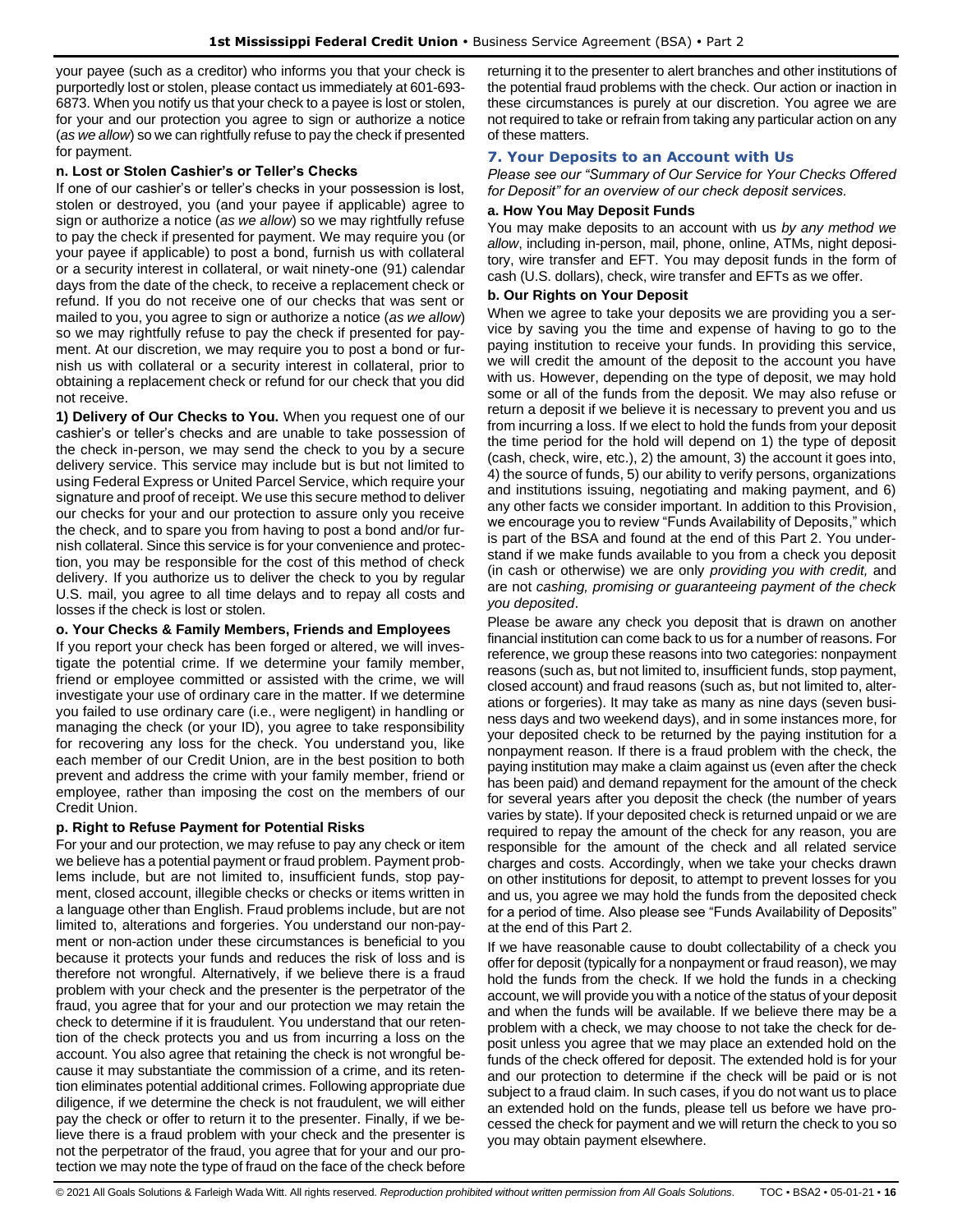your payee (such as a creditor) who informs you that your check is purportedly lost or stolen, please contact us immediately at 601-693-6873. When you notify us that your check to a payee is lost or stolen, for your and our protection you agree to sign or authorize a notice (*as we allow*) so we can rightfully refuse to pay the check if presented for payment.

**n. Lost or Stolen Cashier's or Teller's Checks**

If one of our cashier's or teller's checks in your possession is lost, stolen or destroyed, you (and your payee if applicable) agree to sign or authorize a notice (*as we allow*) so we may rightfully refuse to pay the check if presented for payment. We may require you (or your payee if applicable) to post a bond, furnish us with collateral or a security interest in collateral, or wait ninety-one (91) calendar days from the date of the check, to receive a replacement check or refund. If you do not receive one of our checks that was sent or mailed to you, you agree to sign or authorize a notice (*as we allow*) so we may rightfully refuse to pay the check if presented for payment. At our discretion, we may require you to post a bond or furnish us with collateral or a security interest in collateral, prior to obtaining a replacement check or refund for our check that you did not receive.

**1) Delivery of Our Checks to You.** When you request one of our cashier's or teller's checks and are unable to take possession of the check in-person, we may send the check to you by a secure delivery service. This service may include but is not limited to using Federal Express or United Parcel Service, which require your signature and proof of receipt. We use this secure method to deliver our checks for your and our protection to assure only you receive the check, and to spare you from having to post a bond and/or furnish collateral. Since this service is for your convenience and protection, you may be responsible for the cost of this method of check delivery. If you authorize us to deliver the check to you by regular U.S. mail, you agree to all time delays and to repay all costs and losses if the check is lost or stolen.

**o. Your Checks & Family Members, Friends and Employees**

If you report your check has been forged or altered, we will investigate the potential crime. If we determine your family member, friend or employee committed or assisted with the crime, we will investigate your use of ordinary care in the matter. If we determine you failed to use ordinary care (i.e., were negligent) in handling or managing the check (or your ID), you agree to take responsibility for recovering any loss for the check. You understand you, like each member of our Credit Union, are in the best position to both prevent and address the crime with your family member, friend or employee, rather than imposing the cost on the members of our Credit Union.

**p. Right to Refuse Payment for Potential Risks**

For your and our protection, we may refuse to pay any check or item we believe has a potential payment or fraud problem. Payment problems include, but are not limited to, insufficient funds, stop payment, closed account, illegible checks or checks or items written in a language other than English. Fraud problems include, but are not limited to, alterations and forgeries. You understand our non-payment or non-action under these circumstances is beneficial to you because it protects your funds and reduces the risk of loss and is therefore not wrongful. Alternatively, if we believe there is a fraud problem with your check and the presenter is the perpetrator of the fraud, you agree that for your and our protection we may retain the check to determine if it is fraudulent. You understand that our retention of the check protects you and us from incurring a loss on the account. You also agree that retaining the check is not wrongful because it may substantiate the commission of a crime, and its retention eliminates potential additional crimes. Following appropriate due diligence, if we determine the check is not fraudulent, we will either pay the check or offer to return it to the presenter. Finally, if we believe there is a fraud problem with your check and the presenter is not the perpetrator of the fraud, you agree that for your and our protection we may note the type of fraud on the face of the check before returning it to the presenter to alert branches and other institutions of the potential fraud problems with the check. Our action or inaction in these circumstances is purely at our discretion. You agree we are not required to take or refrain from taking any particular action on any of these matters.

## 7. Your Deposits to an Account with Us

*Please see our "Summary of Our Service for Your Checks Offered for Deposit" for an overview of our check deposit services.*

**a. How You May Deposit Funds**

You may make deposits to an account with us *by any method we allow*, including in-person, mail, phone, online, ATMs, night depository, wire transfer and EFT. You may deposit funds in the form of cash (U.S. dollars), check, wire transfer and EFTs as we offer.

**b. Our Rights on Your Deposit**

When we agree to take your deposits we are providing you a service by saving you the time and expense of having to go to the paying institution to receive your funds. In providing this service, we will credit the amount of the deposit to the account you have with us. However, depending on the type of deposit, we may hold some or all of the funds from the deposit. We may also refuse or return a deposit if we believe it is necessary to prevent you and us from incurring a loss. If we elect to hold the funds from your deposit the time period for the hold will depend on 1) the type of deposit (cash, check, wire, etc.), 2) the amount, 3) the account it goes into, 4) the source of funds, 5) our ability to verify persons, organizations and institutions issuing, negotiating and making payment, and 6) any other facts we consider important. In addition to this Provision, we encourage you to review "Funds Availability of Deposits," which is part of the BSA and found at the end of this Part 2. You understand if we make funds available to you from a check you deposit (in cash or otherwise) we are only *providing you with credit,* and are not *cashing, promising or guaranteeing payment of the check you deposited*.

Please be aware any check you deposit that is drawn on another financial institution can come back to us for a number of reasons. For reference, we group these reasons into two categories: nonpayment reasons (such as, but not limited to, insufficient funds, stop payment, closed account) and fraud reasons (such as, but not limited to, alterations or forgeries). It may take as many as nine days (seven business days and two weekend days), and in some instances more, for your deposited check to be returned by the paying institution for a nonpayment reason. If there is a fraud problem with the check, the paying institution may make a claim against us (even after the check has been paid) and demand repayment for the amount of the check for several years after you deposit the check (the number of years varies by state). If your deposited check is returned unpaid or we are required to repay the amount of the check for any reason, you are responsible for the amount of the check and all related service charges and costs. Accordingly, when we take your checks drawn on other institutions for deposit, to attempt to prevent losses for you and us, you agree we may hold the funds from the deposited check for a period of time. Also please see "Funds Availability of Deposits" at the end of this Part 2.

If we have reasonable cause to doubt collectability of a check you offer for deposit (typically for a nonpayment or fraud reason), we may hold the funds from the check. If we hold the funds in a checking account, we will provide you with a notice of the status of your deposit and when the funds will be available. If we believe there may be a problem with a check, we may choose to not take the check for deposit unless you agree that we may place an extended hold on the funds of the check offered for deposit. The extended hold is for your and our protection to determine if the check will be paid or is not subject to a fraud claim. In such cases, if you do not want us to place an extended hold on the funds, please tell us before we have processed the check for payment and we will return the check to you so you may obtain payment elsewhere.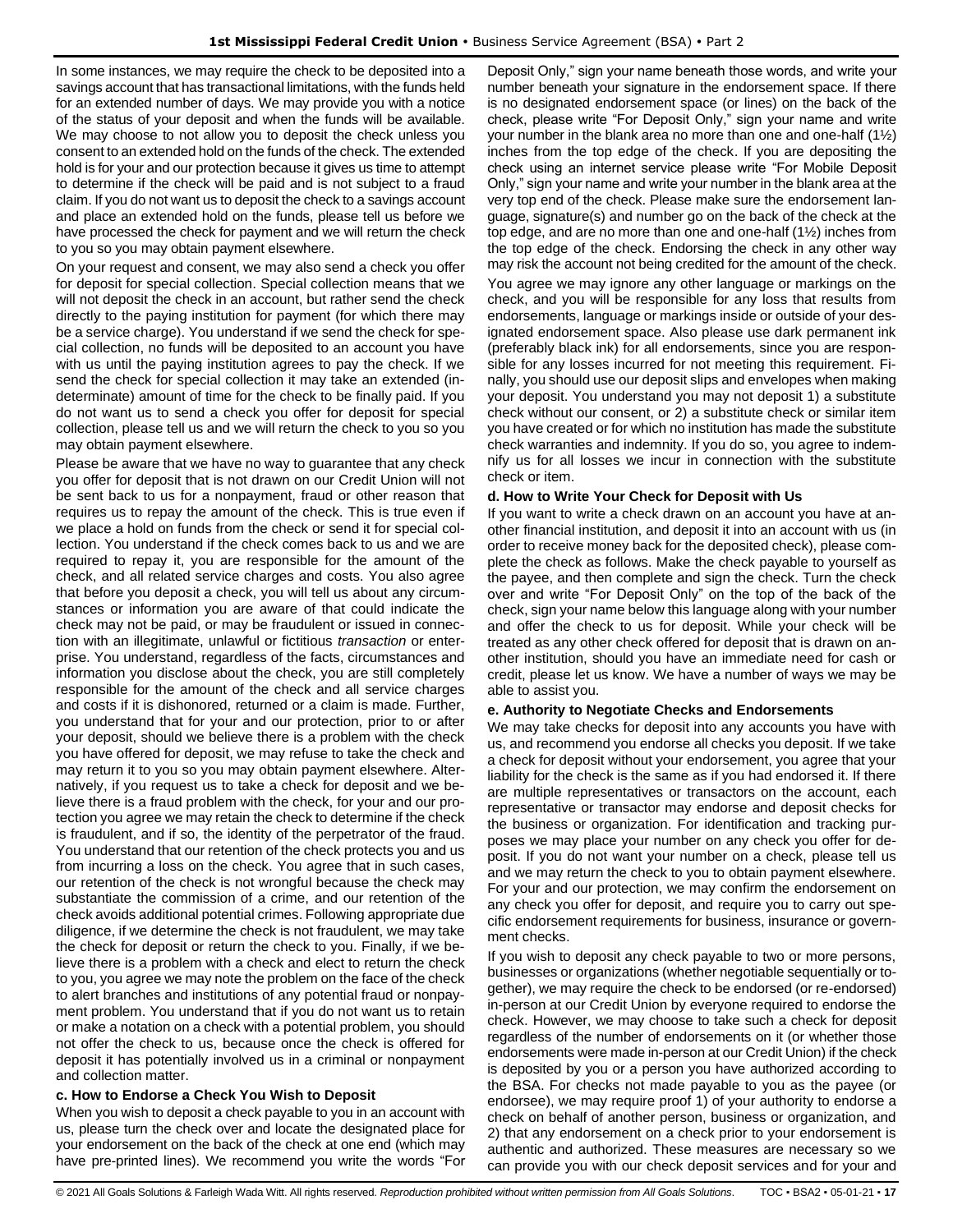In some instances, we may require the check to be deposited into a savings account that has transactional limitations, with the funds held for an extended number of days. We may provide you with a notice of the status of your deposit and when the funds will be available. We may choose to not allow you to deposit the check unless you consent to an extended hold on the funds of the check. The extended hold is for your and our protection because it gives us time to attempt to determine if the check will be paid and is not subject to a fraud claim. If you do not want us to deposit the check to a savings account and place an extended hold on the funds, please tell us before we have processed the check for payment and we will return the check to you so you may obtain payment elsewhere.

On your request and consent, we may also send a check you offer for deposit for special collection. Special collection means that we will not deposit the check in an account, but rather send the check directly to the paying institution for payment (for which there may be a service charge). You understand if we send the check for special collection, no funds will be deposited to an account you have with us until the paying institution agrees to pay the check. If we send the check for special collection it may take an extended (indeterminate) amount of time for the check to be finally paid. If you do not want us to send a check you offer for deposit for special collection, please tell us and we will return the check to you so you may obtain payment elsewhere.

Please be aware that we have no way to guarantee that any check you offer for deposit that is not drawn on our Credit Union will not be sent back to us for a nonpayment, fraud or other reason that requires us to repay the amount of the check. This is true even if we place a hold on funds from the check or send it for special collection. You understand if the check comes back to us and we are required to repay it, you are responsible for the amount of the check, and all related service charges and costs. You also agree that before you deposit a check, you will tell us about any circumstances or information you are aware of that could indicate the check may not be paid, or may be fraudulent or issued in connection with an illegitimate, unlawful or fictitious *transaction* or enterprise. You understand, regardless of the facts, circumstances and information you disclose about the check, you are still completely responsible for the amount of the check and all service charges and costs if it is dishonored, returned or a claim is made. Further, you understand that for your and our protection, prior to or after your deposit, should we believe there is a problem with the check you have offered for deposit, we may refuse to take the check and may return it to you so you may obtain payment elsewhere. Alternatively, if you request us to take a check for deposit and we believe there is a fraud problem with the check, for your and our protection you agree we may retain the check to determine if the check is fraudulent, and if so, the identity of the perpetrator of the fraud. You understand that our retention of the check protects you and us from incurring a loss on the check. You agree that in such cases, our retention of the check is not wrongful because the check may substantiate the commission of a crime, and our retention of the check avoids additional potential crimes. Following appropriate due diligence, if we determine the check is not fraudulent, we may take the check for deposit or return the check to you. Finally, if we believe there is a problem with a check and elect to return the check to you, you agree we may note the problem on the face of the check to alert branches and institutions of any potential fraud or nonpayment problem. You understand that if you do not want us to retain or make a notation on a check with a potential problem, you should not offer the check to us, because once the check is offered for deposit it has potentially involved us in a criminal or nonpayment and collection matter.

### c. How to Endorse a Check You Wish to Deposit

When you wish to deposit a check payable to you in an account with us, please turn the check over and locate the designated place for your endorsement on the back of the check at one end (which may have pre-printed lines). We recommend you write the words "For Deposit Only," sign your name beneath those words, and write your number beneath your signature in the endorsement space. If there is no designated endorsement space (or lines) on the back of the check, please write "For Deposit Only," sign your name and write your number in the blank area no more than one and one-half (1½) inches from the top edge of the check. If you are depositing the check using an internet service please write "For Mobile Deposit Only," sign your name and write your number in the blank area at the very top end of the check. Please make sure the endorsement language, signature(s) and number go on the back of the check at the top edge, and are no more than one and one-half (1½) inches from the top edge of the check. Endorsing the check in any other way may risk the account not being credited for the amount of the check.

You agree we may ignore any other language or markings on the check, and you will be responsible for any loss that results from endorsements, language or markings inside or outside of your designated endorsement space. Also please use dark permanent ink (preferably black ink) for all endorsements, since you are responsible for any losses incurred for not meeting this requirement. Finally, you should use our deposit slips and envelopes when making your deposit. You understand you may not deposit 1) a substitute check without our consent, or 2) a substitute check or similar item you have created or for which no institution has made the substitute check warranties and indemnity. If you do so, you agree to indemnify us for all losses we incur in connection with the substitute check or item.

### d. How to Write Your Check for Deposit with Us

If you want to write a check drawn on an account you have at another financial institution, and deposit it into an account with us (in order to receive money back for the deposited check), please complete the check as follows. Make the check payable to yourself as the payee, and then complete and sign the check. Turn the check over and write "For Deposit Only" on the top of the back of the check, sign your name below this language along with your number and offer the check to us for deposit. While your check will be treated as any other check offered for deposit that is drawn on another institution, should you have an immediate need for cash or credit, please let us know. We have a number of ways we may be able to assist you.

### e. Authority to Negotiate Checks and Endorsements

We may take checks for deposit into any accounts you have with us, and recommend you endorse all checks you deposit. If we take a check for deposit without your endorsement, you agree that your liability for the check is the same as if you had endorsed it. If there are multiple representatives or transactors on the account, each representative or transactor may endorse and deposit checks for the business or organization. For identification and tracking purposes we may place your number on any check you offer for deposit. If you do not want your number on a check, please tell us and we may return the check to you to obtain payment elsewhere. For your and our protection, we may confirm the endorsement on any check you offer for deposit, and require you to carry out specific endorsement requirements for business, insurance or government checks.

If you wish to deposit any check payable to two or more persons, businesses or organizations (whether negotiable sequentially or together), we may require the check to be endorsed (or re-endorsed) in-person at our Credit Union by everyone required to endorse the check. However, we may choose to take such a check for deposit regardless of the number of endorsements on it (or whether those endorsements were made in-person at our Credit Union) if the check is deposited by you or a person you have authorized according to the BSA. For checks not made payable to you as the payee (or endorsee), we may require proof 1) of your authority to endorse a check on behalf of another person, business or organization, and 2) that any endorsement on a check prior to your endorsement is authentic and authorized. These measures are necessary so we can provide you with our check deposit services and for your and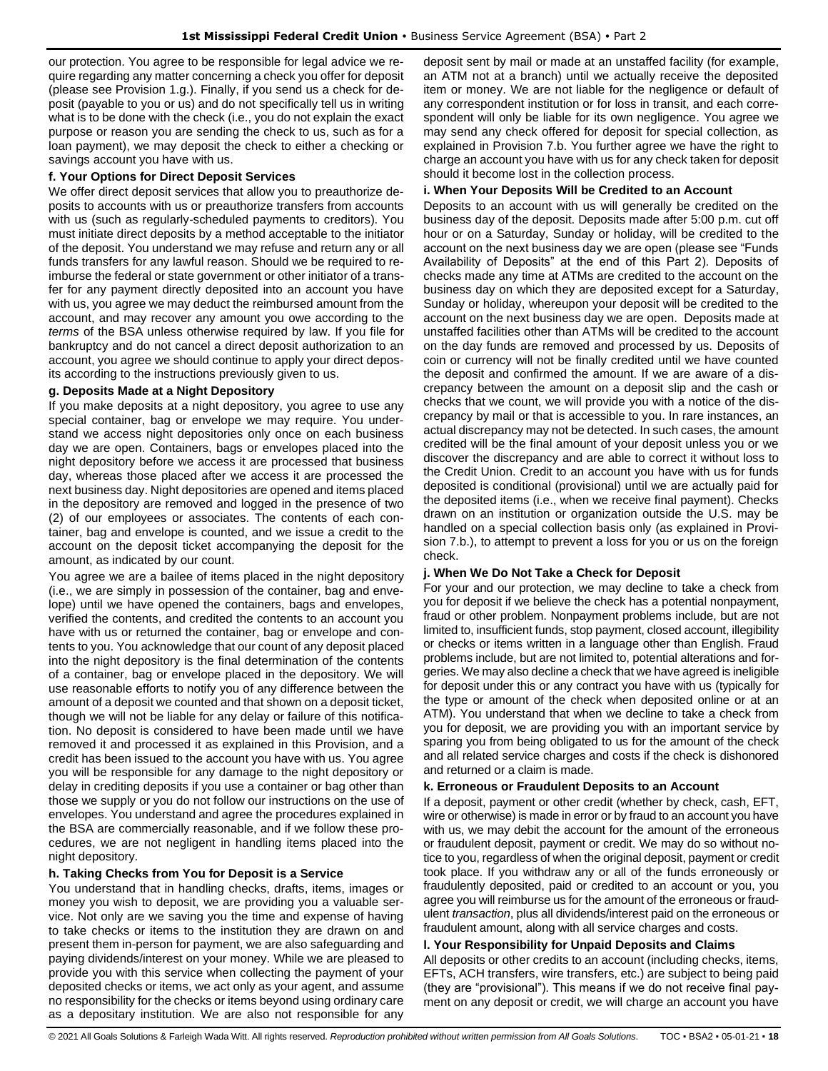our protection. You agree to be responsible for legal advice we require regarding any matter concerning a check you offer for deposit (please see Provision 1.g.). Finally, if you send us a check for deposit (payable to you or us) and do not specifically tell us in writing what is to be done with the check (i.e., you do not explain the exact purpose or reason you are sending the check to us, such as for a loan payment), we may deposit the check to either a checking or savings account you have with us.

**f. Your Options for Direct Deposit Services**

We offer direct deposit services that allow you to preauthorize deposits to accounts with us or preauthorize transfers from accounts with us (such as regularly-scheduled payments to creditors). You must initiate direct deposits by a method acceptable to the initiator of the deposit. You understand we may refuse and return any or all funds transfers for any lawful reason. Should we be required to reimburse the federal or state government or other initiator of a transfer for any payment directly deposited into an account you have with us, you agree we may deduct the reimbursed amount from the account, and may recover any amount you owe according to the *terms* of the BSA unless otherwise required by law. If you file for bankruptcy and do not cancel a direct deposit authorization to an account, you agree we should continue to apply your direct deposits according to the instructions previously given to us.

**g. Deposits Made at a Night Depository**

If you make deposits at a night depository, you agree to use any special container, bag or envelope we may require. You understand we access night depositories only once on each business day we are open. Containers, bags or envelopes placed into the night depository before we access it are processed that business day, whereas those placed after we access it are processed the next business day. Night depositories are opened and items placed in the depository are removed and logged in the presence of two (2) of our employees or associates. The contents of each container, bag and envelope is counted, and we issue a credit to the account on the deposit ticket accompanying the deposit for the amount, as indicated by our count.

You agree we are a bailee of items placed in the night depository (i.e., we are simply in possession of the container, bag and envelope) until we have opened the containers, bags and envelopes, verified the contents, and credited the contents to an account you have with us or returned the container, bag or envelope and contents to you. You acknowledge that our count of any deposit placed into the night depository is the final determination of the contents of a container, bag or envelope placed in the depository. We will use reasonable efforts to notify you of any difference between the amount of a deposit we counted and that shown on a deposit ticket, though we will not be liable for any delay or failure of this notification. No deposit is considered to have been made until we have removed it and processed it as explained in this Provision, and a credit has been issued to the account you have with us. You agree you will be responsible for any damage to the night depository or delay in crediting deposits if you use a container or bag other than those we supply or you do not follow our instructions on the use of envelopes. You understand and agree the procedures explained in the BSA are commercially reasonable, and if we follow these procedures, we are not negligent in handling items placed into the night depository.

**h. Taking Checks from You for Deposit is a Service**

You understand that in handling checks, drafts, items, images or money you wish to deposit, we are providing you a valuable service. Not only are we saving you the time and expense of having to take checks or items to the institution they are drawn on and present them in-person for payment, we are also safeguarding and paying dividends/interest on your money. While we are pleased to provide you with this service when collecting the payment of your deposited checks or items, we act only as your agent, and assume no responsibility for the checks or items beyond using ordinary care as a depositary institution. We are also not responsible for any deposit sent by mail or made at an unstaffed facility (for example, an ATM not at a branch) until we actually receive the deposited item or money. We are not liable for the negligence or default of any correspondent institution or for loss in transit, and each correspondent will only be liable for its own negligence. You agree we may send any check offered for deposit for special collection, as explained in Provision 7.b. You further agree we have the right to charge an account you have with us for any check taken for deposit should it become lost in the collection process.

**i. When Your Deposits Will be Credited to an Account**

Deposits to an account with us will generally be credited on the business day of the deposit. Deposits made after 5:00 p.m. cut off hour or on a Saturday, Sunday or holiday, will be credited to the account on the next business day we are open (please see "Funds Availability of Deposits" at the end of this Part 2). Deposits of checks made any time at ATMs are credited to the account on the business day on which they are deposited except for a Saturday, Sunday or holiday, whereupon your deposit will be credited to the account on the next business day we are open. Deposits made at unstaffed facilities other than ATMs will be credited to the account on the day funds are removed and processed by us. Deposits of coin or currency will not be finally credited until we have counted the deposit and confirmed the amount. If we are aware of a discrepancy between the amount on a deposit slip and the cash or checks that we count, we will provide you with a notice of the discrepancy by mail or that is accessible to you. In rare instances, an actual discrepancy may not be detected. In such cases, the amount credited will be the final amount of your deposit unless you or we discover the discrepancy and are able to correct it without loss to the Credit Union. Credit to an account you have with us for funds deposited is conditional (provisional) until we are actually paid for the deposited items (i.e., when we receive final payment). Checks drawn on an institution or organization outside the U.S. may be handled on a special collection basis only (as explained in Provision 7.b.), to attempt to prevent a loss for you or us on the foreign check.

**j. When We Do Not Take a Check for Deposit**

For your and our protection, we may decline to take a check from you for deposit if we believe the check has a potential nonpayment, fraud or other problem. Nonpayment problems include, but are not limited to, insufficient funds, stop payment, closed account, illegibility or checks or items written in a language other than English. Fraud problems include, but are not limited to, potential alterations and forgeries. We may also decline a check that we have agreed is ineligible for deposit under this or any contract you have with us (typically for the type or amount of the check when deposited online or at an ATM). You understand that when we decline to take a check from you for deposit, we are providing you with an important service by sparing you from being obligated to us for the amount of the check and all related service charges and costs if the check is dishonored and returned or a claim is made.

**k. Erroneous or Fraudulent Deposits to an Account**

If a deposit, payment or other credit (whether by check, cash, EFT, wire or otherwise) is made in error or by fraud to an account you have with us, we may debit the account for the amount of the erroneous or fraudulent deposit, payment or credit. We may do so without notice to you, regardless of when the original deposit, payment or credit took place. If you withdraw any or all of the funds erroneously or fraudulently deposited, paid or credited to an account or you, you agree you will reimburse us for the amount of the erroneous or fraudulent *transaction*, plus all dividends/interest paid on the erroneous or fraudulent amount, along with all service charges and costs.

**l. Your Responsibility for Unpaid Deposits and Claims**

All deposits or other credits to an account (including checks, items, EFTs, ACH transfers, wire transfers, etc.) are subject to being paid (they are "provisional"). This means if we do not receive final payment on any deposit or credit, we will charge an account you have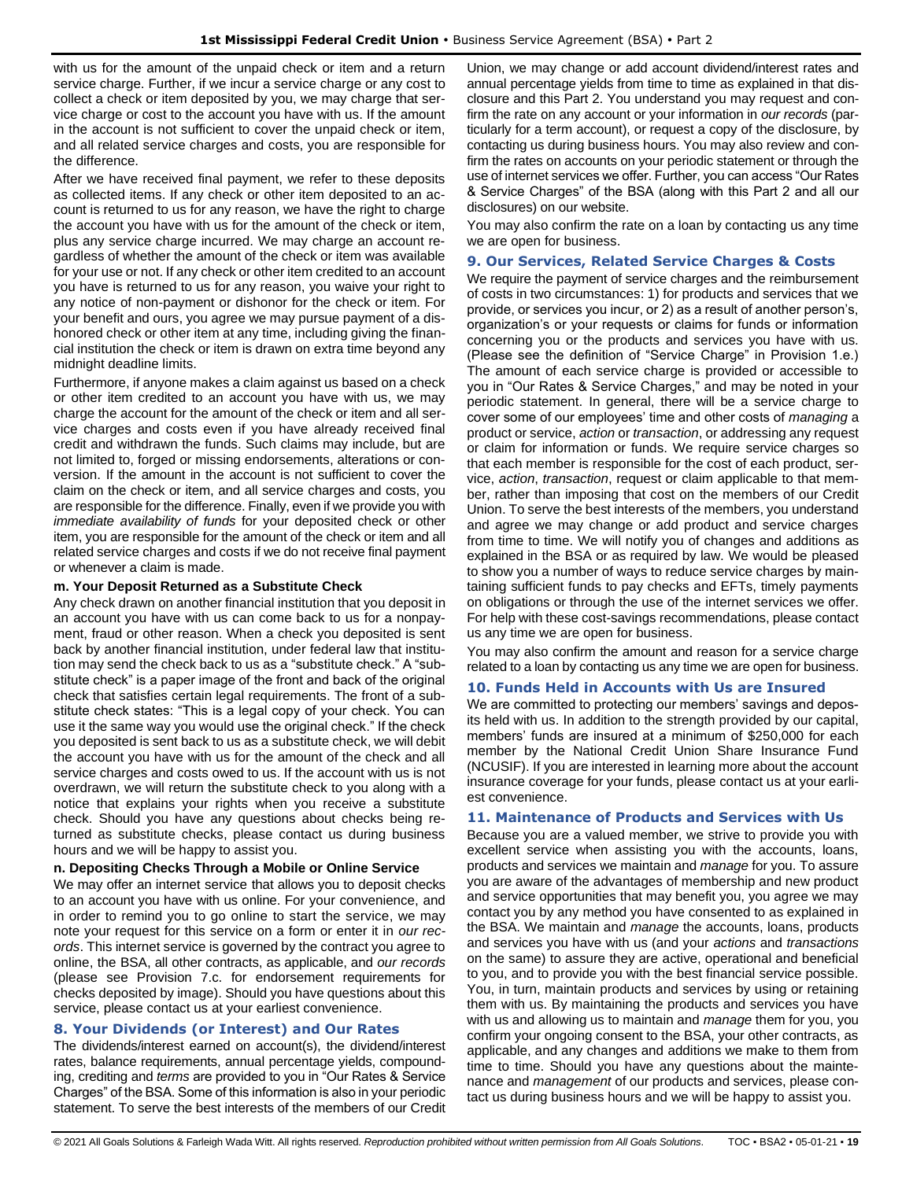with us for the amount of the unpaid check or item and a return service charge. Further, if we incur a service charge or any cost to collect a check or item deposited by you, we may charge that service charge or cost to the account you have with us. If the amount in the account is not sufficient to cover the unpaid check or item, and all related service charges and costs, you are responsible for the difference.

After we have received final payment, we refer to these deposits as collected items. If any check or other item deposited to an account is returned to us for any reason, we have the right to charge the account you have with us for the amount of the check or item, plus any service charge incurred. We may charge an account regardless of whether the amount of the check or item was available for your use or not. If any check or other item credited to an account you have is returned to us for any reason, you waive your right to any notice of non-payment or dishonor for the check or item. For your benefit and ours, you agree we may pursue payment of a dishonored check or other item at any time, including giving the financial institution the check or item is drawn on extra time beyond any midnight deadline limits.

Furthermore, if anyone makes a claim against us based on a check or other item credited to an account you have with us, we may charge the account for the amount of the check or item and all service charges and costs even if you have already received final credit and withdrawn the funds. Such claims may include, but are not limited to, forged or missing endorsements, alterations or conversion. If the amount in the account is not sufficient to cover the claim on the check or item, and all service charges and costs, you are responsible for the difference. Finally, even if we provide you with *immediate availability of funds* for your deposited check or other item, you are responsible for the amount of the check or item and all related service charges and costs if we do not receive final payment or whenever a claim is made.

**m. Your Deposit Returned as a Substitute Check**

Any check drawn on another financial institution that you deposit in an account you have with us can come back to us for a nonpayment, fraud or other reason. When a check you deposited is sent back by another financial institution, under federal law that institution may send the check back to us as a "substitute check." A "substitute check" is a paper image of the front and back of the original check that satisfies certain legal requirements. The front of a substitute check states: "This is a legal copy of your check. You can use it the same way you would use the original check." If the check you deposited is sent back to us as a substitute check, we will debit the account you have with us for the amount of the check and all service charges and costs owed to us. If the account with us is not overdrawn, we will return the substitute check to you along with a notice that explains your rights when you receive a substitute check. Should you have any questions about checks being returned as substitute checks, please contact us during business hours and we will be happy to assist you.

**n. Depositing Checks Through a Mobile or Online Service**

We may offer an internet service that allows you to deposit checks to an account you have with us online. For your convenience, and in order to remind you to go online to start the service, we may note your request for this service on a form or enter it in *our records*. This internet service is governed by the contract you agree to online, the BSA, all other contracts, as applicable, and *our records* (please see Provision 7.c. for endorsement requirements for checks deposited by image). Should you have questions about this service, please contact us at your earliest convenience.

## 8. Your Dividends (or Interest) and Our Rates

The dividends/interest earned on account(s), the dividend/interest rates, balance requirements, annual percentage yields, compounding, crediting and *terms* are provided to you in "Our Rates & Service Charges" of the BSA. Some of this information is also in your periodic statement. To serve the best interests of the members of our Credit Union, we may change or add account dividend/interest rates and annual percentage yields from time to time as explained in that disclosure and this Part 2. You understand you may request and confirm the rate on any account or your information in *our records* (particularly for a term account), or request a copy of the disclosure, by contacting us during business hours. You may also review and confirm the rates on accounts on your periodic statement or through the use of internet services we offer. Further, you can access "Our Rates & Service Charges" of the BSA (along with this Part 2 and all our disclosures) on our website.

You may also confirm the rate on a loan by contacting us any time we are open for business.

## 9. Our Services, Related Service Charges & Costs

We require the payment of service charges and the reimbursement of costs in two circumstances: 1) for products and services that we provide, or services you incur, or 2) as a result of another person's, organization's or your requests or claims for funds or information concerning you or the products and services you have with us. (Please see the definition of "Service Charge" in Provision 1.e.) The amount of each service charge is provided or accessible to you in "Our Rates & Service Charges," and may be noted in your periodic statement. In general, there will be a service charge to cover some of our employees' time and other costs of *managing* a product or service, *action* or *transaction*, or addressing any request or claim for information or funds. We require service charges so that each member is responsible for the cost of each product, service, *action*, *transaction*, request or claim applicable to that member, rather than imposing that cost on the members of our Credit Union. To serve the best interests of the members, you understand and agree we may change or add product and service charges from time to time. We will notify you of changes and additions as explained in the BSA or as required by law. We would be pleased to show you a number of ways to reduce service charges by maintaining sufficient funds to pay checks and EFTs, timely payments on obligations or through the use of the internet services we offer. For help with these cost-savings recommendations, please contact us any time we are open for business.

You may also confirm the amount and reason for a service charge related to a loan by contacting us any time we are open for business.

## 10. Funds Held in Accounts with Us are Insured

We are committed to protecting our members' savings and deposits held with us. In addition to the strength provided by our capital, members' funds are insured at a minimum of $250,000 for each member by the National Credit Union Share Insurance Fund (NCUSIF). If you are interested in learning more about the account insurance coverage for your funds, please contact us at your earliest convenience.

## 11. Maintenance of Products and Services with Us

Because you are a valued member, we strive to provide you with excellent service when assisting you with the accounts, loans, products and services we maintain and *manage* for you. To assure you are aware of the advantages of membership and new product and service opportunities that may benefit you, you agree we may contact you by any method you have consented to as explained in the BSA. We maintain and *manage* the accounts, loans, products and services you have with us (and your *actions* and *transactions* on the same) to assure they are active, operational and beneficial to you, and to provide you with the best financial service possible. You, in turn, maintain products and services by using or retaining them with us. By maintaining the products and services you have with us and allowing us to maintain and *manage* them for you, you confirm your ongoing consent to the BSA, your other contracts, as applicable, and any changes and additions we make to them from time to time. Should you have any questions about the maintenance and *management* of our products and services, please contact us during business hours and we will be happy to assist you.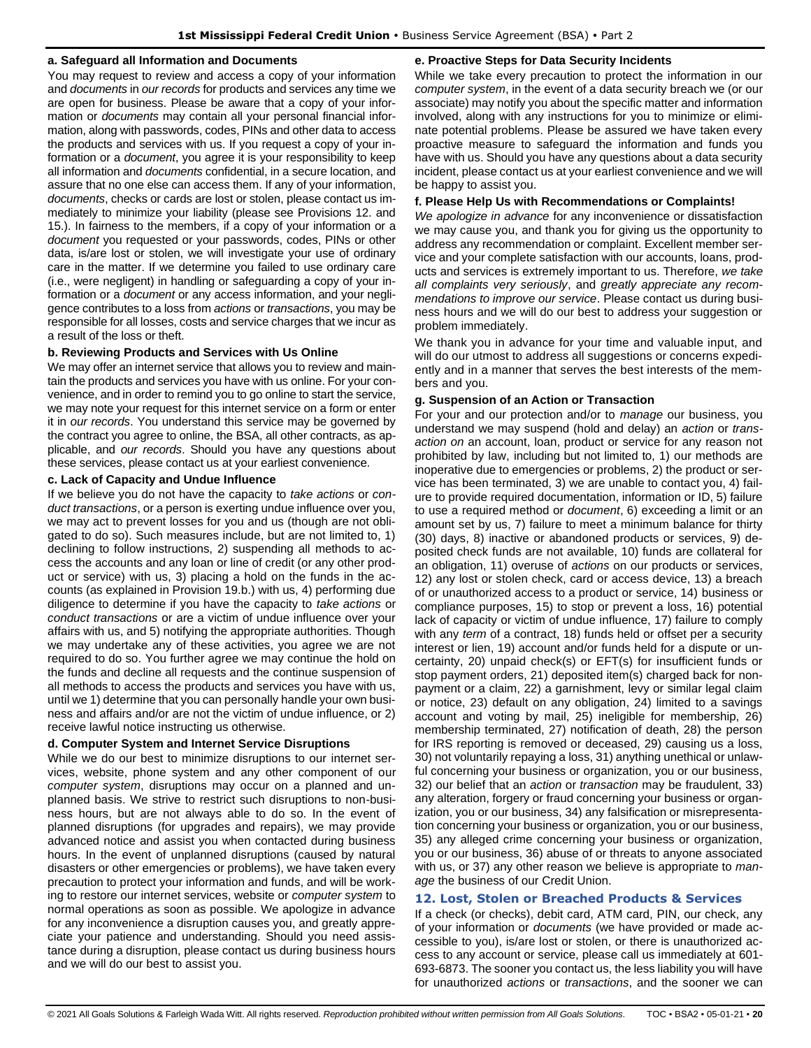**a. Safeguard all Information and Documents**

You may request to review and access a copy of your information and *documents* in *our records* for products and services any time we are open for business. Please be aware that a copy of your information or *documents* may contain all your personal financial information, along with passwords, codes, PINs and other data to access the products and services with us. If you request a copy of your information or a *document*, you agree it is your responsibility to keep all information and *documents* confidential, in a secure location, and assure that no one else can access them. If any of your information, *documents*, checks or cards are lost or stolen, please contact us immediately to minimize your liability (please see Provisions 12. and 15.). In fairness to the members, if a copy of your information or a *document* you requested or your passwords, codes, PINs or other data, is/are lost or stolen, we will investigate your use of ordinary care in the matter. If we determine you failed to use ordinary care (i.e., were negligent) in handling or safeguarding a copy of your information or a *document* or any access information, and your negligence contributes to a loss from *actions* or *transactions*, you may be responsible for all losses, costs and service charges that we incur as a result of the loss or theft.

**b. Reviewing Products and Services with Us Online**

We may offer an internet service that allows you to review and maintain the products and services you have with us online. For your convenience, and in order to remind you to go online to start the service, we may note your request for this internet service on a form or enter it in *our records*. You understand this service may be governed by the contract you agree to online, the BSA, all other contracts, as applicable, and *our records*. Should you have any questions about these services, please contact us at your earliest convenience.

**c. Lack of Capacity and Undue Influence**

If we believe you do not have the capacity to *take actions* or *conduct transactions*, or a person is exerting undue influence over you, we may act to prevent losses for you and us (though are not obligated to do so). Such measures include, but are not limited to, 1) declining to follow instructions, 2) suspending all methods to access the accounts and any loan or line of credit (or any other product or service) with us, 3) placing a hold on the funds in the accounts (as explained in Provision 19.b.) with us, 4) performing due diligence to determine if you have the capacity to *take actions* or *conduct transactions* or are a victim of undue influence over your affairs with us, and 5) notifying the appropriate authorities. Though we may undertake any of these activities, you agree we are not required to do so. You further agree we may continue the hold on the funds and decline all requests and the continue suspension of all methods to access the products and services you have with us, until we 1) determine that you can personally handle your own business and affairs and/or are not the victim of undue influence, or 2) receive lawful notice instructing us otherwise.

**d. Computer System and Internet Service Disruptions**

While we do our best to minimize disruptions to our internet services, website, phone system and any other component of our *computer system*, disruptions may occur on a planned and unplanned basis. We strive to restrict such disruptions to non-business hours, but are not always able to do so. In the event of planned disruptions (for upgrades and repairs), we may provide advanced notice and assist you when contacted during business hours. In the event of unplanned disruptions (caused by natural disasters or other emergencies or problems), we have taken every precaution to protect your information and funds, and will be working to restore our internet services, website or *computer system* to normal operations as soon as possible. We apologize in advance for any inconvenience a disruption causes you, and greatly appreciate your patience and understanding. Should you need assistance during a disruption, please contact us during business hours and we will do our best to assist you.

**e. Proactive Steps for Data Security Incidents**

While we take every precaution to protect the information in our *computer system*, in the event of a data security breach we (or our associate) may notify you about the specific matter and information involved, along with any instructions for you to minimize or eliminate potential problems. Please be assured we have taken every proactive measure to safeguard the information and funds you have with us. Should you have any questions about a data security incident, please contact us at your earliest convenience and we will be happy to assist you.

**f. Please Help Us with Recommendations or Complaints!**

*We apologize in advance* for any inconvenience or dissatisfaction we may cause you, and thank you for giving us the opportunity to address any recommendation or complaint. Excellent member service and your complete satisfaction with our accounts, loans, products and services is extremely important to us. Therefore, *we take all complaints very seriously*, and *greatly appreciate any recommendations to improve our service*. Please contact us during business hours and we will do our best to address your suggestion or problem immediately.

We thank you in advance for your time and valuable input, and we will do our utmost to address all suggestions or concerns expediently and in a manner that serves the best interests of the members and you.

**g. Suspension of an Action or Transaction**

For your and our protection and/or to *manage* our business, you understand we may suspend (hold and delay) an *action* or *transaction on* an account, loan, product or service for any reason not prohibited by law, including but not limited to, 1) our methods are inoperative due to emergencies or problems, 2) the product or service has been terminated, 3) we are unable to contact you, 4) failure to provide required documentation, information or ID, 5) failure to use a required method or *document*, 6) exceeding a limit or an amount set by us, 7) failure to meet a minimum balance for thirty (30) days, 8) inactive or abandoned products or services, 9) deposited check funds are not available, 10) funds are collateral for an obligation, 11) overuse of *actions* on our products or services, 12) any lost or stolen check, card or access device, 13) a breach of or unauthorized access to a product or service, 14) business or compliance purposes, 15) to stop or prevent a loss, 16) potential lack of capacity or victim of undue influence, 17) failure to comply with any *term* of a contract, 18) funds held or offset per a security interest or lien, 19) account and/or funds held for a dispute or uncertainty, 20) unpaid check(s) or EFT(s) for insufficient funds or stop payment orders, 21) deposited item(s) charged back for nonpayment or a claim, 22) a garnishment, levy or similar legal claim or notice, 23) default on any obligation, 24) limited to a savings account and voting by mail, 25) ineligible for membership, 26) membership terminated, 27) notification of death, 28) the person for IRS reporting is removed or deceased, 29) causing us a loss, 30) not voluntarily repaying a loss, 31) anything unethical or unlawful concerning your business or organization, you or our business, 32) our belief that an *action* or *transaction* may be fraudulent, 33) any alteration, forgery or fraud concerning your business or organization, you or our business, 34) any falsification or misrepresentation concerning your business or organization, you or our business, 35) any alleged crime concerning your business or organization, you or our business, 36) abuse of or threats to anyone associated with us, or 37) any other reason we believe is appropriate to *manage* the business of our Credit Union.

## 12. Lost, Stolen or Breached Products & Services

If a check (or checks), debit card, ATM card, PIN, our check, any of your information or *documents* (we have provided or made accessible to you), is/are lost or stolen, or there is unauthorized access to any account or service, please call us immediately at 601-693-6873. The sooner you contact us, the less liability you will have for unauthorized *actions* or *transactions*, and the sooner we can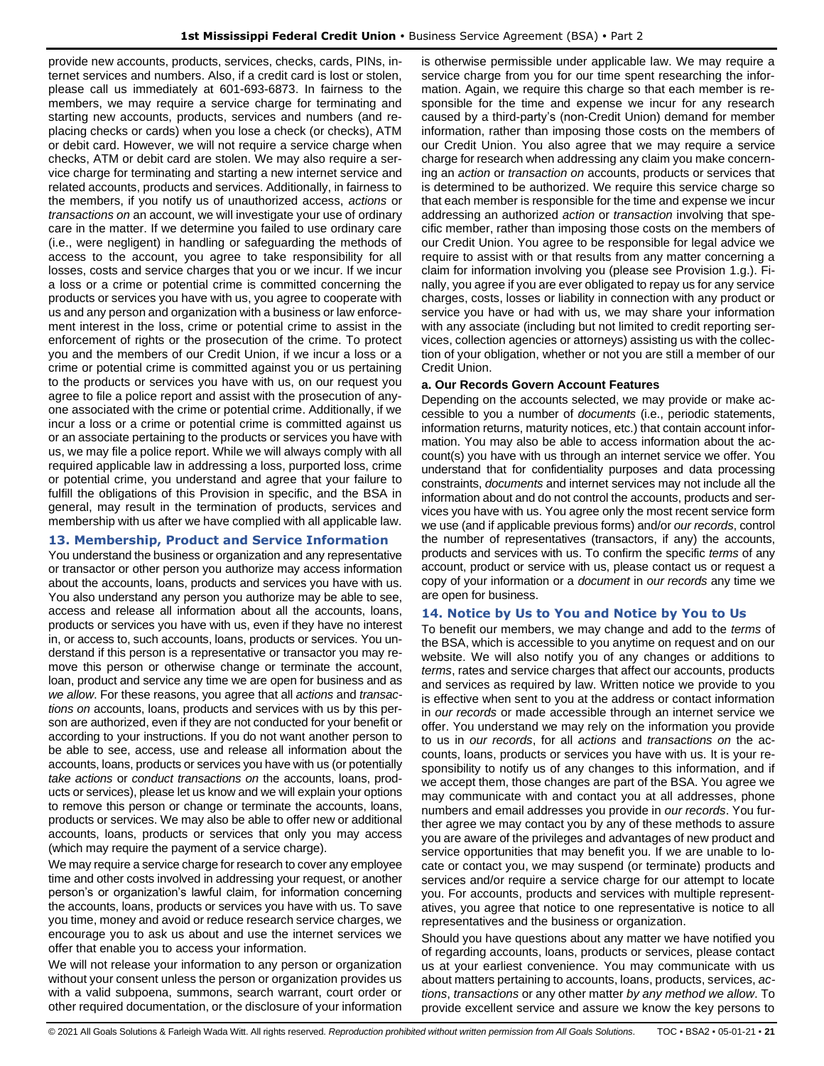provide new accounts, products, services, checks, cards, PINs, internet services and numbers. Also, if a credit card is lost or stolen, please call us immediately at 601-693-6873. In fairness to the members, we may require a service charge for terminating and starting new accounts, products, services and numbers (and replacing checks or cards) when you lose a check (or checks), ATM or debit card. However, we will not require a service charge when checks, ATM or debit card are stolen. We may also require a service charge for terminating and starting a new internet service and related accounts, products and services. Additionally, in fairness to the members, if you notify us of unauthorized access, *actions* or *transactions on* an account, we will investigate your use of ordinary care in the matter. If we determine you failed to use ordinary care (i.e., were negligent) in handling or safeguarding the methods of access to the account, you agree to take responsibility for all losses, costs and service charges that you or we incur. If we incur a loss or a crime or potential crime is committed concerning the products or services you have with us, you agree to cooperate with us and any person and organization with a business or law enforcement interest in the loss, crime or potential crime to assist in the enforcement of rights or the prosecution of the crime. To protect you and the members of our Credit Union, if we incur a loss or a crime or potential crime is committed against you or us pertaining to the products or services you have with us, on our request you agree to file a police report and assist with the prosecution of anyone associated with the crime or potential crime. Additionally, if we incur a loss or a crime or potential crime is committed against us or an associate pertaining to the products or services you have with us, we may file a police report. While we will always comply with all required applicable law in addressing a loss, purported loss, crime or potential crime, you understand and agree that your failure to fulfill the obligations of this Provision in specific, and the BSA in general, may result in the termination of products, services and membership with us after we have complied with all applicable law.

## 13. Membership, Product and Service Information

You understand the business or organization and any representative or transactor or other person you authorize may access information about the accounts, loans, products and services you have with us. You also understand any person you authorize may be able to see, access and release all information about all the accounts, loans, products or services you have with us, even if they have no interest in, or access to, such accounts, loans, products or services. You understand if this person is a representative or transactor you may remove this person or otherwise change or terminate the account, loan, product and service any time we are open for business and as *we allow*. For these reasons, you agree that all *actions* and *transactions on* accounts, loans, products and services with us by this person are authorized, even if they are not conducted for your benefit or according to your instructions. If you do not want another person to be able to see, access, use and release all information about the accounts, loans, products or services you have with us (or potentially *take actions* or *conduct transactions on* the accounts, loans, products or services), please let us know and we will explain your options to remove this person or change or terminate the accounts, loans, products or services. We may also be able to offer new or additional accounts, loans, products or services that only you may access (which may require the payment of a service charge).

We may require a service charge for research to cover any employee time and other costs involved in addressing your request, or another person's or organization's lawful claim, for information concerning the accounts, loans, products or services you have with us. To save you time, money and avoid or reduce research service charges, we encourage you to ask us about and use the internet services we offer that enable you to access your information.

We will not release your information to any person or organization without your consent unless the person or organization provides us with a valid subpoena, summons, search warrant, court order or other required documentation, or the disclosure of your information is otherwise permissible under applicable law. We may require a service charge from you for our time spent researching the information. Again, we require this charge so that each member is responsible for the time and expense we incur for any research caused by a third-party's (non-Credit Union) demand for member information, rather than imposing those costs on the members of our Credit Union. You also agree that we may require a service charge for research when addressing any claim you make concerning an *action* or *transaction on* accounts, products or services that is determined to be authorized. We require this service charge so that each member is responsible for the time and expense we incur addressing an authorized *action* or *transaction* involving that specific member, rather than imposing those costs on the members of our Credit Union. You agree to be responsible for legal advice we require to assist with or that results from any matter concerning a claim for information involving you (please see Provision 1.g.). Finally, you agree if you are ever obligated to repay us for any service charges, costs, losses or liability in connection with any product or service you have or had with us, we may share your information with any associate (including but not limited to credit reporting services, collection agencies or attorneys) assisting us with the collection of your obligation, whether or not you are still a member of our Credit Union.

### a. Our Records Govern Account Features

Depending on the accounts selected, we may provide or make accessible to you a number of *documents* (i.e., periodic statements, information returns, maturity notices, etc.) that contain account information. You may also be able to access information about the account(s) you have with us through an internet service we offer. You understand that for confidentiality purposes and data processing constraints, *documents* and internet services may not include all the information about and do not control the accounts, products and services you have with us. You agree only the most recent service form we use (and if applicable previous forms) and/or *our records*, control the number of representatives (transactors, if any) the accounts, products and services with us. To confirm the specific *terms* of any account, product or service with us, please contact us or request a copy of your information or a *document* in *our records* any time we are open for business.

## 14. Notice by Us to You and Notice by You to Us

To benefit our members, we may change and add to the *terms* of the BSA, which is accessible to you anytime on request and on our website. We will also notify you of any changes or additions to *terms*, rates and service charges that affect our accounts, products and services as required by law. Written notice we provide to you is effective when sent to you at the address or contact information in *our records* or made accessible through an internet service we offer. You understand we may rely on the information you provide to us in *our records*, for all *actions* and *transactions on* the accounts, loans, products or services you have with us. It is your responsibility to notify us of any changes to this information, and if we accept them, those changes are part of the BSA. You agree we may communicate with and contact you at all addresses, phone numbers and email addresses you provide in *our records*. You further agree we may contact you by any of these methods to assure you are aware of the privileges and advantages of new product and service opportunities that may benefit you. If we are unable to locate or contact you, we may suspend (or terminate) products and services and/or require a service charge for our attempt to locate you. For accounts, products and services with multiple representatives, you agree that notice to one representative is notice to all representatives and the business or organization.

Should you have questions about any matter we have notified you of regarding accounts, loans, products or services, please contact us at your earliest convenience. You may communicate with us about matters pertaining to accounts, loans, products, services, *actions*, *transactions* or any other matter *by any method we allow*. To provide excellent service and assure we know the key persons to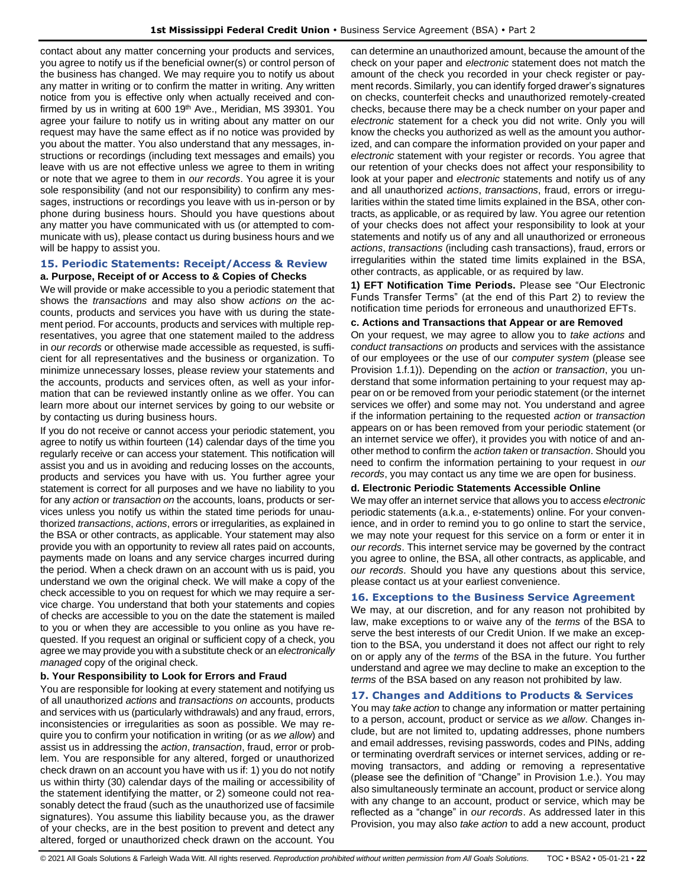contact about any matter concerning your products and services, you agree to notify us if the beneficial owner(s) or control person of the business has changed. We may require you to notify us about any matter in writing or to confirm the matter in writing. Any written notice from you is effective only when actually received and confirmed by us in writing at 600 19th Ave., Meridian, MS 39301. You agree your failure to notify us in writing about any matter on our request may have the same effect as if no notice was provided by you about the matter. You also understand that any messages, instructions or recordings (including text messages and emails) you leave with us are not effective unless we agree to them in writing or note that we agree to them in *our records*. You agree it is your sole responsibility (and not our responsibility) to confirm any messages, instructions or recordings you leave with us in-person or by phone during business hours. Should you have questions about any matter you have communicated with us (or attempted to communicate with us), please contact us during business hours and we will be happy to assist you.

## 15. Periodic Statements: Receipt/Access & Review

### a. Purpose, Receipt of or Access to & Copies of Checks

We will provide or make accessible to you a periodic statement that shows the *transactions* and may also show *actions on* the accounts, products and services you have with us during the statement period. For accounts, products and services with multiple representatives, you agree that one statement mailed to the address in *our records* or otherwise made accessible as requested, is sufficient for all representatives and the business or organization. To minimize unnecessary losses, please review your statements and the accounts, products and services often, as well as your information that can be reviewed instantly online as we offer. You can learn more about our internet services by going to our website or by contacting us during business hours.

If you do not receive or cannot access your periodic statement, you agree to notify us within fourteen (14) calendar days of the time you regularly receive or can access your statement. This notification will assist you and us in avoiding and reducing losses on the accounts, products and services you have with us. You further agree your statement is correct for all purposes and we have no liability to you for any *action* or *transaction on* the accounts, loans, products or services unless you notify us within the stated time periods for unauthorized *transactions*, *actions*, errors or irregularities, as explained in the BSA or other contracts, as applicable. Your statement may also provide you with an opportunity to review all rates paid on accounts, payments made on loans and any service charges incurred during the period. When a check drawn on an account with us is paid, you understand we own the original check. We will make a copy of the check accessible to you on request for which we may require a service charge. You understand that both your statements and copies of checks are accessible to you on the date the statement is mailed to you or when they are accessible to you online as you have requested. If you request an original or sufficient copy of a check, you agree we may provide you with a substitute check or an *electronically managed* copy of the original check.

### b. Your Responsibility to Look for Errors and Fraud

You are responsible for looking at every statement and notifying us of all unauthorized *actions* and *transactions on* accounts, products and services with us (particularly withdrawals) and any fraud, errors, inconsistencies or irregularities as soon as possible. We may require you to confirm your notification in writing (or as *we allow*) and assist us in addressing the *action*, *transaction*, fraud, error or problem. You are responsible for any altered, forged or unauthorized check drawn on an account you have with us if: 1) you do not notify us within thirty (30) calendar days of the mailing or accessibility of the statement identifying the matter, or 2) someone could not reasonably detect the fraud (such as the unauthorized use of facsimile signatures). You assume this liability because you, as the drawer of your checks, are in the best position to prevent and detect any altered, forged or unauthorized check drawn on the account. You can determine an unauthorized amount, because the amount of the check on your paper and *electronic* statement does not match the amount of the check you recorded in your check register or payment records. Similarly, you can identify forged drawer's signatures on checks, counterfeit checks and unauthorized remotely-created checks, because there may be a check number on your paper and *electronic* statement for a check you did not write. Only you will know the checks you authorized as well as the amount you authorized, and can compare the information provided on your paper and *electronic* statement with your register or records. You agree that our retention of your checks does not affect your responsibility to look at your paper and *electronic* statements and notify us of any and all unauthorized *actions*, *transactions*, fraud, errors or irregularities within the stated time limits explained in the BSA, other contracts, as applicable, or as required by law. You agree our retention of your checks does not affect your responsibility to look at your statements and notify us of any and all unauthorized or erroneous *actions*, *transactions* (including cash transactions), fraud, errors or irregularities within the stated time limits explained in the BSA, other contracts, as applicable, or as required by law.

**1) EFT Notification Time Periods.** Please see "Our Electronic Funds Transfer Terms" (at the end of this Part 2) to review the notification time periods for erroneous and unauthorized EFTs.

### c. Actions and Transactions that Appear or are Removed

On your request, we may agree to allow you to *take actions* and *conduct transactions on* products and services with the assistance of our employees or the use of our *computer system* (please see Provision 1.f.1)). Depending on the *action* or *transaction*, you understand that some information pertaining to your request may appear on or be removed from your periodic statement (or the internet services we offer) and some may not. You understand and agree if the information pertaining to the requested *action* or *transaction* appears on or has been removed from your periodic statement (or an internet service we offer), it provides you with notice of and another method to confirm the *action taken* or *transaction*. Should you need to confirm the information pertaining to your request in *our records*, you may contact us any time we are open for business.

### d. Electronic Periodic Statements Accessible Online

We may offer an internet service that allows you to access *electronic* periodic statements (a.k.a., e-statements) online. For your convenience, and in order to remind you to go online to start the service, we may note your request for this service on a form or enter it in *our records*. This internet service may be governed by the contract you agree to online, the BSA, all other contracts, as applicable, and *our records*. Should you have any questions about this service, please contact us at your earliest convenience.

## 16. Exceptions to the Business Service Agreement

We may, at our discretion, and for any reason not prohibited by law, make exceptions to or waive any of the *terms* of the BSA to serve the best interests of our Credit Union. If we make an exception to the BSA, you understand it does not affect our right to rely on or apply any of the *terms* of the BSA in the future. You further understand and agree we may decline to make an exception to the *terms* of the BSA based on any reason not prohibited by law.

## 17. Changes and Additions to Products & Services

You may *take action* to change any information or matter pertaining to a person, account, product or service as *we allow*. Changes include, but are not limited to, updating addresses, phone numbers and email addresses, revising passwords, codes and PINs, adding or terminating overdraft services or internet services, adding or removing transactors, and adding or removing a representative (please see the definition of "Change" in Provision 1.e.). You may also simultaneously terminate an account, product or service along with any change to an account, product or service, which may be reflected as a "change" in *our records*. As addressed later in this Provision, you may also *take action* to add a new account, product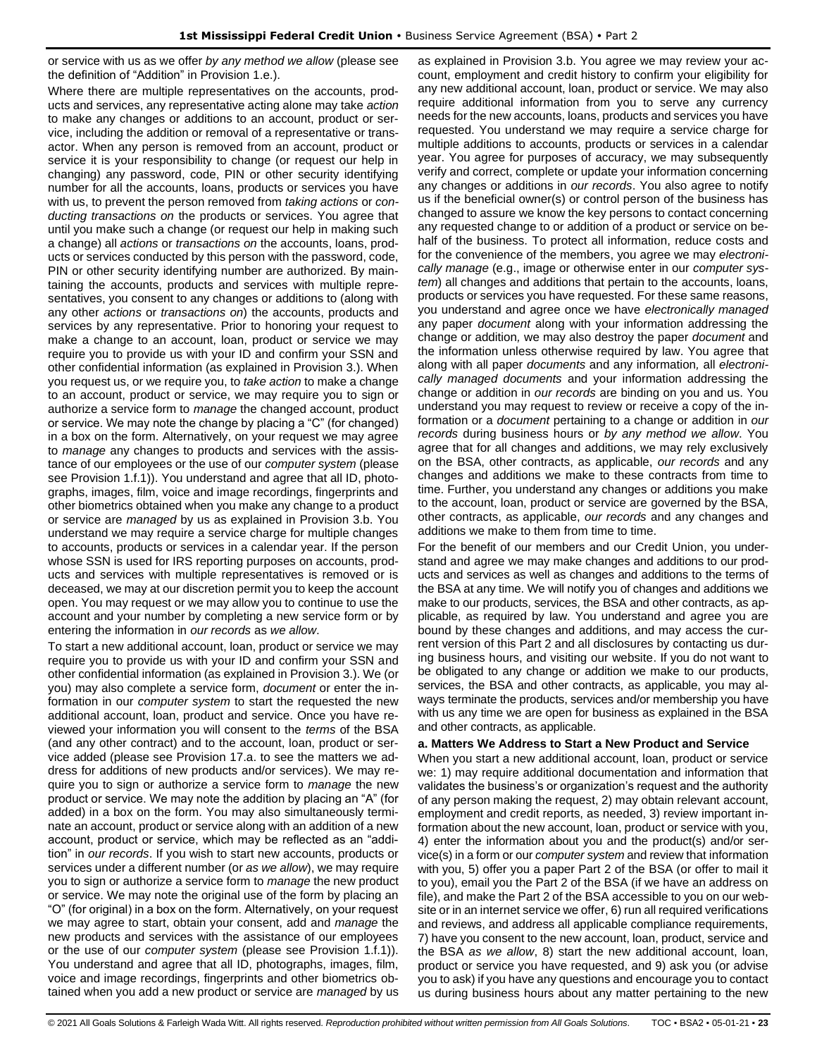or service with us as we offer *by any method we allow* (please see the definition of "Addition" in Provision 1.e.).

Where there are multiple representatives on the accounts, products and services, any representative acting alone may take *action* to make any changes or additions to an account, product or service, including the addition or removal of a representative or transactor. When any person is removed from an account, product or service it is your responsibility to change (or request our help in changing) any password, code, PIN or other security identifying number for all the accounts, loans, products or services you have with us, to prevent the person removed from *taking actions* or *conducting transactions on* the products or services. You agree that until you make such a change (or request our help in making such a change) all *actions* or *transactions on* the accounts, loans, products or services conducted by this person with the password, code, PIN or other security identifying number are authorized. By maintaining the accounts, products and services with multiple representatives, you consent to any changes or additions to (along with any other *actions* or *transactions on*) the accounts, products and services by any representative. Prior to honoring your request to make a change to an account, loan, product or service we may require you to provide us with your ID and confirm your SSN and other confidential information (as explained in Provision 3.). When you request us, or we require you, to *take action* to make a change to an account, product or service, we may require you to sign or authorize a service form to *manage* the changed account, product or service. We may note the change by placing a "C" (for changed) in a box on the form. Alternatively, on your request we may agree to *manage* any changes to products and services with the assistance of our employees or the use of our *computer system* (please see Provision 1.f.1)). You understand and agree that all ID, photographs, images, film, voice and image recordings, fingerprints and other biometrics obtained when you make any change to a product or service are *managed* by us as explained in Provision 3.b. You understand we may require a service charge for multiple changes to accounts, products or services in a calendar year. If the person whose SSN is used for IRS reporting purposes on accounts, products and services with multiple representatives is removed or is deceased, we may at our discretion permit you to keep the account open. You may request or we may allow you to continue to use the account and your number by completing a new service form or by entering the information in *our records* as *we allow*.

To start a new additional account, loan, product or service we may require you to provide us with your ID and confirm your SSN and other confidential information (as explained in Provision 3.). We (or you) may also complete a service form, *document* or enter the information in our *computer system* to start the requested the new additional account, loan, product and service. Once you have reviewed your information you will consent to the *terms* of the BSA (and any other contract) and to the account, loan, product or service added (please see Provision 17.a. to see the matters we address for additions of new products and/or services). We may require you to sign or authorize a service form to *manage* the new product or service. We may note the addition by placing an "A" (for added) in a box on the form. You may also simultaneously terminate an account, product or service along with an addition of a new account, product or service, which may be reflected as an "addition" in *our records*. If you wish to start new accounts, products or services under a different number (or *as we allow*), we may require you to sign or authorize a service form to *manage* the new product or service. We may note the original use of the form by placing an "O" (for original) in a box on the form. Alternatively, on your request we may agree to start, obtain your consent, add and *manage* the new products and services with the assistance of our employees or the use of our *computer system* (please see Provision 1.f.1)). You understand and agree that all ID, photographs, images, film, voice and image recordings, fingerprints and other biometrics obtained when you add a new product or service are *managed* by us as explained in Provision 3.b. You agree we may review your account, employment and credit history to confirm your eligibility for any new additional account, loan, product or service. We may also require additional information from you to serve any currency needs for the new accounts, loans, products and services you have requested. You understand we may require a service charge for multiple additions to accounts, products or services in a calendar year. You agree for purposes of accuracy, we may subsequently verify and correct, complete or update your information concerning any changes or additions in *our records*. You also agree to notify us if the beneficial owner(s) or control person of the business has changed to assure we know the key persons to contact concerning any requested change to or addition of a product or service on behalf of the business. To protect all information, reduce costs and for the convenience of the members, you agree we may *electronically manage* (e.g., image or otherwise enter in our *computer system*) all changes and additions that pertain to the accounts, loans, products or services you have requested. For these same reasons, you understand and agree once we have *electronically managed* any paper *document* along with your information addressing the change or addition, we may also destroy the paper *document* and the information unless otherwise required by law. You agree that along with all paper *documents* and any information, all *electronically managed documents* and your information addressing the change or addition in *our records* are binding on you and us. You understand you may request to review or receive a copy of the information or a *document* pertaining to a change or addition in *our records* during business hours or *by any method we allow*. You agree that for all changes and additions, we may rely exclusively on the BSA, other contracts, as applicable, *our records* and any changes and additions we make to these contracts from time to time. Further, you understand any changes or additions you make to the account, loan, product or service are governed by the BSA, other contracts, as applicable, *our records* and any changes and additions we make to them from time to time.

For the benefit of our members and our Credit Union, you understand and agree we may make changes and additions to our products and services as well as changes and additions to the terms of the BSA at any time. We will notify you of changes and additions we make to our products, services, the BSA and other contracts, as applicable, as required by law. You understand and agree you are bound by these changes and additions, and may access the current version of this Part 2 and all disclosures by contacting us during business hours, and visiting our website. If you do not want to be obligated to any change or addition we make to our products, services, the BSA and other contracts, as applicable, you may always terminate the products, services and/or membership you have with us any time we are open for business as explained in the BSA and other contracts, as applicable.

**a. Matters We Address to Start a New Product and Service**

When you start a new additional account, loan, product or service we: 1) may require additional documentation and information that validates the business's or organization's request and the authority of any person making the request, 2) may obtain relevant account, employment and credit reports, as needed, 3) review important information about the new account, loan, product or service with you, 4) enter the information about you and the product(s) and/or service(s) in a form or our *computer system* and review that information with you, 5) offer you a paper Part 2 of the BSA (or offer to mail it to you), email you the Part 2 of the BSA (if we have an address on file), and make the Part 2 of the BSA accessible to you on our website or in an internet service we offer, 6) run all required verifications and reviews, and address all applicable compliance requirements, 7) have you consent to the new account, loan, product, service and the BSA *as we allow*, 8) start the new additional account, loan, product or service you have requested, and 9) ask you (or advise you to ask) if you have any questions and encourage you to contact us during business hours about any matter pertaining to the new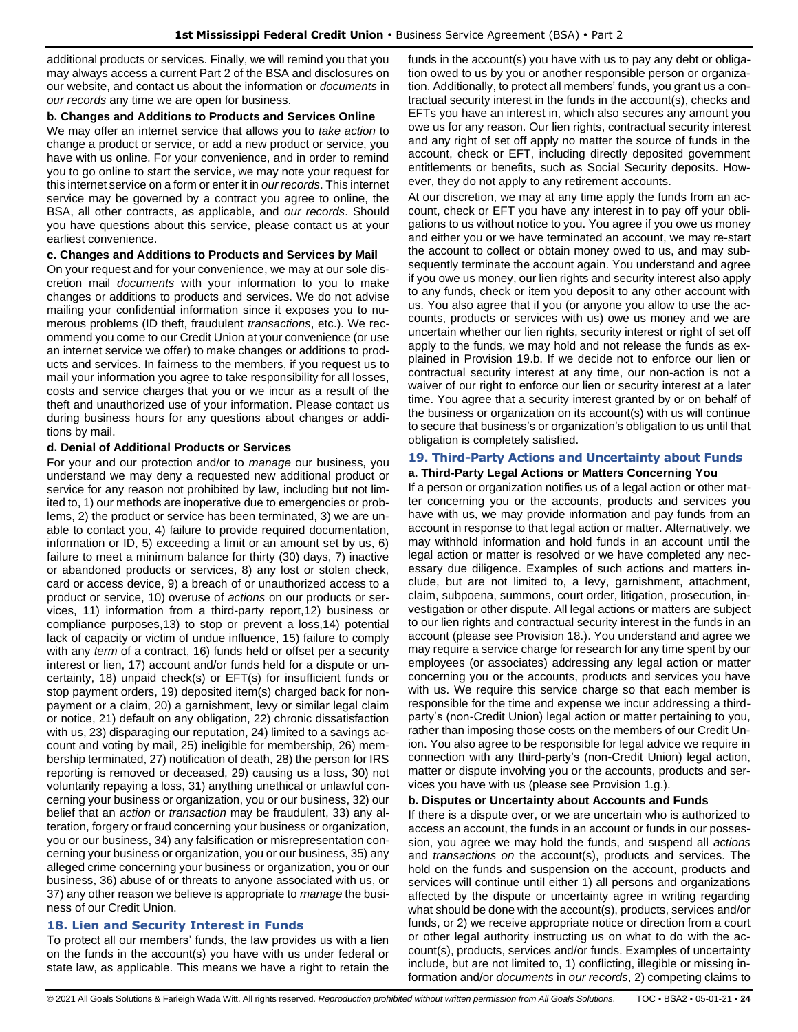additional products or services. Finally, we will remind you that you may always access a current Part 2 of the BSA and disclosures on our website, and contact us about the information or *documents* in *our records* any time we are open for business.

**b. Changes and Additions to Products and Services Online**

We may offer an internet service that allows you to *take action* to change a product or service, or add a new product or service, you have with us online. For your convenience, and in order to remind you to go online to start the service, we may note your request for this internet service on a form or enter it in *our records*. This internet service may be governed by a contract you agree to online, the BSA, all other contracts, as applicable, and *our records*. Should you have questions about this service, please contact us at your earliest convenience.

**c. Changes and Additions to Products and Services by Mail**

On your request and for your convenience, we may at our sole discretion mail *documents* with your information to you to make changes or additions to products and services. We do not advise mailing your confidential information since it exposes you to numerous problems (ID theft, fraudulent *transactions*, etc.). We recommend you come to our Credit Union at your convenience (or use an internet service we offer) to make changes or additions to products and services. In fairness to the members, if you request us to mail your information you agree to take responsibility for all losses, costs and service charges that you or we incur as a result of the theft and unauthorized use of your information. Please contact us during business hours for any questions about changes or additions by mail.

**d. Denial of Additional Products or Services**

For your and our protection and/or to *manage* our business, you understand we may deny a requested new additional product or service for any reason not prohibited by law, including but not limited to, 1) our methods are inoperative due to emergencies or problems, 2) the product or service has been terminated, 3) we are unable to contact you, 4) failure to provide required documentation, information or ID, 5) exceeding a limit or an amount set by us, 6) failure to meet a minimum balance for thirty (30) days, 7) inactive or abandoned products or services, 8) any lost or stolen check, card or access device, 9) a breach of or unauthorized access to a product or service, 10) overuse of *actions* on our products or services, 11) information from a third-party report,12) business or compliance purposes,13) to stop or prevent a loss,14) potential lack of capacity or victim of undue influence, 15) failure to comply with any *term* of a contract, 16) funds held or offset per a security interest or lien, 17) account and/or funds held for a dispute or uncertainty, 18) unpaid check(s) or EFT(s) for insufficient funds or stop payment orders, 19) deposited item(s) charged back for nonpayment or a claim, 20) a garnishment, levy or similar legal claim or notice, 21) default on any obligation, 22) chronic dissatisfaction with us, 23) disparaging our reputation, 24) limited to a savings account and voting by mail, 25) ineligible for membership, 26) membership terminated, 27) notification of death, 28) the person for IRS reporting is removed or deceased, 29) causing us a loss, 30) not voluntarily repaying a loss, 31) anything unethical or unlawful concerning your business or organization, you or our business, 32) our belief that an *action* or *transaction* may be fraudulent, 33) any alteration, forgery or fraud concerning your business or organization, you or our business, 34) any falsification or misrepresentation concerning your business or organization, you or our business, 35) any alleged crime concerning your business or organization, you or our business, 36) abuse of or threats to anyone associated with us, or 37) any other reason we believe is appropriate to *manage* the business of our Credit Union.

## 18. Lien and Security Interest in Funds

To protect all our members' funds, the law provides us with a lien on the funds in the account(s) you have with us under federal or state law, as applicable. This means we have a right to retain the funds in the account(s) you have with us to pay any debt or obligation owed to us by you or another responsible person or organization. Additionally, to protect all members' funds, you grant us a contractual security interest in the funds in the account(s), checks and EFTs you have an interest in, which also secures any amount you owe us for any reason. Our lien rights, contractual security interest and any right of set off apply no matter the source of funds in the account, check or EFT, including directly deposited government entitlements or benefits, such as Social Security deposits. However, they do not apply to any retirement accounts.

At our discretion, we may at any time apply the funds from an account, check or EFT you have any interest in to pay off your obligations to us without notice to you. You agree if you owe us money and either you or we have terminated an account, we may re-start the account to collect or obtain money owed to us, and may subsequently terminate the account again. You understand and agree if you owe us money, our lien rights and security interest also apply to any funds, check or item you deposit to any other account with us. You also agree that if you (or anyone you allow to use the accounts, products or services with us) owe us money and we are uncertain whether our lien rights, security interest or right of set off apply to the funds, we may hold and not release the funds as explained in Provision 19.b. If we decide not to enforce our lien or contractual security interest at any time, our non-action is not a waiver of our right to enforce our lien or security interest at a later time. You agree that a security interest granted by or on behalf of the business or organization on its account(s) with us will continue to secure that business's or organization's obligation to us until that obligation is completely satisfied.

## 19. Third-Party Actions and Uncertainty about Funds

**a. Third-Party Legal Actions or Matters Concerning You**

If a person or organization notifies us of a legal action or other matter concerning you or the accounts, products and services you have with us, we may provide information and pay funds from an account in response to that legal action or matter. Alternatively, we may withhold information and hold funds in an account until the legal action or matter is resolved or we have completed any necessary due diligence. Examples of such actions and matters include, but are not limited to, a levy, garnishment, attachment, claim, subpoena, summons, court order, litigation, prosecution, investigation or other dispute. All legal actions or matters are subject to our lien rights and contractual security interest in the funds in an account (please see Provision 18.). You understand and agree we may require a service charge for research for any time spent by our employees (or associates) addressing any legal action or matter concerning you or the accounts, products and services you have with us. We require this service charge so that each member is responsible for the time and expense we incur addressing a third-party's (non-Credit Union) legal action or matter pertaining to you, rather than imposing those costs on the members of our Credit Union. You also agree to be responsible for legal advice we require in connection with any third-party's (non-Credit Union) legal action, matter or dispute involving you or the accounts, products and services you have with us (please see Provision 1.g.).

**b. Disputes or Uncertainty about Accounts and Funds**

If there is a dispute over, or we are uncertain who is authorized to access an account, the funds in an account or funds in our possession, you agree we may hold the funds, and suspend all *actions* and *transactions on* the account(s), products and services. The hold on the funds and suspension on the account, products and services will continue until either 1) all persons and organizations affected by the dispute or uncertainty agree in writing regarding what should be done with the account(s), products, services and/or funds, or 2) we receive appropriate notice or direction from a court or other legal authority instructing us on what to do with the account(s), products, services and/or funds. Examples of uncertainty include, but are not limited to, 1) conflicting, illegible or missing information and/or *documents* in *our records*, 2) competing claims to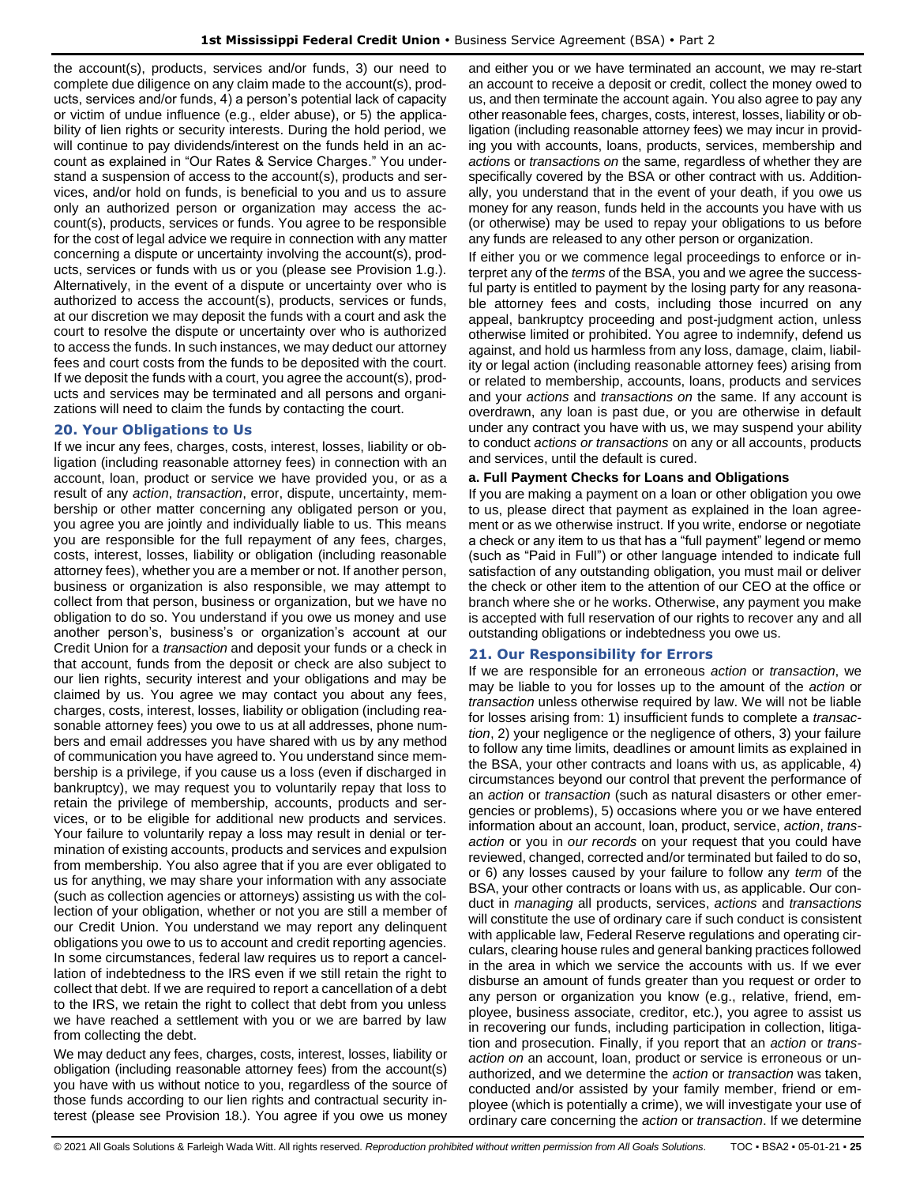the account(s), products, services and/or funds, 3) our need to complete due diligence on any claim made to the account(s), products, services and/or funds, 4) a person's potential lack of capacity or victim of undue influence (e.g., elder abuse), or 5) the applicability of lien rights or security interests. During the hold period, we will continue to pay dividends/interest on the funds held in an account as explained in "Our Rates & Service Charges." You understand a suspension of access to the account(s), products and services, and/or hold on funds, is beneficial to you and us to assure only an authorized person or organization may access the account(s), products, services or funds. You agree to be responsible for the cost of legal advice we require in connection with any matter concerning a dispute or uncertainty involving the account(s), products, services or funds with us or you (please see Provision 1.g.). Alternatively, in the event of a dispute or uncertainty over who is authorized to access the account(s), products, services or funds, at our discretion we may deposit the funds with a court and ask the court to resolve the dispute or uncertainty over who is authorized to access the funds. In such instances, we may deduct our attorney fees and court costs from the funds to be deposited with the court. If we deposit the funds with a court, you agree the account(s), products and services may be terminated and all persons and organizations will need to claim the funds by contacting the court.

## 20. Your Obligations to Us

If we incur any fees, charges, costs, interest, losses, liability or obligation (including reasonable attorney fees) in connection with an account, loan, product or service we have provided you, or as a result of any *action*, *transaction*, error, dispute, uncertainty, membership or other matter concerning any obligated person or you, you agree you are jointly and individually liable to us. This means you are responsible for the full repayment of any fees, charges, costs, interest, losses, liability or obligation (including reasonable attorney fees), whether you are a member or not. If another person, business or organization is also responsible, we may attempt to collect from that person, business or organization, but we have no obligation to do so. You understand if you owe us money and use another person's, business's or organization's account at our Credit Union for a *transaction* and deposit your funds or a check in that account, funds from the deposit or check are also subject to our lien rights, security interest and your obligations and may be claimed by us. You agree we may contact you about any fees, charges, costs, interest, losses, liability or obligation (including reasonable attorney fees) you owe to us at all addresses, phone numbers and email addresses you have shared with us by any method of communication you have agreed to. You understand since membership is a privilege, if you cause us a loss (even if discharged in bankruptcy), we may request you to voluntarily repay that loss to retain the privilege of membership, accounts, products and services, or to be eligible for additional new products and services. Your failure to voluntarily repay a loss may result in denial or termination of existing accounts, products and services and expulsion from membership. You also agree that if you are ever obligated to us for anything, we may share your information with any associate (such as collection agencies or attorneys) assisting us with the collection of your obligation, whether or not you are still a member of our Credit Union. You understand we may report any delinquent obligations you owe to us to account and credit reporting agencies. In some circumstances, federal law requires us to report a cancellation of indebtedness to the IRS even if we still retain the right to collect that debt. If we are required to report a cancellation of a debt to the IRS, we retain the right to collect that debt from you unless we have reached a settlement with you or we are barred by law from collecting the debt.

We may deduct any fees, charges, costs, interest, losses, liability or obligation (including reasonable attorney fees) from the account(s) you have with us without notice to you, regardless of the source of those funds according to our lien rights and contractual security interest (please see Provision 18.). You agree if you owe us money and either you or we have terminated an account, we may re-start an account to receive a deposit or credit, collect the money owed to us, and then terminate the account again. You also agree to pay any other reasonable fees, charges, costs, interest, losses, liability or obligation (including reasonable attorney fees) we may incur in providing you with accounts, loans, products, services, membership and *actions* or *transactions on* the same, regardless of whether they are specifically covered by the BSA or other contract with us. Additionally, you understand that in the event of your death, if you owe us money for any reason, funds held in the accounts you have with us (or otherwise) may be used to repay your obligations to us before any funds are released to any other person or organization.

If either you or we commence legal proceedings to enforce or interpret any of the *terms* of the BSA, you and we agree the successful party is entitled to payment by the losing party for any reasonable attorney fees and costs, including those incurred on any appeal, bankruptcy proceeding and post-judgment action, unless otherwise limited or prohibited. You agree to indemnify, defend us against, and hold us harmless from any loss, damage, claim, liability or legal action (including reasonable attorney fees) arising from or related to membership, accounts, loans, products and services and your *actions* and *transactions on* the same. If any account is overdrawn, any loan is past due, or you are otherwise in default under any contract you have with us, we may suspend your ability to conduct *actions or transactions* on any or all accounts, products and services, until the default is cured.

### a. Full Payment Checks for Loans and Obligations

If you are making a payment on a loan or other obligation you owe to us, please direct that payment as explained in the loan agreement or as we otherwise instruct. If you write, endorse or negotiate a check or any item to us that has a "full payment" legend or memo (such as "Paid in Full") or other language intended to indicate full satisfaction of any outstanding obligation, you must mail or deliver the check or other item to the attention of our CEO at the office or branch where she or he works. Otherwise, any payment you make is accepted with full reservation of our rights to recover any and all outstanding obligations or indebtedness you owe us.

## 21. Our Responsibility for Errors

If we are responsible for an erroneous *action* or *transaction*, we may be liable to you for losses up to the amount of the *action* or *transaction* unless otherwise required by law. We will not be liable for losses arising from: 1) insufficient funds to complete a *transaction*, 2) your negligence or the negligence of others, 3) your failure to follow any time limits, deadlines or amount limits as explained in the BSA, your other contracts and loans with us, as applicable, 4) circumstances beyond our control that prevent the performance of an *action* or *transaction* (such as natural disasters or other emergencies or problems), 5) occasions where you or we have entered information about an account, loan, product, service, *action*, *transaction* or you in *our records* on your request that you could have reviewed, changed, corrected and/or terminated but failed to do so, or 6) any losses caused by your failure to follow any *term* of the BSA, your other contracts or loans with us, as applicable. Our conduct in *managing* all products, services, *actions* and *transactions* will constitute the use of ordinary care if such conduct is consistent with applicable law, Federal Reserve regulations and operating circulars, clearing house rules and general banking practices followed in the area in which we service the accounts with us. If we ever disburse an amount of funds greater than you request or order to any person or organization you know (e.g., relative, friend, employee, business associate, creditor, etc.), you agree to assist us in recovering our funds, including participation in collection, litigation and prosecution. Finally, if you report that an *action* or *transaction on* an account, loan, product or service is erroneous or unauthorized, and we determine the *action* or *transaction* was taken, conducted and/or assisted by your family member, friend or employee (which is potentially a crime), we will investigate your use of ordinary care concerning the *action* or *transaction*. If we determine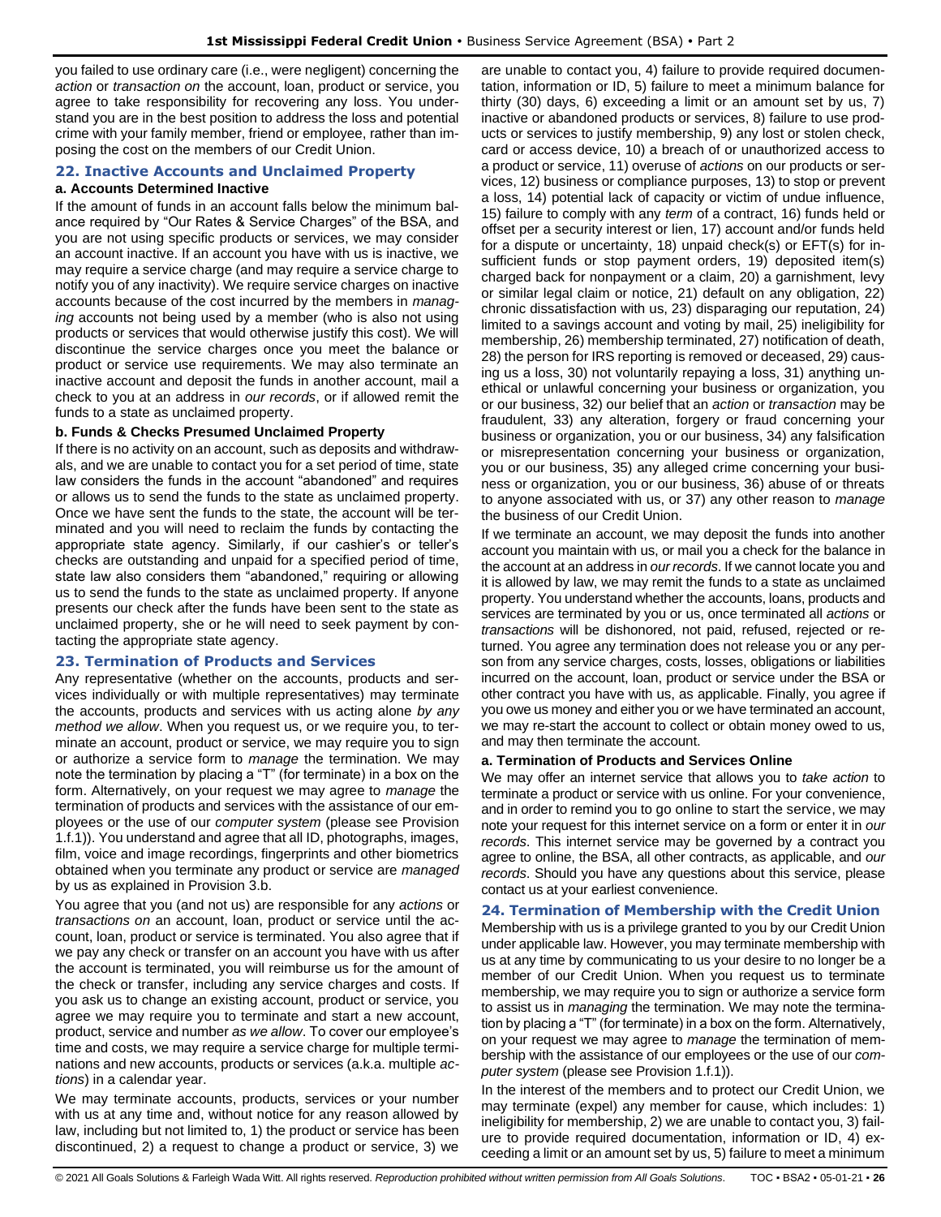you failed to use ordinary care (i.e., were negligent) concerning the *action* or *transaction on* the account, loan, product or service, you agree to take responsibility for recovering any loss. You understand you are in the best position to address the loss and potential crime with your family member, friend or employee, rather than imposing the cost on the members of our Credit Union.

## 22. Inactive Accounts and Unclaimed Property

### a. Accounts Determined Inactive

If the amount of funds in an account falls below the minimum balance required by "Our Rates & Service Charges" of the BSA, and you are not using specific products or services, we may consider an account inactive. If an account you have with us is inactive, we may require a service charge (and may require a service charge to notify you of any inactivity). We require service charges on inactive accounts because of the cost incurred by the members in *managing* accounts not being used by a member (who is also not using products or services that would otherwise justify this cost). We will discontinue the service charges once you meet the balance or product or service use requirements. We may also terminate an inactive account and deposit the funds in another account, mail a check to you at an address in *our records*, or if allowed remit the funds to a state as unclaimed property.

### b. Funds & Checks Presumed Unclaimed Property

If there is no activity on an account, such as deposits and withdrawals, and we are unable to contact you for a set period of time, state law considers the funds in the account "abandoned" and requires or allows us to send the funds to the state as unclaimed property. Once we have sent the funds to the state, the account will be terminated and you will need to reclaim the funds by contacting the appropriate state agency. Similarly, if our cashier's or teller's checks are outstanding and unpaid for a specified period of time, state law also considers them "abandoned," requiring or allowing us to send the funds to the state as unclaimed property. If anyone presents our check after the funds have been sent to the state as unclaimed property, she or he will need to seek payment by contacting the appropriate state agency.

## 23. Termination of Products and Services

Any representative (whether on the accounts, products and services individually or with multiple representatives) may terminate the accounts, products and services with us acting alone *by any method we allow*. When you request us, or we require you, to terminate an account, product or service, we may require you to sign or authorize a service form to *manage* the termination. We may note the termination by placing a "T" (for terminate) in a box on the form. Alternatively, on your request we may agree to *manage* the termination of products and services with the assistance of our employees or the use of our *computer system* (please see Provision 1.f.1)). You understand and agree that all ID, photographs, images, film, voice and image recordings, fingerprints and other biometrics obtained when you terminate any product or service are *managed* by us as explained in Provision 3.b.

You agree that you (and not us) are responsible for any *actions* or *transactions on* an account, loan, product or service until the account, loan, product or service is terminated. You also agree that if we pay any check or transfer on an account you have with us after the account is terminated, you will reimburse us for the amount of the check or transfer, including any service charges and costs. If you ask us to change an existing account, product or service, you agree we may require you to terminate and start a new account, product, service and number *as we allow*. To cover our employee's time and costs, we may require a service charge for multiple terminations and new accounts, products or services (a.k.a. multiple *actions*) in a calendar year.

We may terminate accounts, products, services or your number with us at any time and, without notice for any reason allowed by law, including but not limited to, 1) the product or service has been discontinued, 2) a request to change a product or service, 3) we are unable to contact you, 4) failure to provide required documentation, information or ID, 5) failure to meet a minimum balance for thirty (30) days, 6) exceeding a limit or an amount set by us, 7) inactive or abandoned products or services, 8) failure to use products or services to justify membership, 9) any lost or stolen check, card or access device, 10) a breach of or unauthorized access to a product or service, 11) overuse of *actions* on our products or services, 12) business or compliance purposes, 13) to stop or prevent a loss, 14) potential lack of capacity or victim of undue influence, 15) failure to comply with any *term* of a contract, 16) funds held or offset per a security interest or lien, 17) account and/or funds held for a dispute or uncertainty, 18) unpaid check(s) or EFT(s) for insufficient funds or stop payment orders, 19) deposited item(s) charged back for nonpayment or a claim, 20) a garnishment, levy or similar legal claim or notice, 21) default on any obligation, 22) chronic dissatisfaction with us, 23) disparaging our reputation, 24) limited to a savings account and voting by mail, 25) ineligibility for membership, 26) membership terminated, 27) notification of death, 28) the person for IRS reporting is removed or deceased, 29) causing us a loss, 30) not voluntarily repaying a loss, 31) anything unethical or unlawful concerning your business or organization, you or our business, 32) our belief that an *action* or *transaction* may be fraudulent, 33) any alteration, forgery or fraud concerning your business or organization, you or our business, 34) any falsification or misrepresentation concerning your business or organization, you or our business, 35) any alleged crime concerning your business or organization, you or our business, 36) abuse of or threats to anyone associated with us, or 37) any other reason to *manage* the business of our Credit Union.

If we terminate an account, we may deposit the funds into another account you maintain with us, or mail you a check for the balance in the account at an address in *our records*. If we cannot locate you and it is allowed by law, we may remit the funds to a state as unclaimed property. You understand whether the accounts, loans, products and services are terminated by you or us, once terminated all *actions* or *transactions* will be dishonored, not paid, refused, rejected or returned. You agree any termination does not release you or any person from any service charges, costs, losses, obligations or liabilities incurred on the account, loan, product or service under the BSA or other contract you have with us, as applicable. Finally, you agree if you owe us money and either you or we have terminated an account, we may re-start the account to collect or obtain money owed to us, and may then terminate the account.

### a. Termination of Products and Services Online

We may offer an internet service that allows you to *take action* to terminate a product or service with us online. For your convenience, and in order to remind you to go online to start the service, we may note your request for this internet service on a form or enter it in *our records*. This internet service may be governed by a contract you agree to online, the BSA, all other contracts, as applicable, and *our records*. Should you have any questions about this service, please contact us at your earliest convenience.

## 24. Termination of Membership with the Credit Union

Membership with us is a privilege granted to you by our Credit Union under applicable law. However, you may terminate membership with us at any time by communicating to us your desire to no longer be a member of our Credit Union. When you request us to terminate membership, we may require you to sign or authorize a service form to assist us in *managing* the termination. We may note the termination by placing a "T" (for terminate) in a box on the form. Alternatively, on your request we may agree to *manage* the termination of membership with the assistance of our employees or the use of our *computer system* (please see Provision 1.f.1)).

In the interest of the members and to protect our Credit Union, we may terminate (expel) any member for cause, which includes: 1) ineligibility for membership, 2) we are unable to contact you, 3) failure to provide required documentation, information or ID, 4) exceeding a limit or an amount set by us, 5) failure to meet a minimum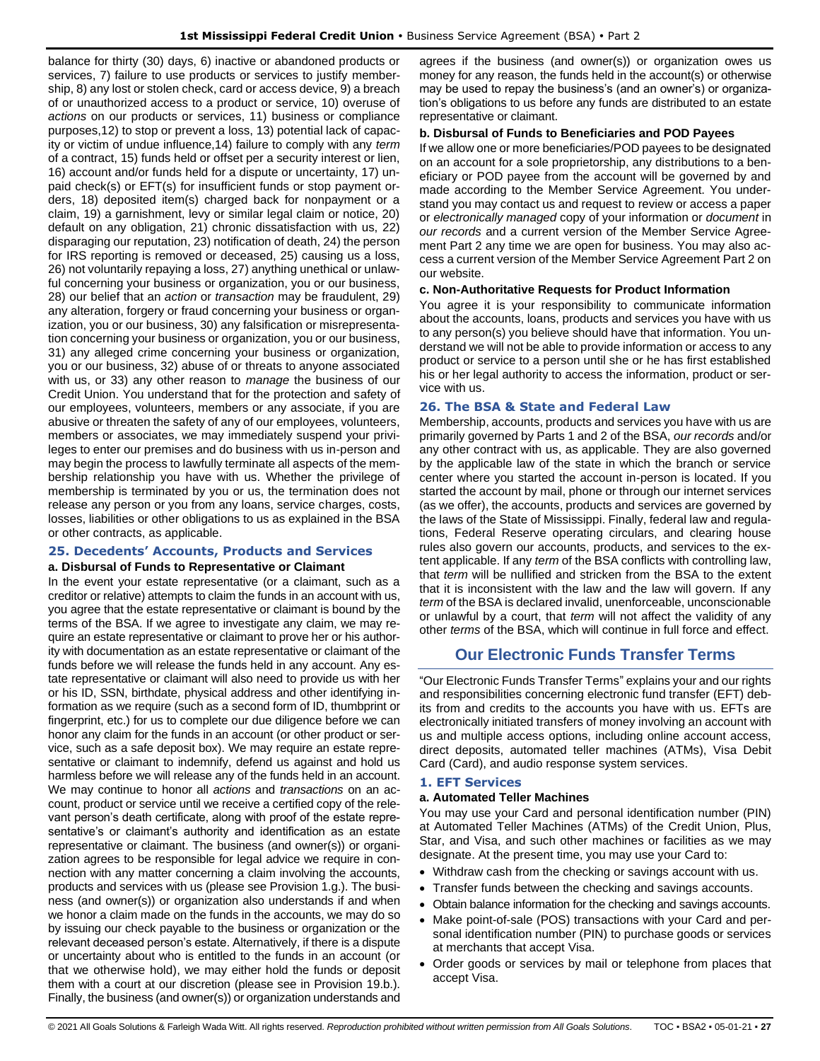balance for thirty (30) days, 6) inactive or abandoned products or services, 7) failure to use products or services to justify membership, 8) any lost or stolen check, card or access device, 9) a breach of or unauthorized access to a product or service, 10) overuse of *actions* on our products or services, 11) business or compliance purposes,12) to stop or prevent a loss, 13) potential lack of capacity or victim of undue influence,14) failure to comply with any *term* of a contract, 15) funds held or offset per a security interest or lien, 16) account and/or funds held for a dispute or uncertainty, 17) unpaid check(s) or EFT(s) for insufficient funds or stop payment orders, 18) deposited item(s) charged back for nonpayment or a claim, 19) a garnishment, levy or similar legal claim or notice, 20) default on any obligation, 21) chronic dissatisfaction with us, 22) disparaging our reputation, 23) notification of death, 24) the person for IRS reporting is removed or deceased, 25) causing us a loss, 26) not voluntarily repaying a loss, 27) anything unethical or unlawful concerning your business or organization, you or our business, 28) our belief that an *action* or *transaction* may be fraudulent, 29) any alteration, forgery or fraud concerning your business or organization, you or our business, 30) any falsification or misrepresentation concerning your business or organization, you or our business, 31) any alleged crime concerning your business or organization, you or our business, 32) abuse of or threats to anyone associated with us, or 33) any other reason to *manage* the business of our Credit Union. You understand that for the protection and safety of our employees, volunteers, members or any associate, if you are abusive or threaten the safety of any of our employees, volunteers, members or associates, we may immediately suspend your privileges to enter our premises and do business with us in-person and may begin the process to lawfully terminate all aspects of the membership relationship you have with us. Whether the privilege of membership is terminated by you or us, the termination does not release any person or you from any loans, service charges, costs, losses, liabilities or other obligations to us as explained in the BSA or other contracts, as applicable.

### 25. Decedents' Accounts, Products and Services

**a. Disbursal of Funds to Representative or Claimant**

In the event your estate representative (or a claimant, such as a creditor or relative) attempts to claim the funds in an account with us, you agree that the estate representative or claimant is bound by the terms of the BSA. If we agree to investigate any claim, we may require an estate representative or claimant to prove her or his authority with documentation as an estate representative or claimant of the funds before we will release the funds held in any account. Any estate representative or claimant will also need to provide us with her or his ID, SSN, birthdate, physical address and other identifying information as we require (such as a second form of ID, thumbprint or fingerprint, etc.) for us to complete our due diligence before we can honor any claim for the funds in an account (or other product or service, such as a safe deposit box). We may require an estate representative or claimant to indemnify, defend us against and hold us harmless before we will release any of the funds held in an account. We may continue to honor all *actions* and *transactions* on an account, product or service until we receive a certified copy of the relevant person's death certificate, along with proof of the estate representative's or claimant's authority and identification as an estate representative or claimant. The business (and owner(s)) or organization agrees to be responsible for legal advice we require in connection with any matter concerning a claim involving the accounts, products and services with us (please see Provision 1.g.). The business (and owner(s)) or organization also understands if and when we honor a claim made on the funds in the accounts, we may do so by issuing our check payable to the business or organization or the relevant deceased person's estate. Alternatively, if there is a dispute or uncertainty about who is entitled to the funds in an account (or that we otherwise hold), we may either hold the funds or deposit them with a court at our discretion (please see in Provision 19.b.). Finally, the business (and owner(s)) or organization understands and agrees if the business (and owner(s)) or organization owes us money for any reason, the funds held in the account(s) or otherwise may be used to repay the business's (and an owner's) or organization's obligations to us before any funds are distributed to an estate representative or claimant.

**b. Disbursal of Funds to Beneficiaries and POD Payees**

If we allow one or more beneficiaries/POD payees to be designated on an account for a sole proprietorship, any distributions to a beneficiary or POD payee from the account will be governed by and made according to the Member Service Agreement. You understand you may contact us and request to review or access a paper or *electronically managed* copy of your information or *document* in *our records* and a current version of the Member Service Agreement Part 2 any time we are open for business. You may also access a current version of the Member Service Agreement Part 2 on our website.

**c. Non-Authoritative Requests for Product Information**

You agree it is your responsibility to communicate information about the accounts, loans, products and services you have with us to any person(s) you believe should have that information. You understand we will not be able to provide information or access to any product or service to a person until she or he has first established his or her legal authority to access the information, product or service with us.

### 26. The BSA & State and Federal Law

Membership, accounts, products and services you have with us are primarily governed by Parts 1 and 2 of the BSA, *our records* and/or any other contract with us, as applicable. They are also governed by the applicable law of the state in which the branch or service center where you started the account in-person is located. If you started the account by mail, phone or through our internet services (as we offer), the accounts, products and services are governed by the laws of the State of Mississippi. Finally, federal law and regulations, Federal Reserve operating circulars, and clearing house rules also govern our accounts, products, and services to the extent applicable. If any *term* of the BSA conflicts with controlling law, that *term* will be nullified and stricken from the BSA to the extent that it is inconsistent with the law and the law will govern. If any *term* of the BSA is declared invalid, unenforceable, unconscionable or unlawful by a court, that *term* will not affect the validity of any other *terms* of the BSA, which will continue in full force and effect.

## Our Electronic Funds Transfer Terms

"Our Electronic Funds Transfer Terms" explains your and our rights and responsibilities concerning electronic fund transfer (EFT) debits from and credits to the accounts you have with us. EFTs are electronically initiated transfers of money involving an account with us and multiple access options, including online account access, direct deposits, automated teller machines (ATMs), Visa Debit Card (Card), and audio response system services.

### 1. EFT Services

**a. Automated Teller Machines**

You may use your Card and personal identification number (PIN) at Automated Teller Machines (ATMs) of the Credit Union, Plus, Star, and Visa, and such other machines or facilities as we may designate. At the present time, you may use your Card to:

- Withdraw cash from the checking or savings account with us.
- Transfer funds between the checking and savings accounts.
- Obtain balance information for the checking and savings accounts.
- Make point-of-sale (POS) transactions with your Card and personal identification number (PIN) to purchase goods or services at merchants that accept Visa.
- Order goods or services by mail or telephone from places that accept Visa.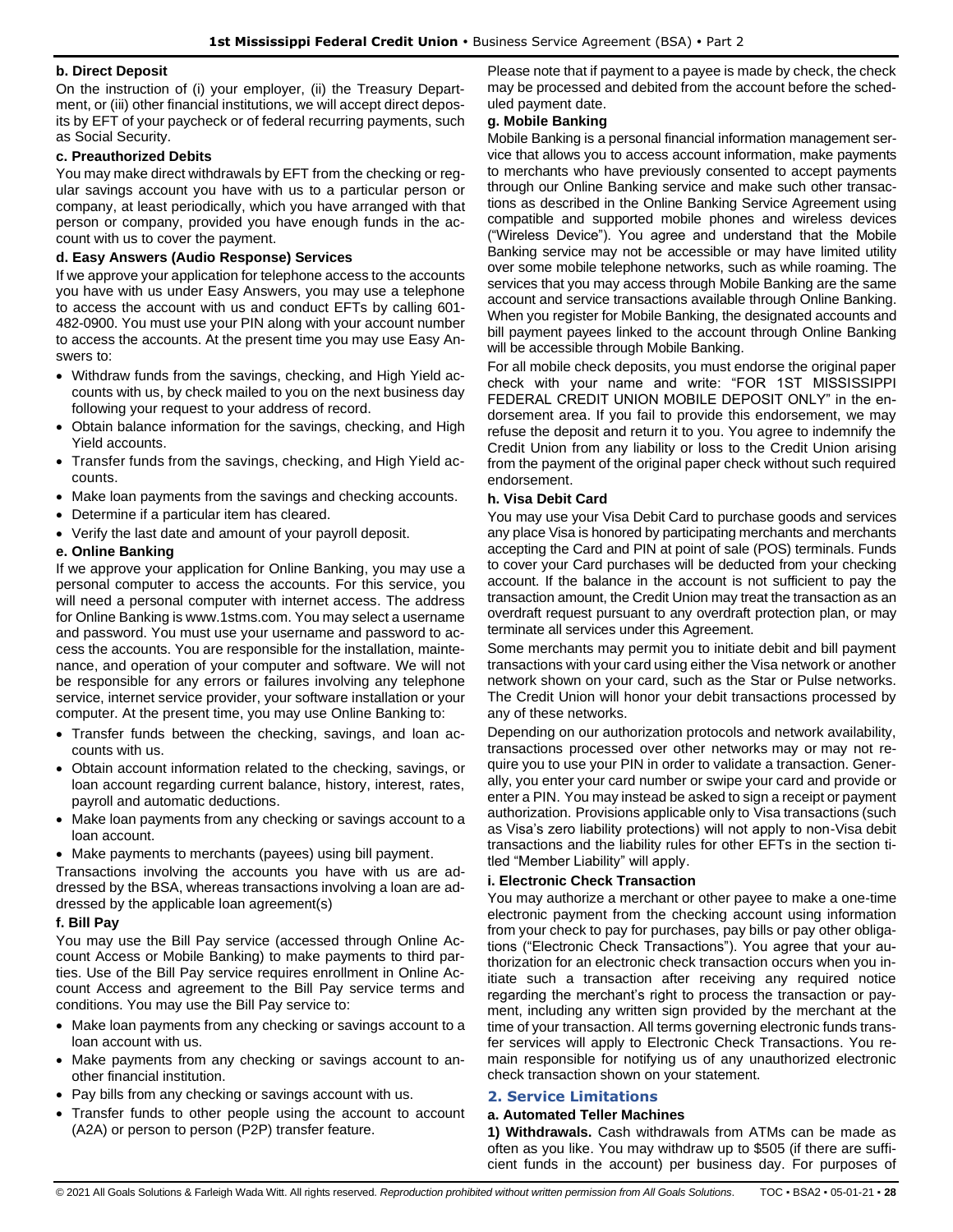**b. Direct Deposit**

On the instruction of (i) your employer, (ii) the Treasury Department, or (iii) other financial institutions, we will accept direct deposits by EFT of your paycheck or of federal recurring payments, such as Social Security.

**c. Preauthorized Debits**

You may make direct withdrawals by EFT from the checking or regular savings account you have with us to a particular person or company, at least periodically, which you have arranged with that person or company, provided you have enough funds in the account with us to cover the payment.

**d. Easy Answers (Audio Response) Services**

If we approve your application for telephone access to the accounts you have with us under Easy Answers, you may use a telephone to access the account with us and conduct EFTs by calling 601-482-0900. You must use your PIN along with your account number to access the accounts. At the present time you may use Easy Answers to:

- Withdraw funds from the savings, checking, and High Yield accounts with us, by check mailed to you on the next business day following your request to your address of record.
- Obtain balance information for the savings, checking, and High Yield accounts.
- Transfer funds from the savings, checking, and High Yield accounts.
- Make loan payments from the savings and checking accounts.
- Determine if a particular item has cleared.
- Verify the last date and amount of your payroll deposit.

**e. Online Banking**

If we approve your application for Online Banking, you may use a personal computer to access the accounts. For this service, you will need a personal computer with internet access. The address for Online Banking is www.1stms.com. You may select a username and password. You must use your username and password to access the accounts. You are responsible for the installation, maintenance, and operation of your computer and software. We will not be responsible for any errors or failures involving any telephone service, internet service provider, your software installation or your computer. At the present time, you may use Online Banking to:

- Transfer funds between the checking, savings, and loan accounts with us.
- Obtain account information related to the checking, savings, or loan account regarding current balance, history, interest, rates, payroll and automatic deductions.
- Make loan payments from any checking or savings account to a loan account.
- Make payments to merchants (payees) using bill payment.

Transactions involving the accounts you have with us are addressed by the BSA, whereas transactions involving a loan are addressed by the applicable loan agreement(s)

**f. Bill Pay**

You may use the Bill Pay service (accessed through Online Account Access or Mobile Banking) to make payments to third parties. Use of the Bill Pay service requires enrollment in Online Account Access and agreement to the Bill Pay service terms and conditions. You may use the Bill Pay service to:

- Make loan payments from any checking or savings account to a loan account with us.
- Make payments from any checking or savings account to another financial institution.
- Pay bills from any checking or savings account with us.
- Transfer funds to other people using the account to account (A2A) or person to person (P2P) transfer feature.

Please note that if payment to a payee is made by check, the check may be processed and debited from the account before the scheduled payment date.

**g. Mobile Banking**

Mobile Banking is a personal financial information management service that allows you to access account information, make payments to merchants who have previously consented to accept payments through our Online Banking service and make such other transactions as described in the Online Banking Service Agreement using compatible and supported mobile phones and wireless devices ("Wireless Device"). You agree and understand that the Mobile Banking service may not be accessible or may have limited utility over some mobile telephone networks, such as while roaming. The services that you may access through Mobile Banking are the same account and service transactions available through Online Banking. When you register for Mobile Banking, the designated accounts and bill payment payees linked to the account through Online Banking will be accessible through Mobile Banking.

For all mobile check deposits, you must endorse the original paper check with your name and write: "FOR 1ST MISSISSIPPI FEDERAL CREDIT UNION MOBILE DEPOSIT ONLY" in the endorsement area. If you fail to provide this endorsement, we may refuse the deposit and return it to you. You agree to indemnify the Credit Union from any liability or loss to the Credit Union arising from the payment of the original paper check without such required endorsement.

**h. Visa Debit Card**

You may use your Visa Debit Card to purchase goods and services any place Visa is honored by participating merchants and merchants accepting the Card and PIN at point of sale (POS) terminals. Funds to cover your Card purchases will be deducted from your checking account. If the balance in the account is not sufficient to pay the transaction amount, the Credit Union may treat the transaction as an overdraft request pursuant to any overdraft protection plan, or may terminate all services under this Agreement.

Some merchants may permit you to initiate debit and bill payment transactions with your card using either the Visa network or another network shown on your card, such as the Star or Pulse networks. The Credit Union will honor your debit transactions processed by any of these networks.

Depending on our authorization protocols and network availability, transactions processed over other networks may or may not require you to use your PIN in order to validate a transaction. Generally, you enter your card number or swipe your card and provide or enter a PIN. You may instead be asked to sign a receipt or payment authorization. Provisions applicable only to Visa transactions (such as Visa's zero liability protections) will not apply to non-Visa debit transactions and the liability rules for other EFTs in the section titled "Member Liability" will apply.

**i. Electronic Check Transaction**

You may authorize a merchant or other payee to make a one-time electronic payment from the checking account using information from your check to pay for purchases, pay bills or pay other obligations ("Electronic Check Transactions"). You agree that your authorization for an electronic check transaction occurs when you initiate such a transaction after receiving any required notice regarding the merchant's right to process the transaction or payment, including any written sign provided by the merchant at the time of your transaction. All terms governing electronic funds transfer services will apply to Electronic Check Transactions. You remain responsible for notifying us of any unauthorized electronic check transaction shown on your statement.

## 2. Service Limitations

**a. Automated Teller Machines**

**1) Withdrawals.** Cash withdrawals from ATMs can be made as often as you like. You may withdraw up to $505 (if there are sufficient funds in the account) per business day. For purposes of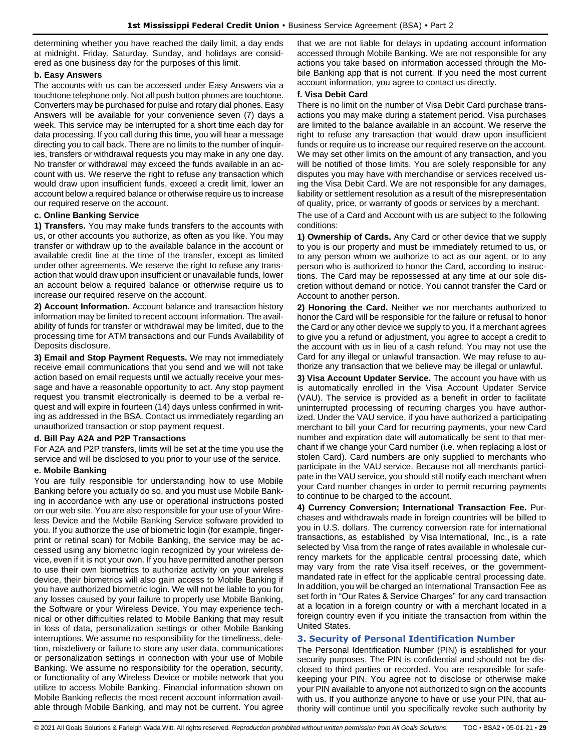determining whether you have reached the daily limit, a day ends at midnight. Friday, Saturday, Sunday, and holidays are considered as one business day for the purposes of this limit.

**b. Easy Answers**

The accounts with us can be accessed under Easy Answers via a touchtone telephone only. Not all push button phones are touchtone. Converters may be purchased for pulse and rotary dial phones. Easy Answers will be available for your convenience seven (7) days a week. This service may be interrupted for a short time each day for data processing. If you call during this time, you will hear a message directing you to call back. There are no limits to the number of inquiries, transfers or withdrawal requests you may make in any one day. No transfer or withdrawal may exceed the funds available in an account with us. We reserve the right to refuse any transaction which would draw upon insufficient funds, exceed a credit limit, lower an account below a required balance or otherwise require us to increase our required reserve on the account.

**c. Online Banking Service**

**1) Transfers.** You may make funds transfers to the accounts with us, or other accounts you authorize, as often as you like. You may transfer or withdraw up to the available balance in the account or available credit line at the time of the transfer, except as limited under other agreements. We reserve the right to refuse any transaction that would draw upon insufficient or unavailable funds, lower an account below a required balance or otherwise require us to increase our required reserve on the account.

**2) Account Information.** Account balance and transaction history information may be limited to recent account information. The availability of funds for transfer or withdrawal may be limited, due to the processing time for ATM transactions and our Funds Availability of Deposits disclosure.

**3) Email and Stop Payment Requests.** We may not immediately receive email communications that you send and we will not take action based on email requests until we actually receive your message and have a reasonable opportunity to act. Any stop payment request you transmit electronically is deemed to be a verbal request and will expire in fourteen (14) days unless confirmed in writing as addressed in the BSA. Contact us immediately regarding an unauthorized transaction or stop payment request.

**d. Bill Pay A2A and P2P Transactions**

For A2A and P2P transfers, limits will be set at the time you use the service and will be disclosed to you prior to your use of the service.

**e. Mobile Banking**

You are fully responsible for understanding how to use Mobile Banking before you actually do so, and you must use Mobile Banking in accordance with any use or operational instructions posted on our web site. You are also responsible for your use of your Wireless Device and the Mobile Banking Service software provided to you. If you authorize the use of biometric login (for example, fingerprint or retinal scan) for Mobile Banking, the service may be accessed using any biometric login recognized by your wireless device, even if it is not your own. If you have permitted another person to use their own biometrics to authorize activity on your wireless device, their biometrics will also gain access to Mobile Banking if you have authorized biometric login. We will not be liable to you for any losses caused by your failure to properly use Mobile Banking, the Software or your Wireless Device. You may experience technical or other difficulties related to Mobile Banking that may result in loss of data, personalization settings or other Mobile Banking interruptions. We assume no responsibility for the timeliness, deletion, misdelivery or failure to store any user data, communications or personalization settings in connection with your use of Mobile Banking. We assume no responsibility for the operation, security, or functionality of any Wireless Device or mobile network that you utilize to access Mobile Banking. Financial information shown on Mobile Banking reflects the most recent account information available through Mobile Banking, and may not be current. You agree that we are not liable for delays in updating account information accessed through Mobile Banking. We are not responsible for any actions you take based on information accessed through the Mobile Banking app that is not current. If you need the most current account information, you agree to contact us directly.

**f. Visa Debit Card**

There is no limit on the number of Visa Debit Card purchase transactions you may make during a statement period. Visa purchases are limited to the balance available in an account. We reserve the right to refuse any transaction that would draw upon insufficient funds or require us to increase our required reserve on the account. We may set other limits on the amount of any transaction, and you will be notified of those limits. You are solely responsible for any disputes you may have with merchandise or services received using the Visa Debit Card. We are not responsible for any damages, liability or settlement resolution as a result of the misrepresentation of quality, price, or warranty of goods or services by a merchant.

The use of a Card and Account with us are subject to the following conditions:

**1) Ownership of Cards.** Any Card or other device that we supply to you is our property and must be immediately returned to us, or to any person whom we authorize to act as our agent, or to any person who is authorized to honor the Card, according to instructions. The Card may be repossessed at any time at our sole discretion without demand or notice. You cannot transfer the Card or Account to another person.

**2) Honoring the Card.** Neither we nor merchants authorized to honor the Card will be responsible for the failure or refusal to honor the Card or any other device we supply to you. If a merchant agrees to give you a refund or adjustment, you agree to accept a credit to the account with us in lieu of a cash refund. You may not use the Card for any illegal or unlawful transaction. We may refuse to authorize any transaction that we believe may be illegal or unlawful.

**3) Visa Account Updater Service.** The account you have with us is automatically enrolled in the Visa Account Updater Service (VAU). The service is provided as a benefit in order to facilitate uninterrupted processing of recurring charges you have authorized. Under the VAU service, if you have authorized a participating merchant to bill your Card for recurring payments, your new Card number and expiration date will automatically be sent to that merchant if we change your Card number (i.e. when replacing a lost or stolen Card). Card numbers are only supplied to merchants who participate in the VAU service. Because not all merchants participate in the VAU service, you should still notify each merchant when your Card number changes in order to permit recurring payments to continue to be charged to the account.

**4) Currency Conversion; International Transaction Fee.** Purchases and withdrawals made in foreign countries will be billed to you in U.S. dollars. The currency conversion rate for international transactions, as established by Visa International, Inc., is a rate selected by Visa from the range of rates available in wholesale currency markets for the applicable central processing date, which may vary from the rate Visa itself receives, or the government-mandated rate in effect for the applicable central processing date. In addition, you will be charged an International Transaction Fee as set forth in "Our Rates & Service Charges" for any card transaction at a location in a foreign country or with a merchant located in a foreign country even if you initiate the transaction from within the United States.

## 3. Security of Personal Identification Number

The Personal Identification Number (PIN) is established for your security purposes. The PIN is confidential and should not be disclosed to third parties or recorded. You are responsible for safekeeping your PIN. You agree not to disclose or otherwise make your PIN available to anyone not authorized to sign on the accounts with us. If you authorize anyone to have or use your PIN, that authority will continue until you specifically revoke such authority by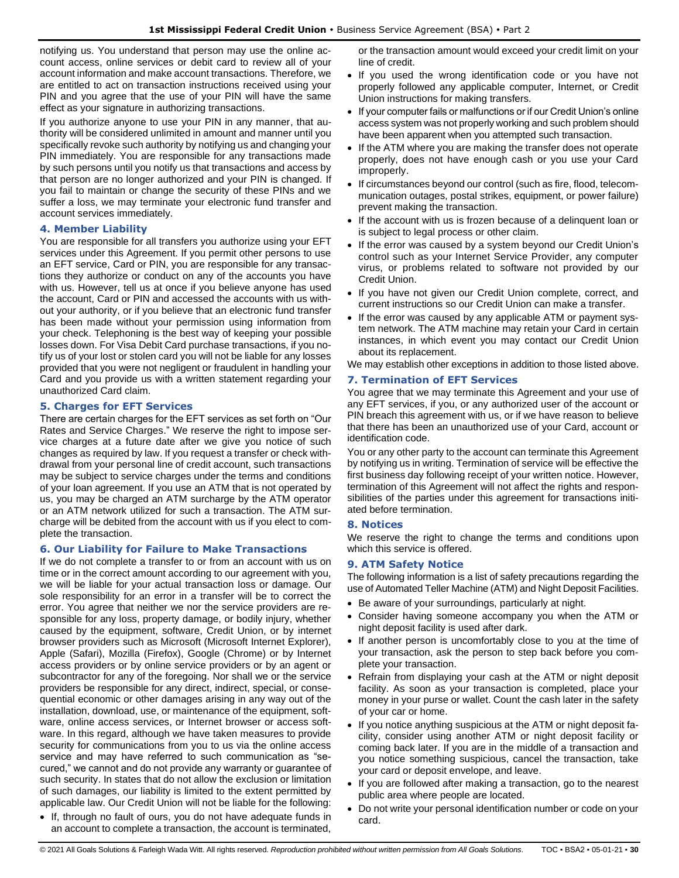notifying us. You understand that person may use the online account access, online services or debit card to review all of your account information and make account transactions. Therefore, we are entitled to act on transaction instructions received using your PIN and you agree that the use of your PIN will have the same effect as your signature in authorizing transactions.

If you authorize anyone to use your PIN in any manner, that authority will be considered unlimited in amount and manner until you specifically revoke such authority by notifying us and changing your PIN immediately. You are responsible for any transactions made by such persons until you notify us that transactions and access by that person are no longer authorized and your PIN is changed. If you fail to maintain or change the security of these PINs and we suffer a loss, we may terminate your electronic fund transfer and account services immediately.

### 4. Member Liability

You are responsible for all transfers you authorize using your EFT services under this Agreement. If you permit other persons to use an EFT service, Card or PIN, you are responsible for any transactions they authorize or conduct on any of the accounts you have with us. However, tell us at once if you believe anyone has used the account, Card or PIN and accessed the accounts with us without your authority, or if you believe that an electronic fund transfer has been made without your permission using information from your check. Telephoning is the best way of keeping your possible losses down. For Visa Debit Card purchase transactions, if you notify us of your lost or stolen card you will not be liable for any losses provided that you were not negligent or fraudulent in handling your Card and you provide us with a written statement regarding your unauthorized Card claim.

### 5. Charges for EFT Services

There are certain charges for the EFT services as set forth on "Our Rates and Service Charges." We reserve the right to impose service charges at a future date after we give you notice of such changes as required by law. If you request a transfer or check withdrawal from your personal line of credit account, such transactions may be subject to service charges under the terms and conditions of your loan agreement. If you use an ATM that is not operated by us, you may be charged an ATM surcharge by the ATM operator or an ATM network utilized for such a transaction. The ATM surcharge will be debited from the account with us if you elect to complete the transaction.

### 6. Our Liability for Failure to Make Transactions

If we do not complete a transfer to or from an account with us on time or in the correct amount according to our agreement with you, we will be liable for your actual transaction loss or damage. Our sole responsibility for an error in a transfer will be to correct the error. You agree that neither we nor the service providers are responsible for any loss, property damage, or bodily injury, whether caused by the equipment, software, Credit Union, or by internet browser providers such as Microsoft (Microsoft Internet Explorer), Apple (Safari), Mozilla (Firefox), Google (Chrome) or by Internet access providers or by online service providers or by an agent or subcontractor for any of the foregoing. Nor shall we or the service providers be responsible for any direct, indirect, special, or consequential economic or other damages arising in any way out of the installation, download, use, or maintenance of the equipment, software, online access services, or Internet browser or access software. In this regard, although we have taken measures to provide security for communications from you to us via the online access service and may have referred to such communication as "secured," we cannot and do not provide any warranty or guarantee of such security. In states that do not allow the exclusion or limitation of such damages, our liability is limited to the extent permitted by applicable law. Our Credit Union will not be liable for the following:

- If, through no fault of ours, you do not have adequate funds in an account to complete a transaction, the account is terminated, or the transaction amount would exceed your credit limit on your line of credit.
- If you used the wrong identification code or you have not properly followed any applicable computer, Internet, or Credit Union instructions for making transfers.
- If your computer fails or malfunctions or if our Credit Union's online access system was not properly working and such problem should have been apparent when you attempted such transaction.
- If the ATM where you are making the transfer does not operate properly, does not have enough cash or you use your Card improperly.
- If circumstances beyond our control (such as fire, flood, telecommunication outages, postal strikes, equipment, or power failure) prevent making the transaction.
- If the account with us is frozen because of a delinquent loan or is subject to legal process or other claim.
- If the error was caused by a system beyond our Credit Union's control such as your Internet Service Provider, any computer virus, or problems related to software not provided by our Credit Union.
- If you have not given our Credit Union complete, correct, and current instructions so our Credit Union can make a transfer.
- If the error was caused by any applicable ATM or payment system network. The ATM machine may retain your Card in certain instances, in which event you may contact our Credit Union about its replacement.

We may establish other exceptions in addition to those listed above.

### 7. Termination of EFT Services

You agree that we may terminate this Agreement and your use of any EFT services, if you, or any authorized user of the account or PIN breach this agreement with us, or if we have reason to believe that there has been an unauthorized use of your Card, account or identification code.

You or any other party to the account can terminate this Agreement by notifying us in writing. Termination of service will be effective the first business day following receipt of your written notice. However, termination of this Agreement will not affect the rights and responsibilities of the parties under this agreement for transactions initiated before termination.

### 8. Notices

We reserve the right to change the terms and conditions upon which this service is offered.

### 9. ATM Safety Notice

The following information is a list of safety precautions regarding the use of Automated Teller Machine (ATM) and Night Deposit Facilities.

- Be aware of your surroundings, particularly at night.
- Consider having someone accompany you when the ATM or night deposit facility is used after dark.
- If another person is uncomfortably close to you at the time of your transaction, ask the person to step back before you complete your transaction.
- Refrain from displaying your cash at the ATM or night deposit facility. As soon as your transaction is completed, place your money in your purse or wallet. Count the cash later in the safety of your car or home.
- If you notice anything suspicious at the ATM or night deposit facility, consider using another ATM or night deposit facility or coming back later. If you are in the middle of a transaction and you notice something suspicious, cancel the transaction, take your card or deposit envelope, and leave.
- If you are followed after making a transaction, go to the nearest public area where people are located.
- Do not write your personal identification number or code on your card.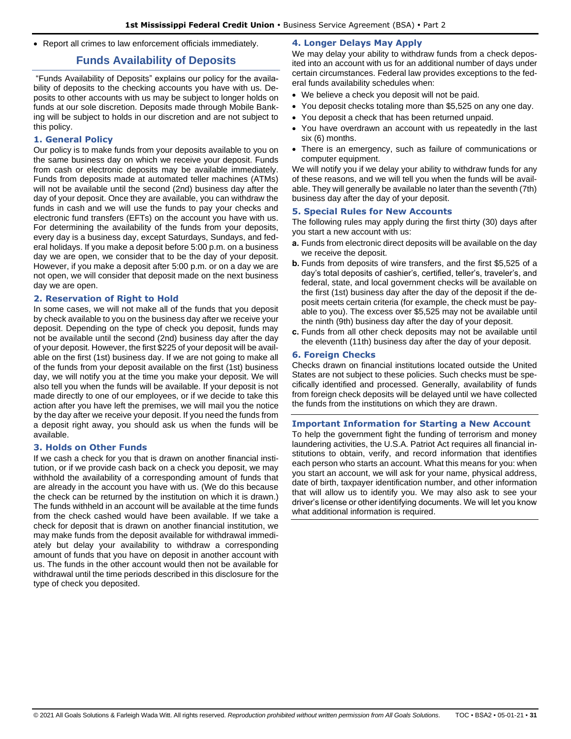- Report all crimes to law enforcement officials immediately.

## Funds Availability of Deposits

"Funds Availability of Deposits" explains our policy for the availability of deposits to the checking accounts you have with us. Deposits to other accounts with us may be subject to longer holds on funds at our sole discretion. Deposits made through Mobile Banking will be subject to holds in our discretion and are not subject to this policy.

### 1. General Policy

Our policy is to make funds from your deposits available to you on the same business day on which we receive your deposit. Funds from cash or electronic deposits may be available immediately. Funds from deposits made at automated teller machines (ATMs) will not be available until the second (2nd) business day after the day of your deposit. Once they are available, you can withdraw the funds in cash and we will use the funds to pay your checks and electronic fund transfers (EFTs) on the account you have with us. For determining the availability of the funds from your deposits, every day is a business day, except Saturdays, Sundays, and federal holidays. If you make a deposit before 5:00 p.m. on a business day we are open, we consider that to be the day of your deposit. However, if you make a deposit after 5:00 p.m. or on a day we are not open, we will consider that deposit made on the next business day we are open.

### 2. Reservation of Right to Hold

In some cases, we will not make all of the funds that you deposit by check available to you on the business day after we receive your deposit. Depending on the type of check you deposit, funds may not be available until the second (2nd) business day after the day of your deposit. However, the first $225 of your deposit will be available on the first (1st) business day. If we are not going to make all of the funds from your deposit available on the first (1st) business day, we will notify you at the time you make your deposit. We will also tell you when the funds will be available. If your deposit is not made directly to one of our employees, or if we decide to take this action after you have left the premises, we will mail you the notice by the day after we receive your deposit. If you need the funds from a deposit right away, you should ask us when the funds will be available.

### 3. Holds on Other Funds

If we cash a check for you that is drawn on another financial institution, or if we provide cash back on a check you deposit, we may withhold the availability of a corresponding amount of funds that are already in the account you have with us. (We do this because the check can be returned by the institution on which it is drawn.) The funds withheld in an account will be available at the time funds from the check cashed would have been available. If we take a check for deposit that is drawn on another financial institution, we may make funds from the deposit available for withdrawal immediately but delay your availability to withdraw a corresponding amount of funds that you have on deposit in another account with us. The funds in the other account would then not be available for withdrawal until the time periods described in this disclosure for the type of check you deposited.

### 4. Longer Delays May Apply

We may delay your ability to withdraw funds from a check deposited into an account with us for an additional number of days under certain circumstances. Federal law provides exceptions to the federal funds availability schedules when:

- We believe a check you deposit will not be paid.
- You deposit checks totaling more than $5,525 on any one day.
- You deposit a check that has been returned unpaid.
- You have overdrawn an account with us repeatedly in the last six (6) months.
- There is an emergency, such as failure of communications or computer equipment.

We will notify you if we delay your ability to withdraw funds for any of these reasons, and we will tell you when the funds will be available. They will generally be available no later than the seventh (7th) business day after the day of your deposit.

### 5. Special Rules for New Accounts

The following rules may apply during the first thirty (30) days after you start a new account with us:

**a.** Funds from electronic direct deposits will be available on the day we receive the deposit.

**b.** Funds from deposits of wire transfers, and the first $5,525 of a day's total deposits of cashier's, certified, teller's, traveler's, and federal, state, and local government checks will be available on the first (1st) business day after the day of the deposit if the deposit meets certain criteria (for example, the check must be payable to you). The excess over $5,525 may not be available until the ninth (9th) business day after the day of your deposit.

**c.** Funds from all other check deposits may not be available until the eleventh (11th) business day after the day of your deposit.

### 6. Foreign Checks

Checks drawn on financial institutions located outside the United States are not subject to these policies. Such checks must be specifically identified and processed. Generally, availability of funds from foreign check deposits will be delayed until we have collected the funds from the institutions on which they are drawn.

### Important Information for Starting a New Account

To help the government fight the funding of terrorism and money laundering activities, the U.S.A. Patriot Act requires all financial institutions to obtain, verify, and record information that identifies each person who starts an account. What this means for you: when you start an account, we will ask for your name, physical address, date of birth, taxpayer identification number, and other information that will allow us to identify you. We may also ask to see your driver's license or other identifying documents. We will let you know what additional information is required.